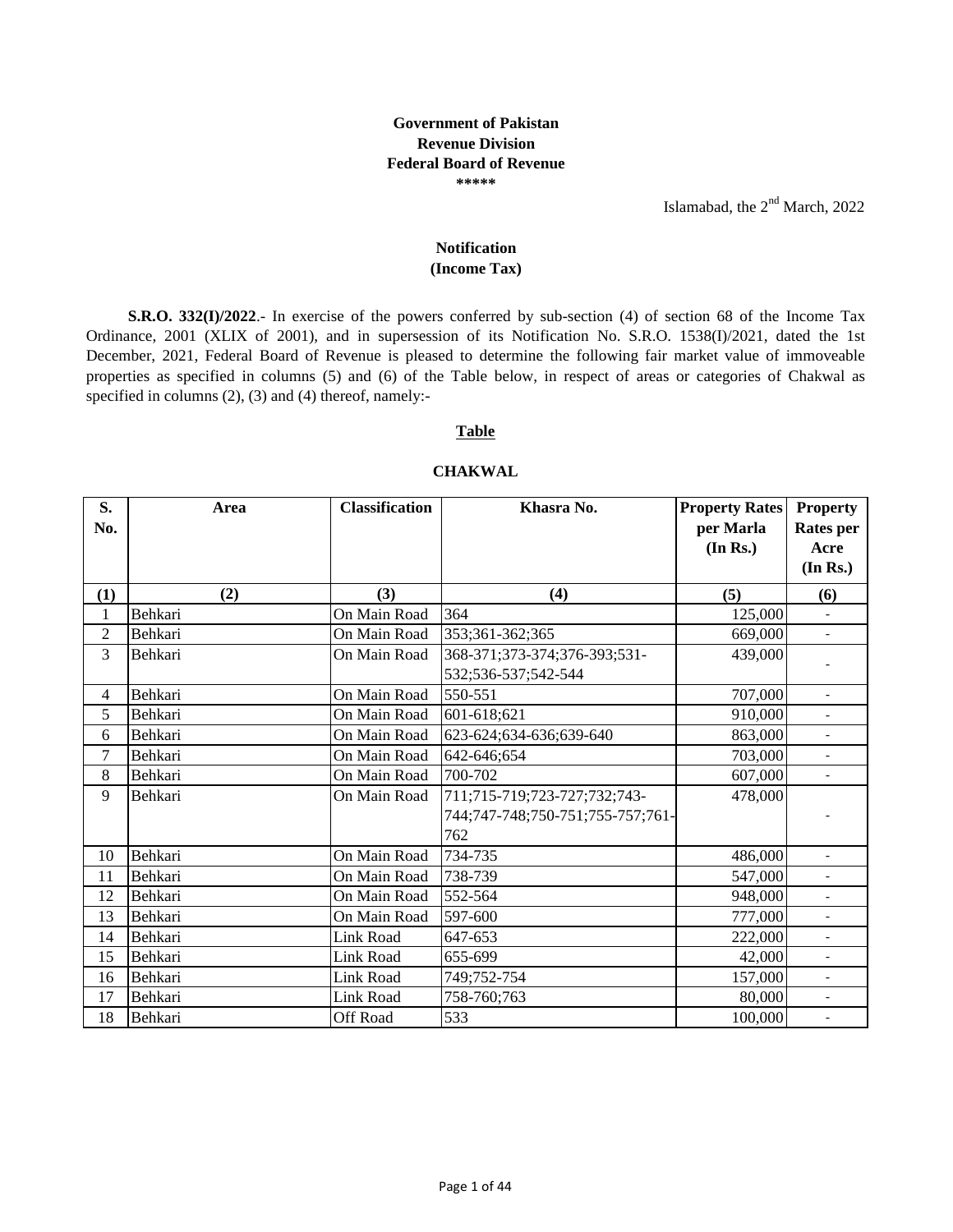**Government of Pakistan**
**Revenue Division**
**Federal Board of Revenue**
\*\*\*\*\*

Islamabad, the 2nd March, 2022

**Notification**
**(Income Tax)**

**S.R.O. 332(I)/2022**.- In exercise of the powers conferred by sub-section (4) of section 68 of the Income Tax Ordinance, 2001 (XLIX of 2001), and in supersession of its Notification No. S.R.O. 1538(I)/2021, dated the 1st December, 2021, Federal Board of Revenue is pleased to determine the following fair market value of immoveable properties as specified in columns (5) and (6) of the Table below, in respect of areas or categories of Chakwal as specified in columns (2), (3) and (4) thereof, namely:-

**Table**

**CHAKWAL**

| S. No. | Area | Classification | Khasra No. | Property Rates per Marla (In Rs.) | Property Rates per Acre (In Rs.) |
|---|---|---|---|---|---|
| (1) | (2) | (3) | (4) | (5) | (6) |
| 1 | Behkari | On Main Road | 364 | 125,000 | - |
| 2 | Behkari | On Main Road | 353;361-362;365 | 669,000 | - |
| 3 | Behkari | On Main Road | 368-371;373-374;376-393;531-532;536-537;542-544 | 439,000 | - |
| 4 | Behkari | On Main Road | 550-551 | 707,000 | - |
| 5 | Behkari | On Main Road | 601-618;621 | 910,000 | - |
| 6 | Behkari | On Main Road | 623-624;634-636;639-640 | 863,000 | - |
| 7 | Behkari | On Main Road | 642-646;654 | 703,000 | - |
| 8 | Behkari | On Main Road | 700-702 | 607,000 | - |
| 9 | Behkari | On Main Road | 711;715-719;723-727;732;743-744;747-748;750-751;755-757;761-762 | 478,000 | - |
| 10 | Behkari | On Main Road | 734-735 | 486,000 | - |
| 11 | Behkari | On Main Road | 738-739 | 547,000 | - |
| 12 | Behkari | On Main Road | 552-564 | 948,000 | - |
| 13 | Behkari | On Main Road | 597-600 | 777,000 | - |
| 14 | Behkari | Link Road | 647-653 | 222,000 | - |
| 15 | Behkari | Link Road | 655-699 | 42,000 | - |
| 16 | Behkari | Link Road | 749;752-754 | 157,000 | - |
| 17 | Behkari | Link Road | 758-760;763 | 80,000 | - |
| 18 | Behkari | Off Road | 533 | 100,000 | - |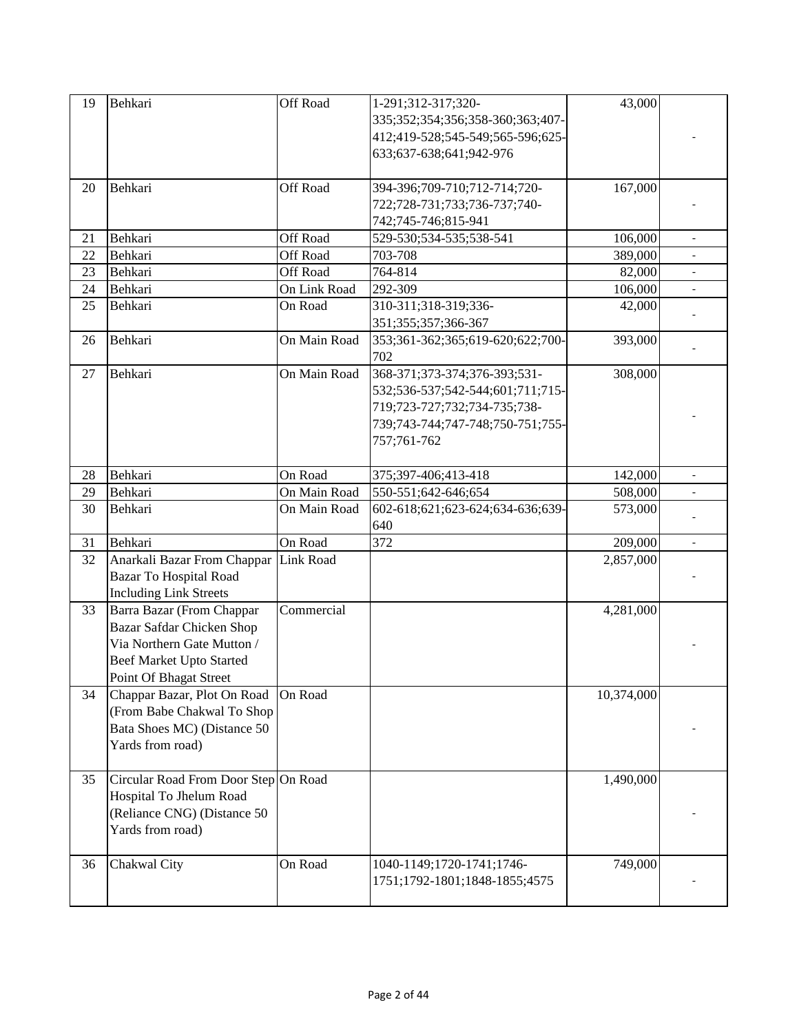| 19 | Behkari | Off Road | 1-291;312-317;320-335;352;354;356;358-360;363;407-412;419-528;545-549;565-596;625-633;637-638;641;942-976 | 43,000 | - |
|---|---|---|---|---|---|
| 20 | Behkari | Off Road | 394-396;709-710;712-714;720-722;728-731;733;736-737;740-742;745-746;815-941 | 167,000 | - |
| 21 | Behkari | Off Road | 529-530;534-535;538-541 | 106,000 | - |
| 22 | Behkari | Off Road | 703-708 | 389,000 | - |
| 23 | Behkari | Off Road | 764-814 | 82,000 | - |
| 24 | Behkari | On Link Road | 292-309 | 106,000 | - |
| 25 | Behkari | On Road | 310-311;318-319;336-351;355;357;366-367 | 42,000 | - |
| 26 | Behkari | On Main Road | 353;361-362;365;619-620;622;700-702 | 393,000 | - |
| 27 | Behkari | On Main Road | 368-371;373-374;376-393;531-532;536-537;542-544;601;711;715-719;723-727;732;734-735;738-739;743-744;747-748;750-751;755-757;761-762 | 308,000 | - |
| 28 | Behkari | On Road | 375;397-406;413-418 | 142,000 | - |
| 29 | Behkari | On Main Road | 550-551;642-646;654 | 508,000 | - |
| 30 | Behkari | On Main Road | 602-618;621;623-624;634-636;639-640 | 573,000 | - |
| 31 | Behkari | On Road | 372 | 209,000 | - |
| 32 | Anarkali Bazar From Chappar Bazar To Hospital Road Including Link Streets | Link Road | | 2,857,000 | - |
| 33 | Barra Bazar (From Chappar Bazar Safdar Chicken Shop Via Northern Gate Mutton / Beef Market Upto Started Point Of Bhagat Street | Commercial | | 4,281,000 | - |
| 34 | Chappar Bazar, Plot On Road (From Babe Chakwal To Shop Bata Shoes MC) (Distance 50 Yards from road) | On Road | | 10,374,000 | - |
| 35 | Circular Road From Door Step Hospital To Jhelum Road (Reliance CNG) (Distance 50 Yards from road) | On Road | | 1,490,000 | - |
| 36 | Chakwal City | On Road | 1040-1149;1720-1741;1746-1751;1792-1801;1848-1855;4575 | 749,000 | - |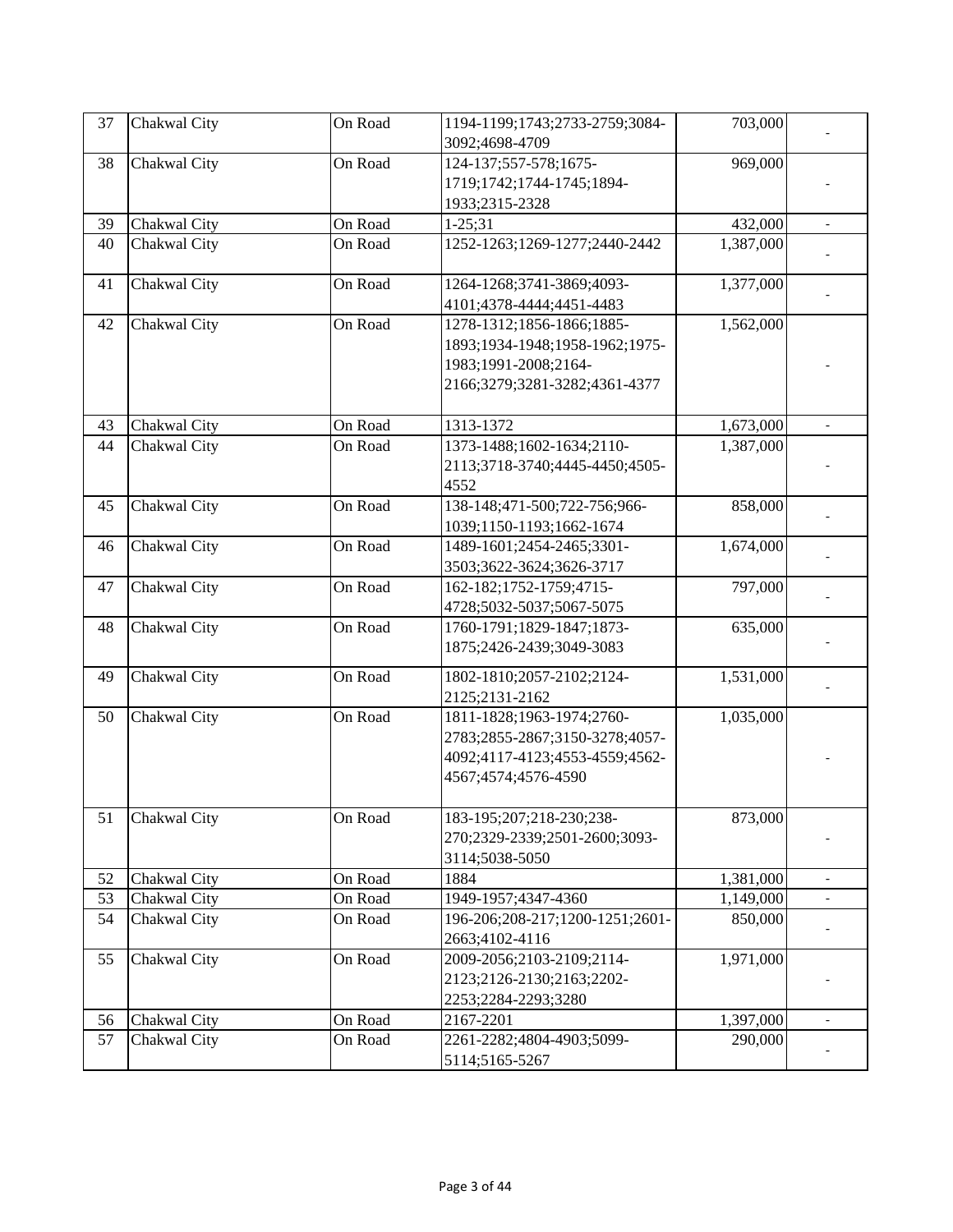| 37 | Chakwal City | On Road | 1194-1199;1743;2733-2759;3084-3092;4698-4709 | 703,000 | - |
|---|---|---|---|---|---|
| 38 | Chakwal City | On Road | 124-137;557-578;1675-1719;1742;1744-1745;1894-1933;2315-2328 | 969,000 | - |
| 39 | Chakwal City | On Road | 1-25;31 | 432,000 | - |
| 40 | Chakwal City | On Road | 1252-1263;1269-1277;2440-2442 | 1,387,000 | - |
| 41 | Chakwal City | On Road | 1264-1268;3741-3869;4093-4101;4378-4444;4451-4483 | 1,377,000 | - |
| 42 | Chakwal City | On Road | 1278-1312;1856-1866;1885-1893;1934-1948;1958-1962;1975-1983;1991-2008;2164-2166;3279;3281-3282;4361-4377 | 1,562,000 | - |
| 43 | Chakwal City | On Road | 1313-1372 | 1,673,000 | - |
| 44 | Chakwal City | On Road | 1373-1488;1602-1634;2110-2113;3718-3740;4445-4450;4505-4552 | 1,387,000 | - |
| 45 | Chakwal City | On Road | 138-148;471-500;722-756;966-1039;1150-1193;1662-1674 | 858,000 | - |
| 46 | Chakwal City | On Road | 1489-1601;2454-2465;3301-3503;3622-3624;3626-3717 | 1,674,000 | - |
| 47 | Chakwal City | On Road | 162-182;1752-1759;4715-4728;5032-5037;5067-5075 | 797,000 | - |
| 48 | Chakwal City | On Road | 1760-1791;1829-1847;1873-1875;2426-2439;3049-3083 | 635,000 | - |
| 49 | Chakwal City | On Road | 1802-1810;2057-2102;2124-2125;2131-2162 | 1,531,000 | - |
| 50 | Chakwal City | On Road | 1811-1828;1963-1974;2760-2783;2855-2867;3150-3278;4057-4092;4117-4123;4553-4559;4562-4567;4574;4576-4590 | 1,035,000 | - |
| 51 | Chakwal City | On Road | 183-195;207;218-230;238-270;2329-2339;2501-2600;3093-3114;5038-5050 | 873,000 | - |
| 52 | Chakwal City | On Road | 1884 | 1,381,000 | - |
| 53 | Chakwal City | On Road | 1949-1957;4347-4360 | 1,149,000 | - |
| 54 | Chakwal City | On Road | 196-206;208-217;1200-1251;2601-2663;4102-4116 | 850,000 | - |
| 55 | Chakwal City | On Road | 2009-2056;2103-2109;2114-2123;2126-2130;2163;2202-2253;2284-2293;3280 | 1,971,000 | - |
| 56 | Chakwal City | On Road | 2167-2201 | 1,397,000 | - |
| 57 | Chakwal City | On Road | 2261-2282;4804-4903;5099-5114;5165-5267 | 290,000 | - |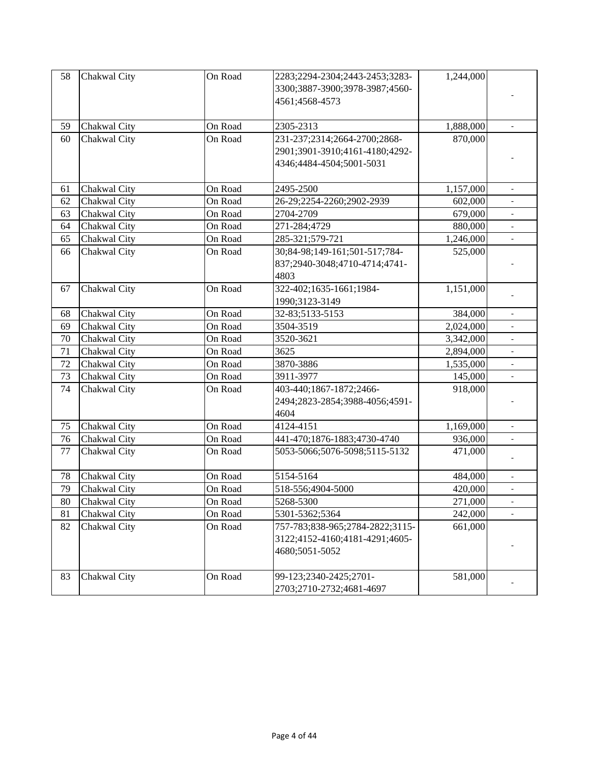| 58 | Chakwal City | On Road | 2283;2294-2304;2443-2453;3283-3300;3887-3900;3978-3987;4560-4561;4568-4573 | 1,244,000 | - |
|---|---|---|---|---|---|
| 59 | Chakwal City | On Road | 2305-2313 | 1,888,000 | - |
| 60 | Chakwal City | On Road | 231-237;2314;2664-2700;2868-2901;3901-3910;4161-4180;4292-4346;4484-4504;5001-5031 | 870,000 | - |
| 61 | Chakwal City | On Road | 2495-2500 | 1,157,000 | - |
| 62 | Chakwal City | On Road | 26-29;2254-2260;2902-2939 | 602,000 | - |
| 63 | Chakwal City | On Road | 2704-2709 | 679,000 | - |
| 64 | Chakwal City | On Road | 271-284;4729 | 880,000 | - |
| 65 | Chakwal City | On Road | 285-321;579-721 | 1,246,000 | - |
| 66 | Chakwal City | On Road | 30;84-98;149-161;501-517;784-837;2940-3048;4710-4714;4741-4803 | 525,000 | - |
| 67 | Chakwal City | On Road | 322-402;1635-1661;1984-1990;3123-3149 | 1,151,000 | - |
| 68 | Chakwal City | On Road | 32-83;5133-5153 | 384,000 | - |
| 69 | Chakwal City | On Road | 3504-3519 | 2,024,000 | - |
| 70 | Chakwal City | On Road | 3520-3621 | 3,342,000 | - |
| 71 | Chakwal City | On Road | 3625 | 2,894,000 | - |
| 72 | Chakwal City | On Road | 3870-3886 | 1,535,000 | - |
| 73 | Chakwal City | On Road | 3911-3977 | 145,000 | - |
| 74 | Chakwal City | On Road | 403-440;1867-1872;2466-2494;2823-2854;3988-4056;4591-4604 | 918,000 | - |
| 75 | Chakwal City | On Road | 4124-4151 | 1,169,000 | - |
| 76 | Chakwal City | On Road | 441-470;1876-1883;4730-4740 | 936,000 | - |
| 77 | Chakwal City | On Road | 5053-5066;5076-5098;5115-5132 | 471,000 | - |
| 78 | Chakwal City | On Road | 5154-5164 | 484,000 | - |
| 79 | Chakwal City | On Road | 518-556;4904-5000 | 420,000 | - |
| 80 | Chakwal City | On Road | 5268-5300 | 271,000 | - |
| 81 | Chakwal City | On Road | 5301-5362;5364 | 242,000 | - |
| 82 | Chakwal City | On Road | 757-783;838-965;2784-2822;3115-3122;4152-4160;4181-4291;4605-4680;5051-5052 | 661,000 | - |
| 83 | Chakwal City | On Road | 99-123;2340-2425;2701-2703;2710-2732;4681-4697 | 581,000 | - |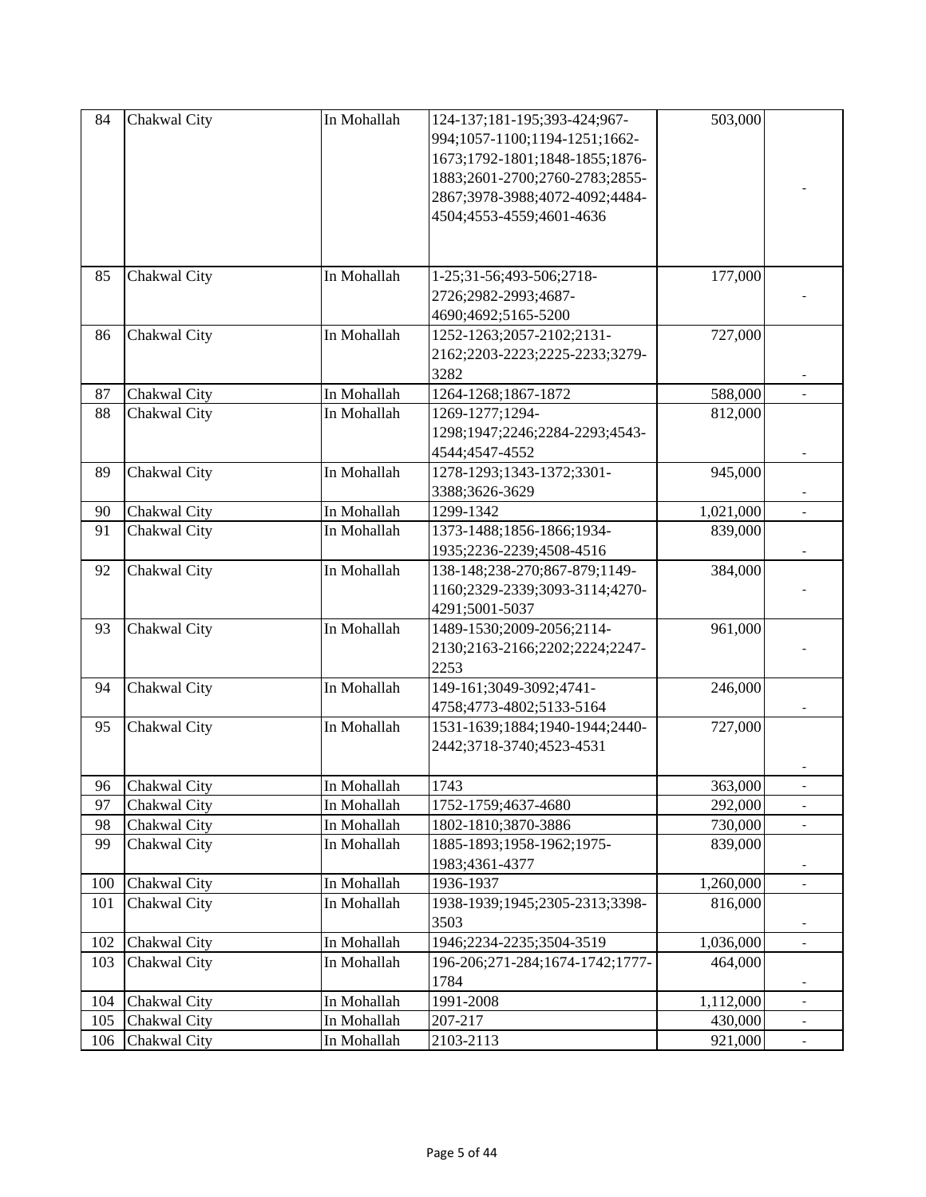| 84 | Chakwal City | In Mohallah | 124-137;181-195;393-424;967-994;1057-1100;1194-1251;1662-1673;1792-1801;1848-1855;1876-1883;2601-2700;2760-2783;2855-2867;3978-3988;4072-4092;4484-4504;4553-4559;4601-4636 | 503,000 | - |
|---|---|---|---|---|---|
| 85 | Chakwal City | In Mohallah | 1-25;31-56;493-506;2718-2726;2982-2993;4687-4690;4692;5165-5200 | 177,000 | - |
| 86 | Chakwal City | In Mohallah | 1252-1263;2057-2102;2131-2162;2203-2223;2225-2233;3279-3282 | 727,000 | - |
| 87 | Chakwal City | In Mohallah | 1264-1268;1867-1872 | 588,000 | - |
| 88 | Chakwal City | In Mohallah | 1269-1277;1294-1298;1947;2246;2284-2293;4543-4544;4547-4552 | 812,000 | - |
| 89 | Chakwal City | In Mohallah | 1278-1293;1343-1372;3301-3388;3626-3629 | 945,000 | - |
| 90 | Chakwal City | In Mohallah | 1299-1342 | 1,021,000 | - |
| 91 | Chakwal City | In Mohallah | 1373-1488;1856-1866;1934-1935;2236-2239;4508-4516 | 839,000 | - |
| 92 | Chakwal City | In Mohallah | 138-148;238-270;867-879;1149-1160;2329-2339;3093-3114;4270-4291;5001-5037 | 384,000 | - |
| 93 | Chakwal City | In Mohallah | 1489-1530;2009-2056;2114-2130;2163-2166;2202;2224;2247-2253 | 961,000 | - |
| 94 | Chakwal City | In Mohallah | 149-161;3049-3092;4741-4758;4773-4802;5133-5164 | 246,000 | - |
| 95 | Chakwal City | In Mohallah | 1531-1639;1884;1940-1944;2440-2442;3718-3740;4523-4531 | 727,000 | - |
| 96 | Chakwal City | In Mohallah | 1743 | 363,000 | - |
| 97 | Chakwal City | In Mohallah | 1752-1759;4637-4680 | 292,000 | - |
| 98 | Chakwal City | In Mohallah | 1802-1810;3870-3886 | 730,000 | - |
| 99 | Chakwal City | In Mohallah | 1885-1893;1958-1962;1975-1983;4361-4377 | 839,000 | - |
| 100 | Chakwal City | In Mohallah | 1936-1937 | 1,260,000 | - |
| 101 | Chakwal City | In Mohallah | 1938-1939;1945;2305-2313;3398-3503 | 816,000 | - |
| 102 | Chakwal City | In Mohallah | 1946;2234-2235;3504-3519 | 1,036,000 | - |
| 103 | Chakwal City | In Mohallah | 196-206;271-284;1674-1742;1777-1784 | 464,000 | - |
| 104 | Chakwal City | In Mohallah | 1991-2008 | 1,112,000 | - |
| 105 | Chakwal City | In Mohallah | 207-217 | 430,000 | - |
| 106 | Chakwal City | In Mohallah | 2103-2113 | 921,000 | - |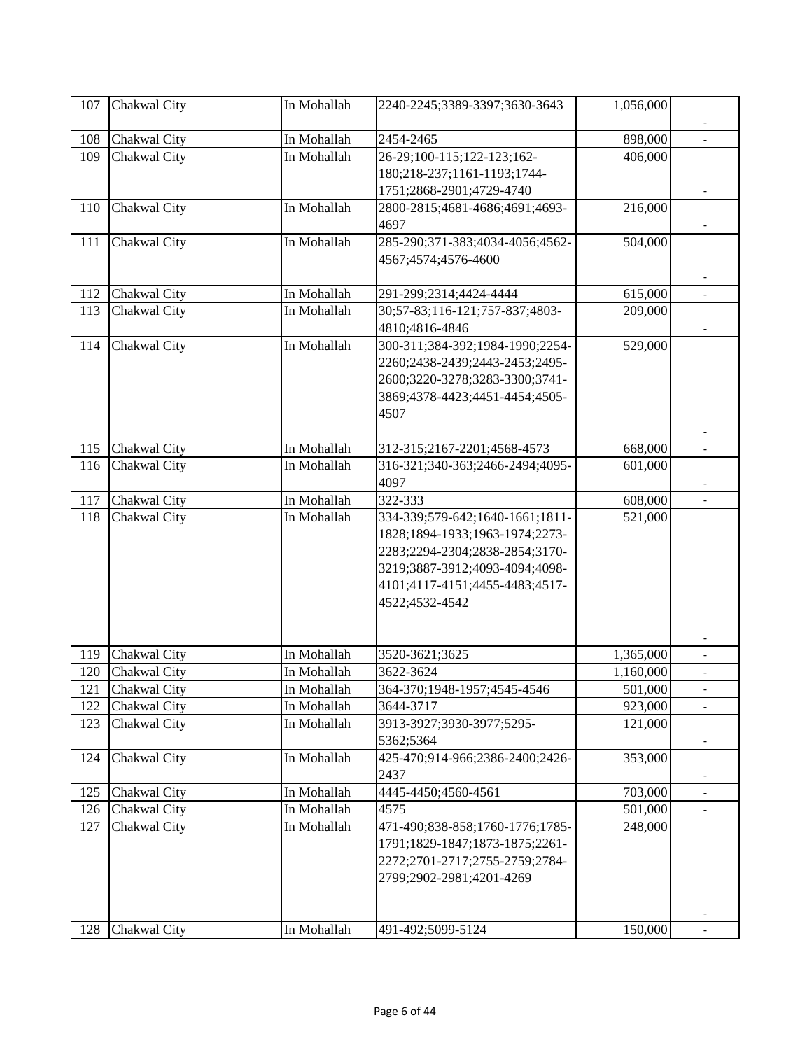| 107 | Chakwal City | In Mohallah | 2240-2245;3389-3397;3630-3643 | 1,056,000 | - |
|---|---|---|---|---|---|
| 108 | Chakwal City | In Mohallah | 2454-2465 | 898,000 | - |
| 109 | Chakwal City | In Mohallah | 26-29;100-115;122-123;162-180;218-237;1161-1193;1744-1751;2868-2901;4729-4740 | 406,000 | - |
| 110 | Chakwal City | In Mohallah | 2800-2815;4681-4686;4691;4693-4697 | 216,000 | - |
| 111 | Chakwal City | In Mohallah | 285-290;371-383;4034-4056;4562-4567;4574;4576-4600 | 504,000 | - |
| 112 | Chakwal City | In Mohallah | 291-299;2314;4424-4444 | 615,000 | - |
| 113 | Chakwal City | In Mohallah | 30;57-83;116-121;757-837;4803-4810;4816-4846 | 209,000 | - |
| 114 | Chakwal City | In Mohallah | 300-311;384-392;1984-1990;2254-2260;2438-2439;2443-2453;2495-2600;3220-3278;3283-3300;3741-3869;4378-4423;4451-4454;4505-4507 | 529,000 | - |
| 115 | Chakwal City | In Mohallah | 312-315;2167-2201;4568-4573 | 668,000 | - |
| 116 | Chakwal City | In Mohallah | 316-321;340-363;2466-2494;4095-4097 | 601,000 | - |
| 117 | Chakwal City | In Mohallah | 322-333 | 608,000 | - |
| 118 | Chakwal City | In Mohallah | 334-339;579-642;1640-1661;1811-1828;1894-1933;1963-1974;2273-2283;2294-2304;2838-2854;3170-3219;3887-3912;4093-4094;4098-4101;4117-4151;4455-4483;4517-4522;4532-4542 | 521,000 | - |
| 119 | Chakwal City | In Mohallah | 3520-3621;3625 | 1,365,000 | - |
| 120 | Chakwal City | In Mohallah | 3622-3624 | 1,160,000 | - |
| 121 | Chakwal City | In Mohallah | 364-370;1948-1957;4545-4546 | 501,000 | - |
| 122 | Chakwal City | In Mohallah | 3644-3717 | 923,000 | - |
| 123 | Chakwal City | In Mohallah | 3913-3927;3930-3977;5295-5362;5364 | 121,000 | - |
| 124 | Chakwal City | In Mohallah | 425-470;914-966;2386-2400;2426-2437 | 353,000 | - |
| 125 | Chakwal City | In Mohallah | 4445-4450;4560-4561 | 703,000 | - |
| 126 | Chakwal City | In Mohallah | 4575 | 501,000 | - |
| 127 | Chakwal City | In Mohallah | 471-490;838-858;1760-1776;1785-1791;1829-1847;1873-1875;2261-2272;2701-2717;2755-2759;2784-2799;2902-2981;4201-4269 | 248,000 | - |
| 128 | Chakwal City | In Mohallah | 491-492;5099-5124 | 150,000 | - |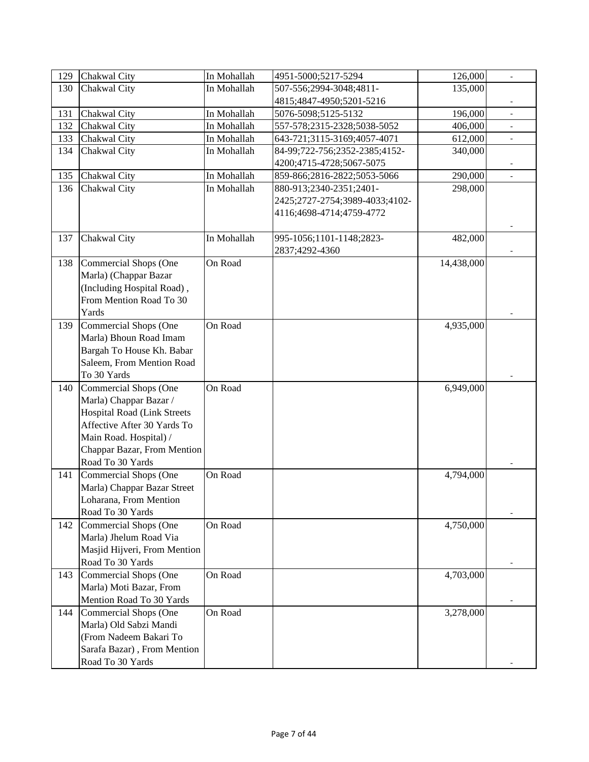| 129 | Chakwal City | In Mohallah | 4951-5000;5217-5294 | 126,000 | - |
|---|---|---|---|---|---|
| 130 | Chakwal City | In Mohallah | 507-556;2994-3048;4811-4815;4847-4950;5201-5216 | 135,000 | - |
| 131 | Chakwal City | In Mohallah | 5076-5098;5125-5132 | 196,000 | - |
| 132 | Chakwal City | In Mohallah | 557-578;2315-2328;5038-5052 | 406,000 | - |
| 133 | Chakwal City | In Mohallah | 643-721;3115-3169;4057-4071 | 612,000 | - |
| 134 | Chakwal City | In Mohallah | 84-99;722-756;2352-2385;4152-4200;4715-4728;5067-5075 | 340,000 | - |
| 135 | Chakwal City | In Mohallah | 859-866;2816-2822;5053-5066 | 290,000 | - |
| 136 | Chakwal City | In Mohallah | 880-913;2340-2351;2401-2425;2727-2754;3989-4033;4102-4116;4698-4714;4759-4772 | 298,000 | - |
| 137 | Chakwal City | In Mohallah | 995-1056;1101-1148;2823-2837;4292-4360 | 482,000 | - |
| 138 | Commercial Shops (One Marla) (Chappar Bazar (Including Hospital Road) , From Mention Road To 30 Yards | On Road | | 14,438,000 | - |
| 139 | Commercial Shops (One Marla) Bhoun Road Imam Bargah To House Kh. Babar Saleem, From Mention Road To 30 Yards | On Road | | 4,935,000 | - |
| 140 | Commercial Shops (One Marla) Chappar Bazar / Hospital Road (Link Streets Affective After 30 Yards To Main Road. Hospital) / Chappar Bazar, From Mention Road To 30 Yards | On Road | | 6,949,000 | - |
| 141 | Commercial Shops (One Marla) Chappar Bazar Street Loharana, From Mention Road To 30 Yards | On Road | | 4,794,000 | - |
| 142 | Commercial Shops (One Marla) Jhelum Road Via Masjid Hijveri, From Mention Road To 30 Yards | On Road | | 4,750,000 | - |
| 143 | Commercial Shops (One Marla) Moti Bazar, From Mention Road To 30 Yards | On Road | | 4,703,000 | - |
| 144 | Commercial Shops (One Marla) Old Sabzi Mandi (From Nadeem Bakari To Sarafa Bazar) , From Mention Road To 30 Yards | On Road | | 3,278,000 | - |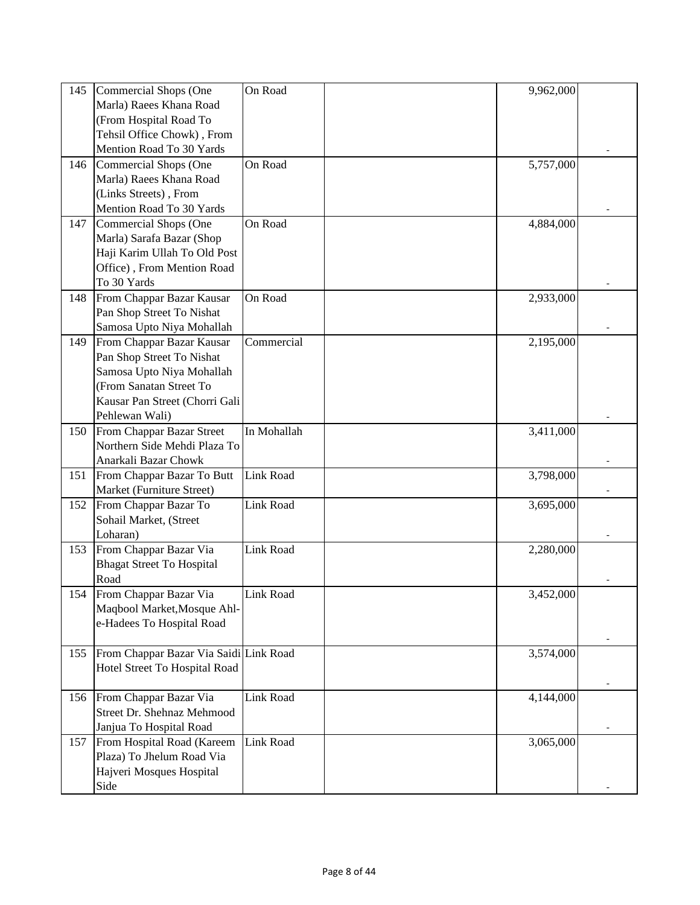| 145 | Commercial Shops (One Marla) Raees Khana Road (From Hospital Road To Tehsil Office Chowk) , From Mention Road To 30 Yards | On Road | | 9,962,000 | - |
|---|---|---|---|---|---|
| 146 | Commercial Shops (One Marla) Raees Khana Road (Links Streets) , From Mention Road To 30 Yards | On Road | | 5,757,000 | - |
| 147 | Commercial Shops (One Marla) Sarafa Bazar (Shop Haji Karim Ullah To Old Post Office) , From Mention Road To 30 Yards | On Road | | 4,884,000 | - |
| 148 | From Chappar Bazar Kausar Pan Shop Street To Nishat Samosa Upto Niya Mohallah | On Road | | 2,933,000 | - |
| 149 | From Chappar Bazar Kausar Pan Shop Street To Nishat Samosa Upto Niya Mohallah (From Sanatan Street To Kausar Pan Street (Chorri Gali Pehlewan Wali) | Commercial | | 2,195,000 | - |
| 150 | From Chappar Bazar Street Northern Side Mehdi Plaza To Anarkali Bazar Chowk | In Mohallah | | 3,411,000 | - |
| 151 | From Chappar Bazar To Butt Market (Furniture Street) | Link Road | | 3,798,000 | - |
| 152 | From Chappar Bazar To Sohail Market, (Street Loharan) | Link Road | | 3,695,000 | - |
| 153 | From Chappar Bazar Via Bhagat Street To Hospital Road | Link Road | | 2,280,000 | - |
| 154 | From Chappar Bazar Via Maqbool Market,Mosque Ahl-e-Hadees To Hospital Road | Link Road | | 3,452,000 | - |
| 155 | From Chappar Bazar Via Saidi Hotel Street To Hospital Road | Link Road | | 3,574,000 | - |
| 156 | From Chappar Bazar Via Street Dr. Shehnaz Mehmood Janjua To Hospital Road | Link Road | | 4,144,000 | - |
| 157 | From Hospital Road (Kareem Plaza) To Jhelum Road Via Hajveri Mosques Hospital Side | Link Road | | 3,065,000 | - |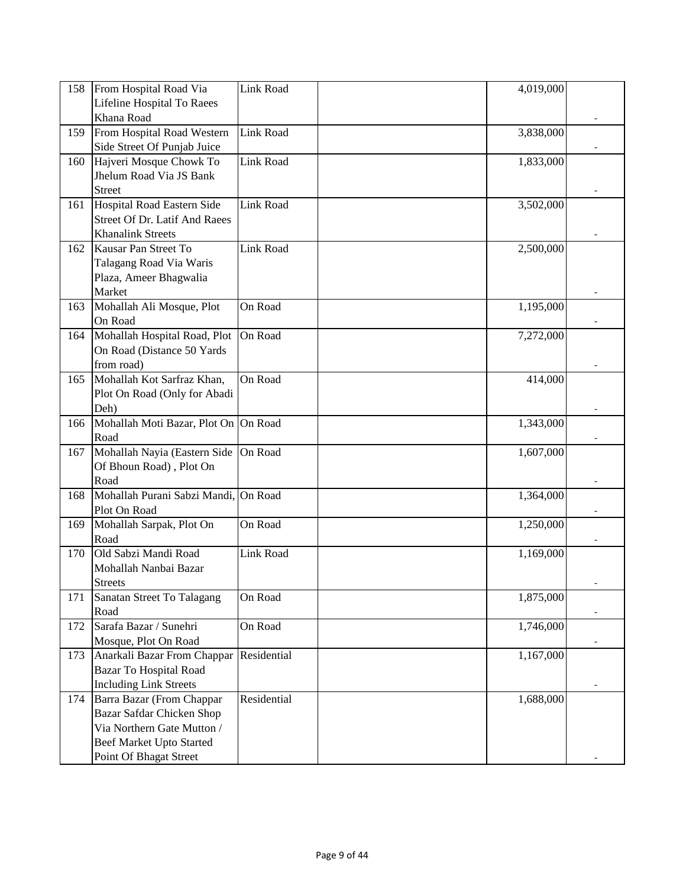| 158 | From Hospital Road Via Lifeline Hospital To Raees Khana Road | Link Road | | 4,019,000 | - |
|---|---|---|---|---|---|
| 159 | From Hospital Road Western Side Street Of Punjab Juice | Link Road | | 3,838,000 | - |
| 160 | Hajveri Mosque Chowk To Jhelum Road Via JS Bank Street | Link Road | | 1,833,000 | - |
| 161 | Hospital Road Eastern Side Street Of Dr. Latif And Raees Khanalink Streets | Link Road | | 3,502,000 | - |
| 162 | Kausar Pan Street To Talagang Road Via Waris Plaza, Ameer Bhagwalia Market | Link Road | | 2,500,000 | - |
| 163 | Mohallah Ali Mosque, Plot On Road | On Road | | 1,195,000 | - |
| 164 | Mohallah Hospital Road, Plot On Road (Distance 50 Yards from road) | On Road | | 7,272,000 | - |
| 165 | Mohallah Kot Sarfraz Khan, Plot On Road (Only for Abadi Deh) | On Road | | 414,000 | - |
| 166 | Mohallah Moti Bazar, Plot On Road | On Road | | 1,343,000 | - |
| 167 | Mohallah Nayia (Eastern Side Of Bhoun Road) , Plot On Road | On Road | | 1,607,000 | - |
| 168 | Mohallah Purani Sabzi Mandi, Plot On Road | On Road | | 1,364,000 | - |
| 169 | Mohallah Sarpak, Plot On Road | On Road | | 1,250,000 | - |
| 170 | Old Sabzi Mandi Road Mohallah Nanbai Bazar Streets | Link Road | | 1,169,000 | - |
| 171 | Sanatan Street To Talagang Road | On Road | | 1,875,000 | - |
| 172 | Sarafa Bazar / Sunehri Mosque, Plot On Road | On Road | | 1,746,000 | - |
| 173 | Anarkali Bazar From Chappar Bazar To Hospital Road Including Link Streets | Residential | | 1,167,000 | - |
| 174 | Barra Bazar (From Chappar Bazar Safdar Chicken Shop Via Northern Gate Mutton / Beef Market Upto Started Point Of Bhagat Street | Residential | | 1,688,000 | - |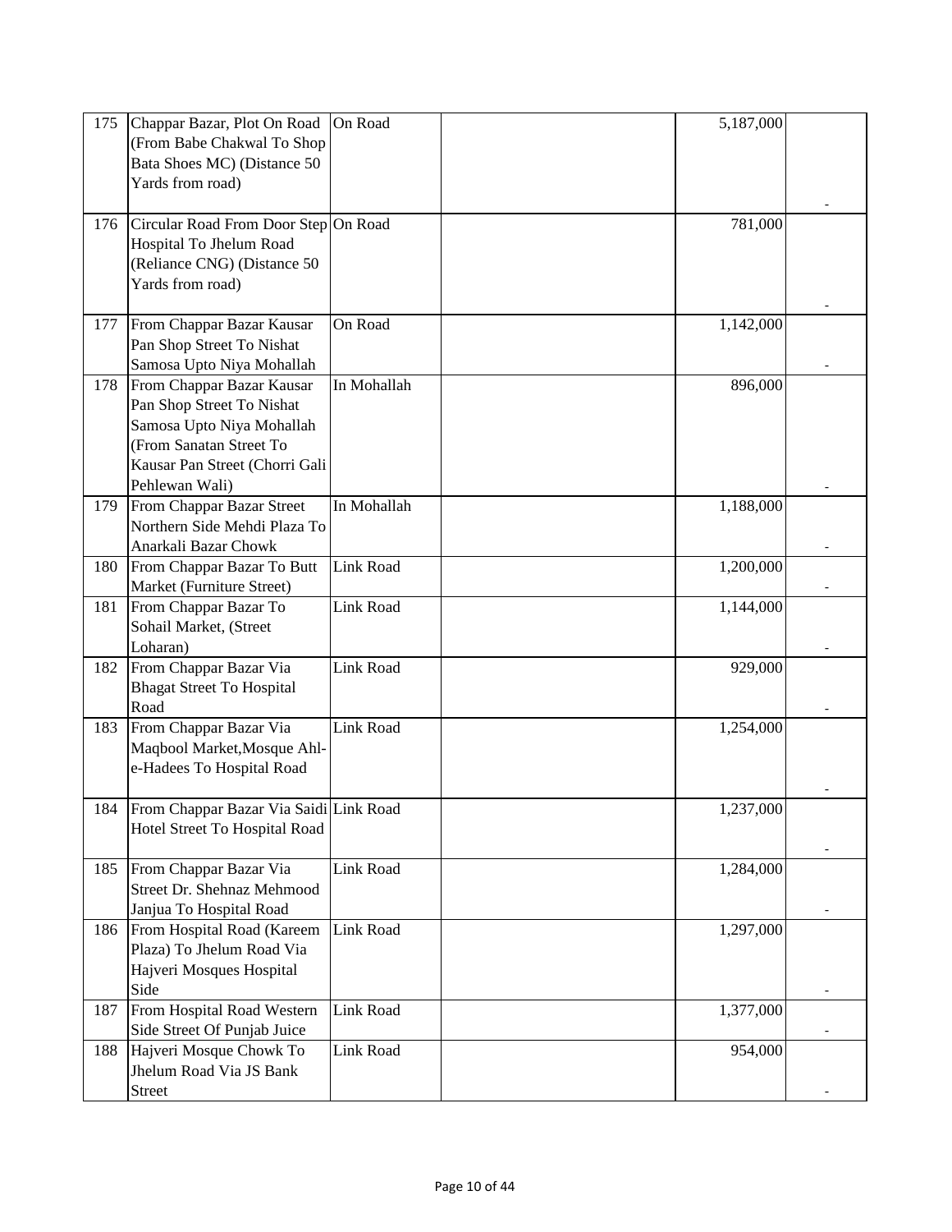| 175 | Chappar Bazar, Plot On Road (From Babe Chakwal To Shop Bata Shoes MC) (Distance 50 Yards from road) | On Road | | 5,187,000 | - |
|---|---|---|---|---|---|
| 176 | Circular Road From Door Step Hospital To Jhelum Road (Reliance CNG) (Distance 50 Yards from road) | On Road | | 781,000 | - |
| 177 | From Chappar Bazar Kausar Pan Shop Street To Nishat Samosa Upto Niya Mohallah | On Road | | 1,142,000 | - |
| 178 | From Chappar Bazar Kausar Pan Shop Street To Nishat Samosa Upto Niya Mohallah (From Sanatan Street To Kausar Pan Street (Chorri Gali Pehlewan Wali) | In Mohallah | | 896,000 | - |
| 179 | From Chappar Bazar Street Northern Side Mehdi Plaza To Anarkali Bazar Chowk | In Mohallah | | 1,188,000 | - |
| 180 | From Chappar Bazar To Butt Market (Furniture Street) | Link Road | | 1,200,000 | - |
| 181 | From Chappar Bazar To Sohail Market, (Street Loharan) | Link Road | | 1,144,000 | - |
| 182 | From Chappar Bazar Via Bhagat Street To Hospital Road | Link Road | | 929,000 | - |
| 183 | From Chappar Bazar Via Maqbool Market,Mosque Ahl-e-Hadees To Hospital Road | Link Road | | 1,254,000 | - |
| 184 | From Chappar Bazar Via Saidi Hotel Street To Hospital Road | Link Road | | 1,237,000 | - |
| 185 | From Chappar Bazar Via Street Dr. Shehnaz Mehmood Janjua To Hospital Road | Link Road | | 1,284,000 | - |
| 186 | From Hospital Road (Kareem Plaza) To Jhelum Road Via Hajveri Mosques Hospital Side | Link Road | | 1,297,000 | - |
| 187 | From Hospital Road Western Side Street Of Punjab Juice | Link Road | | 1,377,000 | - |
| 188 | Hajveri Mosque Chowk To Jhelum Road Via JS Bank Street | Link Road | | 954,000 | - |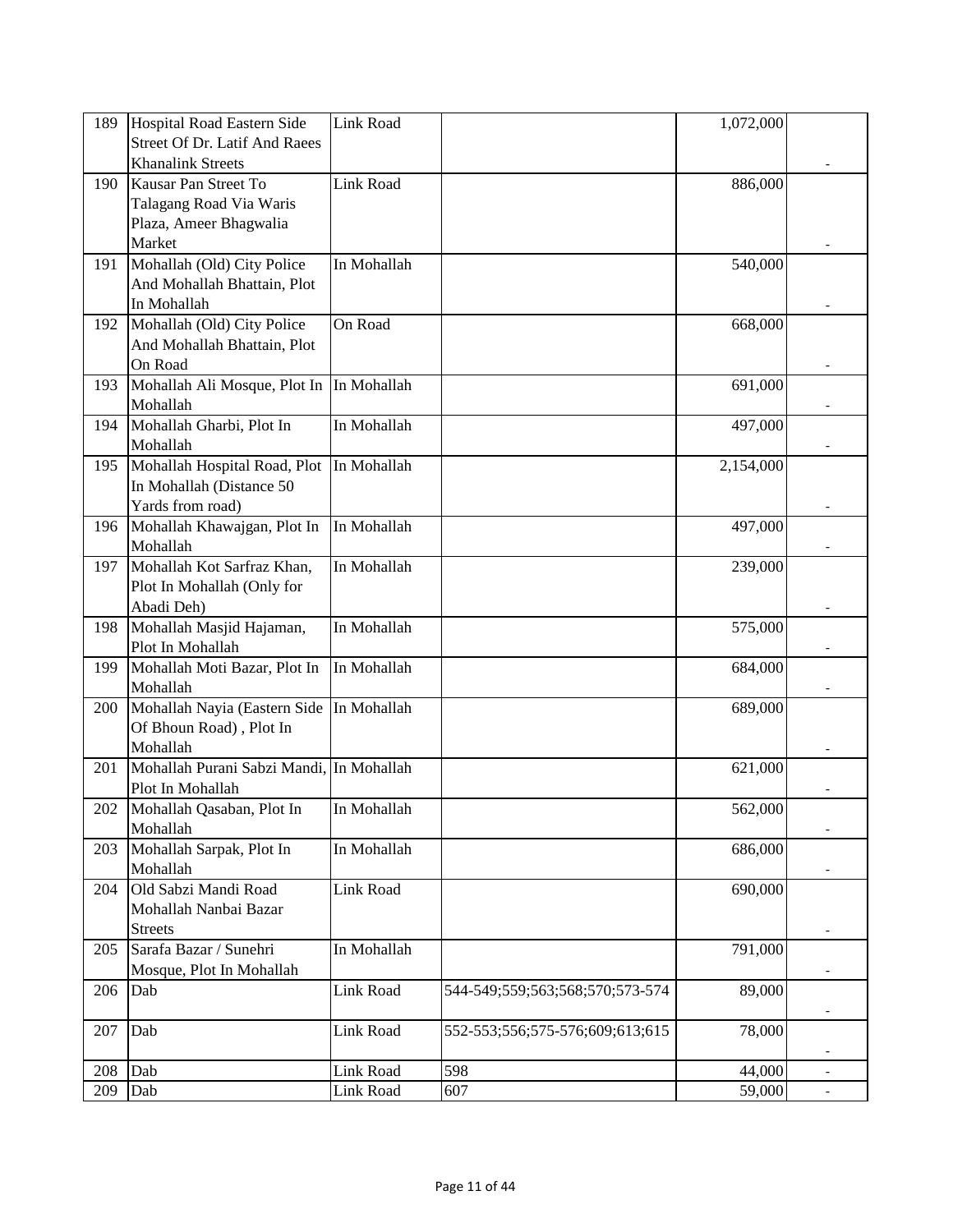| 189 | Hospital Road Eastern Side Street Of Dr. Latif And Raees Khanalink Streets | Link Road | | 1,072,000 | - |
|---|---|---|---|---|---|
| 190 | Kausar Pan Street To Talagang Road Via Waris Plaza, Ameer Bhagwalia Market | Link Road | | 886,000 | - |
| 191 | Mohallah (Old) City Police And Mohallah Bhattain, Plot In Mohallah | In Mohallah | | 540,000 | - |
| 192 | Mohallah (Old) City Police And Mohallah Bhattain, Plot On Road | On Road | | 668,000 | - |
| 193 | Mohallah Ali Mosque, Plot In Mohallah | In Mohallah | | 691,000 | - |
| 194 | Mohallah Gharbi, Plot In Mohallah | In Mohallah | | 497,000 | - |
| 195 | Mohallah Hospital Road, Plot In Mohallah (Distance 50 Yards from road) | In Mohallah | | 2,154,000 | - |
| 196 | Mohallah Khawajgan, Plot In Mohallah | In Mohallah | | 497,000 | - |
| 197 | Mohallah Kot Sarfraz Khan, Plot In Mohallah (Only for Abadi Deh) | In Mohallah | | 239,000 | - |
| 198 | Mohallah Masjid Hajaman, Plot In Mohallah | In Mohallah | | 575,000 | - |
| 199 | Mohallah Moti Bazar, Plot In Mohallah | In Mohallah | | 684,000 | - |
| 200 | Mohallah Nayia (Eastern Side Of Bhoun Road) , Plot In Mohallah | In Mohallah | | 689,000 | - |
| 201 | Mohallah Purani Sabzi Mandi, Plot In Mohallah | In Mohallah | | 621,000 | - |
| 202 | Mohallah Qasaban, Plot In Mohallah | In Mohallah | | 562,000 | - |
| 203 | Mohallah Sarpak, Plot In Mohallah | In Mohallah | | 686,000 | - |
| 204 | Old Sabzi Mandi Road Mohallah Nanbai Bazar Streets | Link Road | | 690,000 | - |
| 205 | Sarafa Bazar / Sunehri Mosque, Plot In Mohallah | In Mohallah | | 791,000 | - |
| 206 | Dab | Link Road | 544-549;559;563;568;570;573-574 | 89,000 | - |
| 207 | Dab | Link Road | 552-553;556;575-576;609;613;615 | 78,000 | - |
| 208 | Dab | Link Road | 598 | 44,000 | - |
| 209 | Dab | Link Road | 607 | 59,000 | - |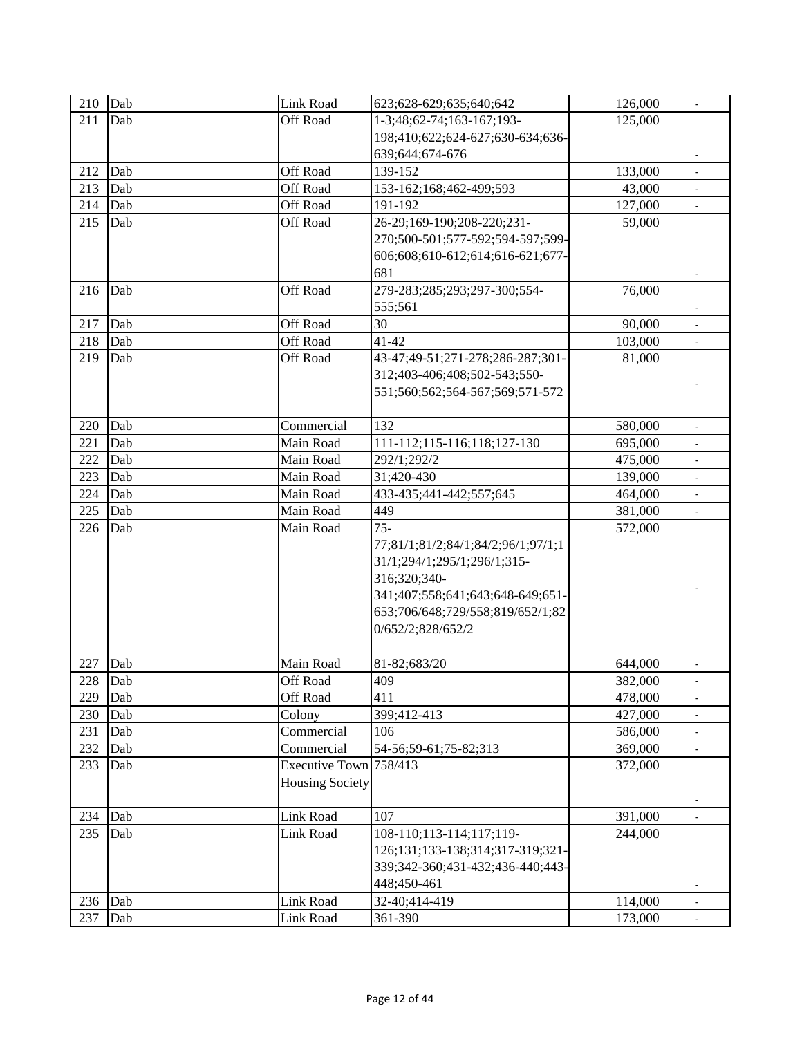| 210 | Dab | Link Road | 623;628-629;635;640;642 | 126,000 | - |
|---|---|---|---|---|---|
| 211 | Dab | Off Road | 1-3;48;62-74;163-167;193-198;410;622;624-627;630-634;636-639;644;674-676 | 125,000 | - |
| 212 | Dab | Off Road | 139-152 | 133,000 | - |
| 213 | Dab | Off Road | 153-162;168;462-499;593 | 43,000 | - |
| 214 | Dab | Off Road | 191-192 | 127,000 | - |
| 215 | Dab | Off Road | 26-29;169-190;208-220;231-270;500-501;577-592;594-597;599-606;608;610-612;614;616-621;677-681 | 59,000 | - |
| 216 | Dab | Off Road | 279-283;285;293;297-300;554-555;561 | 76,000 | - |
| 217 | Dab | Off Road | 30 | 90,000 | - |
| 218 | Dab | Off Road | 41-42 | 103,000 | - |
| 219 | Dab | Off Road | 43-47;49-51;271-278;286-287;301-312;403-406;408;502-543;550-551;560;562;564-567;569;571-572 | 81,000 | - |
| 220 | Dab | Commercial | 132 | 580,000 | - |
| 221 | Dab | Main Road | 111-112;115-116;118;127-130 | 695,000 | - |
| 222 | Dab | Main Road | 292/1;292/2 | 475,000 | - |
| 223 | Dab | Main Road | 31;420-430 | 139,000 | - |
| 224 | Dab | Main Road | 433-435;441-442;557;645 | 464,000 | - |
| 225 | Dab | Main Road | 449 | 381,000 | - |
| 226 | Dab | Main Road | 75-77;81/1;81/2;84/1;84/2;96/1;97/1;131/1;294/1;295/1;296/1;315-316;320;340-341;407;558;641;643;648-649;651-653;706/648;729/558;819/652/1;820/652/2;828/652/2 | 572,000 | - |
| 227 | Dab | Main Road | 81-82;683/20 | 644,000 | - |
| 228 | Dab | Off Road | 409 | 382,000 | - |
| 229 | Dab | Off Road | 411 | 478,000 | - |
| 230 | Dab | Colony | 399;412-413 | 427,000 | - |
| 231 | Dab | Commercial | 106 | 586,000 | - |
| 232 | Dab | Commercial | 54-56;59-61;75-82;313 | 369,000 | - |
| 233 | Dab | Executive Town Housing Society | 758/413 | 372,000 | - |
| 234 | Dab | Link Road | 107 | 391,000 | - |
| 235 | Dab | Link Road | 108-110;113-114;117;119-126;131;133-138;314;317-319;321-339;342-360;431-432;436-440;443-448;450-461 | 244,000 | - |
| 236 | Dab | Link Road | 32-40;414-419 | 114,000 | - |
| 237 | Dab | Link Road | 361-390 | 173,000 | - |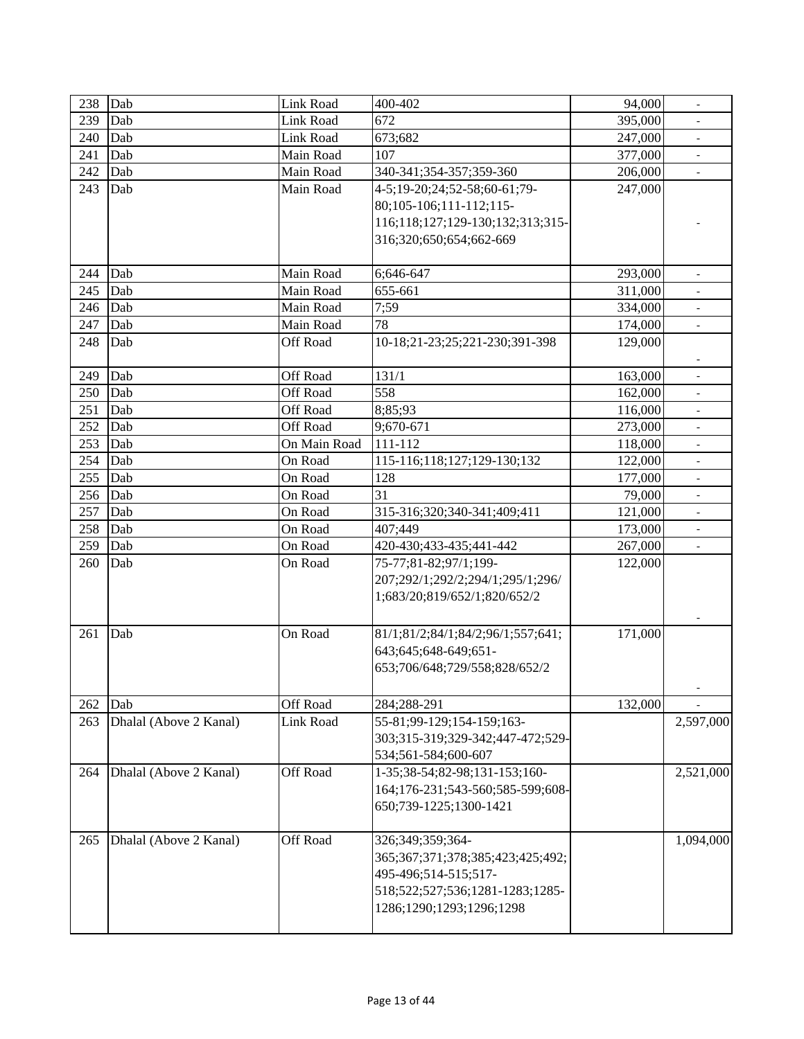| 238 | Dab | Link Road | 400-402 | 94,000 | - |
|---|---|---|---|---|---|
| 239 | Dab | Link Road | 672 | 395,000 | - |
| 240 | Dab | Link Road | 673;682 | 247,000 | - |
| 241 | Dab | Main Road | 107 | 377,000 | - |
| 242 | Dab | Main Road | 340-341;354-357;359-360 | 206,000 | - |
| 243 | Dab | Main Road | 4-5;19-20;24;52-58;60-61;79-80;105-106;111-112;115-116;118;127;129-130;132;313;315-316;320;650;654;662-669 | 247,000 | - |
| 244 | Dab | Main Road | 6;646-647 | 293,000 | - |
| 245 | Dab | Main Road | 655-661 | 311,000 | - |
| 246 | Dab | Main Road | 7;59 | 334,000 | - |
| 247 | Dab | Main Road | 78 | 174,000 | - |
| 248 | Dab | Off Road | 10-18;21-23;25;221-230;391-398 | 129,000 | - |
| 249 | Dab | Off Road | 131/1 | 163,000 | - |
| 250 | Dab | Off Road | 558 | 162,000 | - |
| 251 | Dab | Off Road | 8;85;93 | 116,000 | - |
| 252 | Dab | Off Road | 9;670-671 | 273,000 | - |
| 253 | Dab | On Main Road | 111-112 | 118,000 | - |
| 254 | Dab | On Road | 115-116;118;127;129-130;132 | 122,000 | - |
| 255 | Dab | On Road | 128 | 177,000 | - |
| 256 | Dab | On Road | 31 | 79,000 | - |
| 257 | Dab | On Road | 315-316;320;340-341;409;411 | 121,000 | - |
| 258 | Dab | On Road | 407;449 | 173,000 | - |
| 259 | Dab | On Road | 420-430;433-435;441-442 | 267,000 | - |
| 260 | Dab | On Road | 75-77;81-82;97/1;199-207;292/1;292/2;294/1;295/1;296/1;683/20;819/652/1;820/652/2 | 122,000 | - |
| 261 | Dab | On Road | 81/1;81/2;84/1;84/2;96/1;557;641;643;645;648-649;651-653;706/648;729/558;828/652/2 | 171,000 | - |
| 262 | Dab | Off Road | 284;288-291 | 132,000 | - |
| 263 | Dhalal (Above 2 Kanal) | Link Road | 55-81;99-129;154-159;163-303;315-319;329-342;447-472;529-534;561-584;600-607 | | 2,597,000 |
| 264 | Dhalal (Above 2 Kanal) | Off Road | 1-35;38-54;82-98;131-153;160-164;176-231;543-560;585-599;608-650;739-1225;1300-1421 | | 2,521,000 |
| 265 | Dhalal (Above 2 Kanal) | Off Road | 326;349;359;364-365;367;371;378;385;423;425;492;495-496;514-515;517-518;522;527;536;1281-1283;1285-1286;1290;1293;1296;1298 | | 1,094,000 |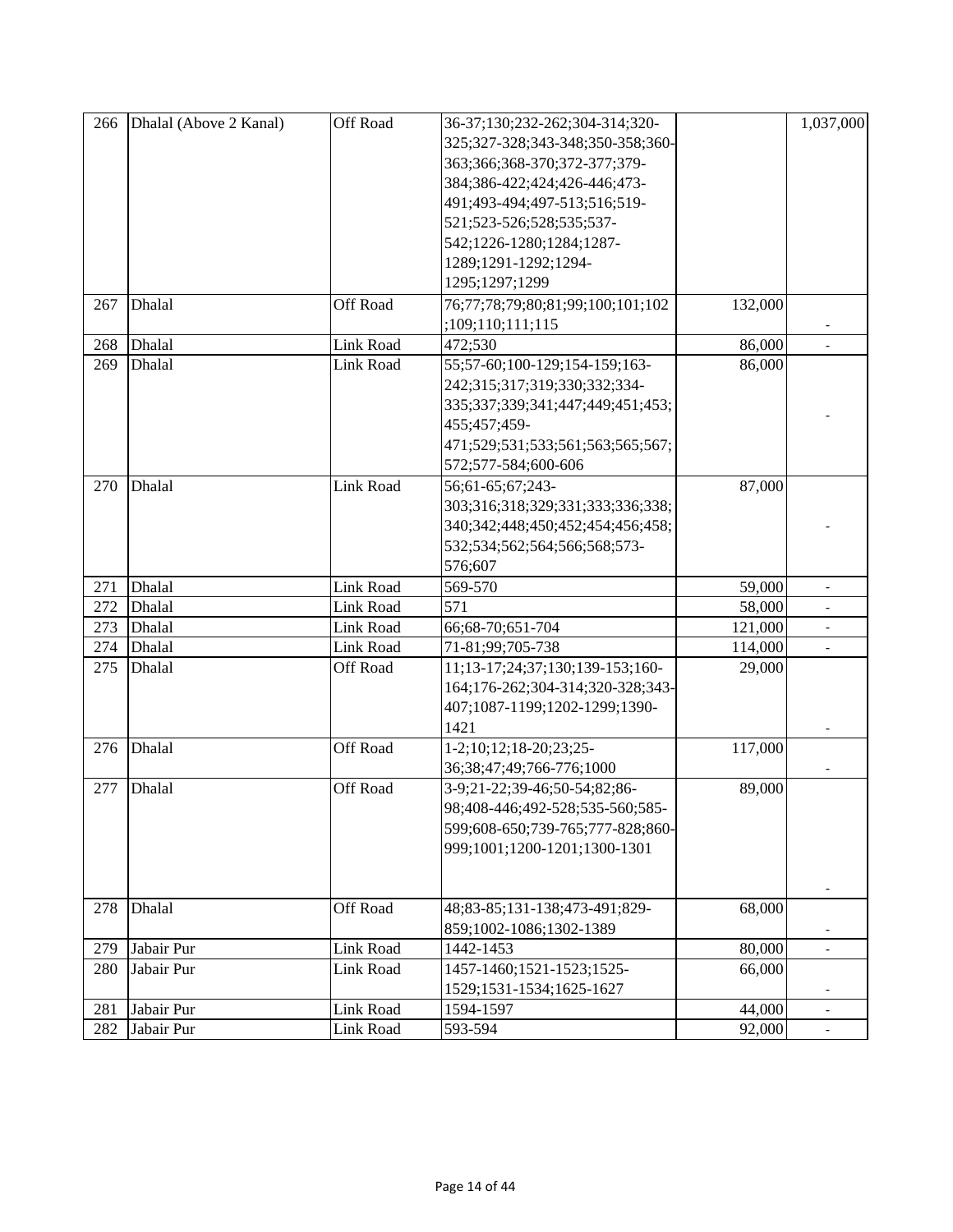| 266 | Dhalal (Above 2 Kanal) | Off Road | 36-37;130;232-262;304-314;320-325;327-328;343-348;350-358;360-363;366;368-370;372-377;379-384;386-422;424;426-446;473-491;493-494;497-513;516;519-521;523-526;528;535;537-542;1226-1280;1284;1287-1289;1291-1292;1294-1295;1297;1299 | | 1,037,000 |
|---|---|---|---|---|---|
| 267 | Dhalal | Off Road | 76;77;78;79;80;81;99;100;101;102;109;110;111;115 | 132,000 | - |
| 268 | Dhalal | Link Road | 472;530 | 86,000 | - |
| 269 | Dhalal | Link Road | 55;57-60;100-129;154-159;163-242;315;317;319;330;332;334-335;337;339;341;447;449;451;453;455;457;459-471;529;531;533;561;563;565;567;572;577-584;600-606 | 86,000 | - |
| 270 | Dhalal | Link Road | 56;61-65;67;243-303;316;318;329;331;333;336;338;340;342;448;450;452;454;456;458;532;534;562;564;566;568;573-576;607 | 87,000 | - |
| 271 | Dhalal | Link Road | 569-570 | 59,000 | - |
| 272 | Dhalal | Link Road | 571 | 58,000 | - |
| 273 | Dhalal | Link Road | 66;68-70;651-704 | 121,000 | - |
| 274 | Dhalal | Link Road | 71-81;99;705-738 | 114,000 | - |
| 275 | Dhalal | Off Road | 11;13-17;24;37;130;139-153;160-164;176-262;304-314;320-328;343-407;1087-1199;1202-1299;1390-1421 | 29,000 | - |
| 276 | Dhalal | Off Road | 1-2;10;12;18-20;23;25-36;38;47;49;766-776;1000 | 117,000 | - |
| 277 | Dhalal | Off Road | 3-9;21-22;39-46;50-54;82;86-98;408-446;492-528;535-560;585-599;608-650;739-765;777-828;860-999;1001;1200-1201;1300-1301 | 89,000 | - |
| 278 | Dhalal | Off Road | 48;83-85;131-138;473-491;829-859;1002-1086;1302-1389 | 68,000 | - |
| 279 | Jabair Pur | Link Road | 1442-1453 | 80,000 | - |
| 280 | Jabair Pur | Link Road | 1457-1460;1521-1523;1525-1529;1531-1534;1625-1627 | 66,000 | - |
| 281 | Jabair Pur | Link Road | 1594-1597 | 44,000 | - |
| 282 | Jabair Pur | Link Road | 593-594 | 92,000 | - |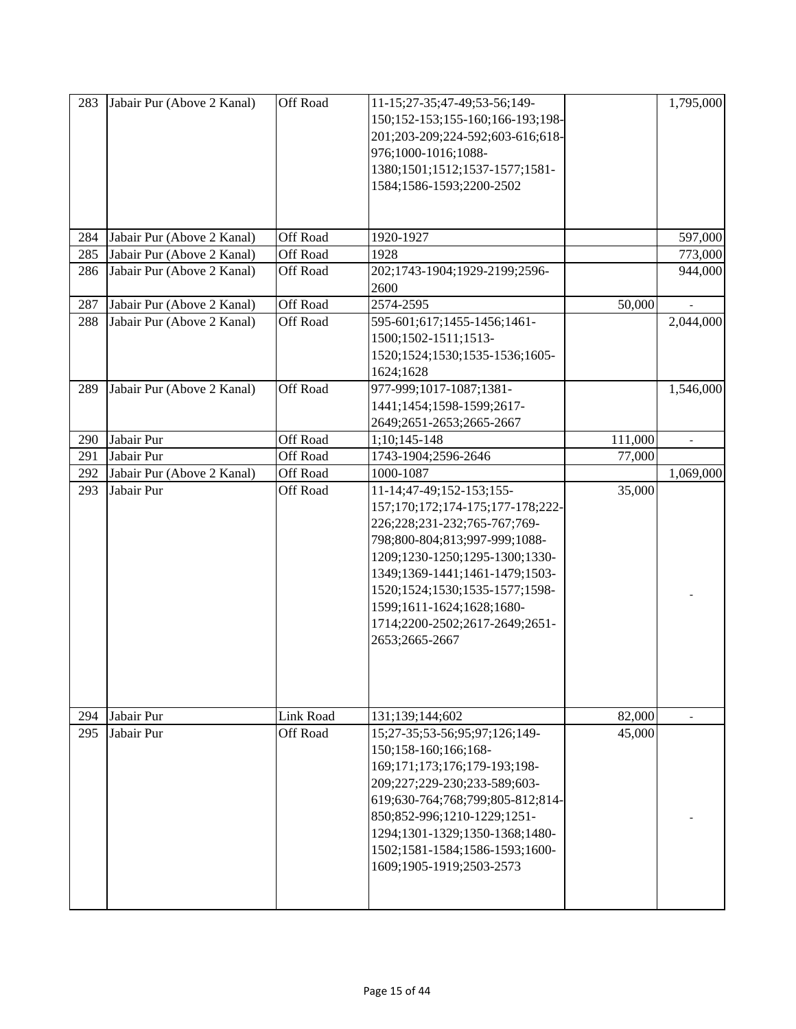| 283 | Jabair Pur (Above 2 Kanal) | Off Road | 11-15;27-35;47-49;53-56;149-150;152-153;155-160;166-193;198-201;203-209;224-592;603-616;618-976;1000-1016;1088-1380;1501;1512;1537-1577;1581-1584;1586-1593;2200-2502 | | 1,795,000 |
|---|---|---|---|---|---|
| 284 | Jabair Pur (Above 2 Kanal) | Off Road | 1920-1927 | | 597,000 |
| 285 | Jabair Pur (Above 2 Kanal) | Off Road | 1928 | | 773,000 |
| 286 | Jabair Pur (Above 2 Kanal) | Off Road | 202;1743-1904;1929-2199;2596-2600 | | 944,000 |
| 287 | Jabair Pur (Above 2 Kanal) | Off Road | 2574-2595 | 50,000 | - |
| 288 | Jabair Pur (Above 2 Kanal) | Off Road | 595-601;617;1455-1456;1461-1500;1502-1511;1513-1520;1524;1530;1535-1536;1605-1624;1628 | | 2,044,000 |
| 289 | Jabair Pur (Above 2 Kanal) | Off Road | 977-999;1017-1087;1381-1441;1454;1598-1599;2617-2649;2651-2653;2665-2667 | | 1,546,000 |
| 290 | Jabair Pur | Off Road | 1;10;145-148 | 111,000 | - |
| 291 | Jabair Pur | Off Road | 1743-1904;2596-2646 | 77,000 | |
| 292 | Jabair Pur (Above 2 Kanal) | Off Road | 1000-1087 | | 1,069,000 |
| 293 | Jabair Pur | Off Road | 11-14;47-49;152-153;155-157;170;172;174-175;177-178;222-226;228;231-232;765-767;769-798;800-804;813;997-999;1088-1209;1230-1250;1295-1300;1330-1349;1369-1441;1461-1479;1503-1520;1524;1530;1535-1577;1598-1599;1611-1624;1628;1680-1714;2200-2502;2617-2649;2651-2653;2665-2667 | 35,000 | - |
| 294 | Jabair Pur | Link Road | 131;139;144;602 | 82,000 | - |
| 295 | Jabair Pur | Off Road | 15;27-35;53-56;95;97;126;149-150;158-160;166;168-169;171;173;176;179-193;198-209;227;229-230;233-589;603-619;630-764;768;799;805-812;814-850;852-996;1210-1229;1251-1294;1301-1329;1350-1368;1480-1502;1581-1584;1586-1593;1600-1609;1905-1919;2503-2573 | 45,000 | - |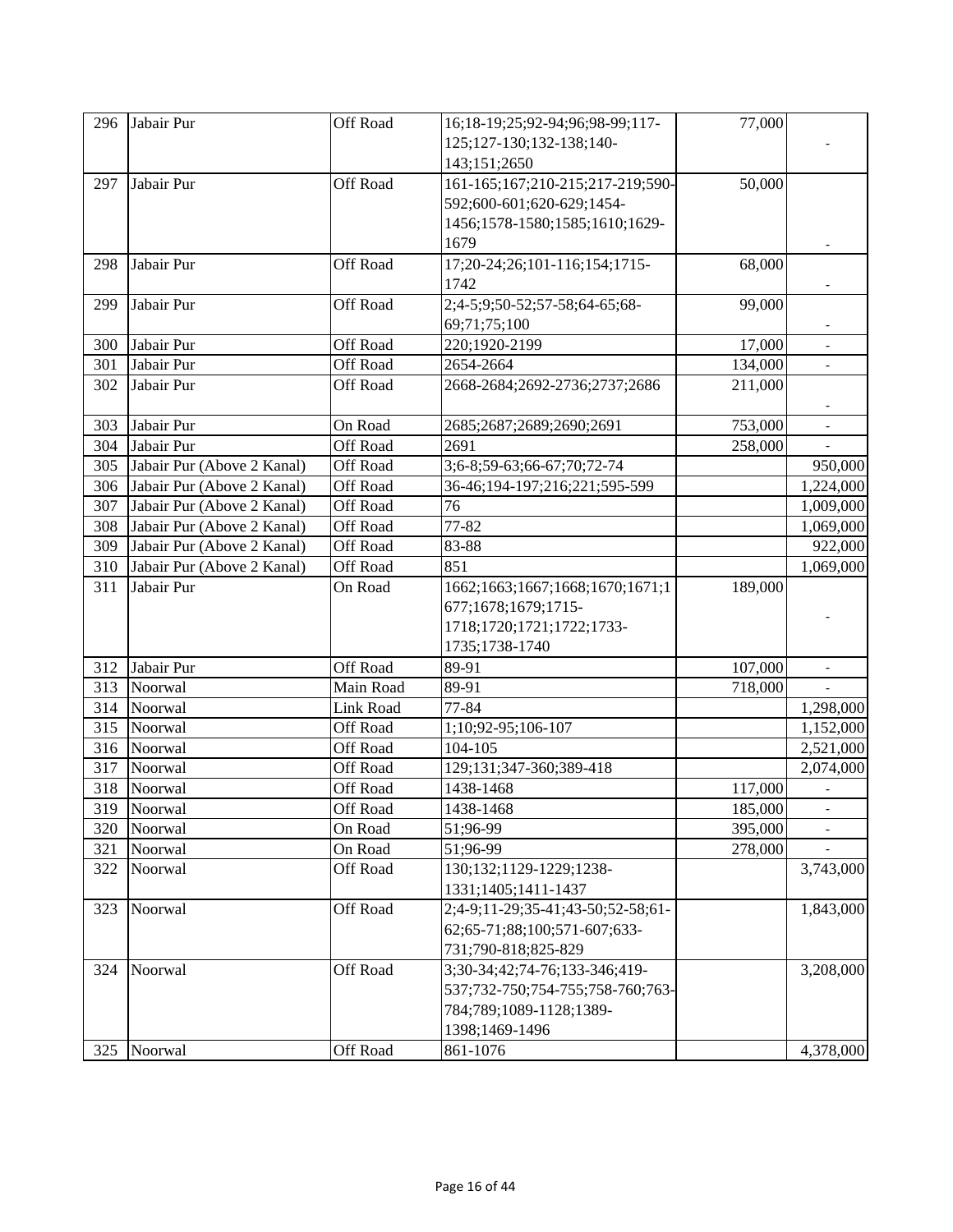| 296 | Jabair Pur | Off Road | 16;18-19;25;92-94;96;98-99;117-125;127-130;132-138;140-143;151;2650 | 77,000 | - |
|---|---|---|---|---|---|
| 297 | Jabair Pur | Off Road | 161-165;167;210-215;217-219;590-592;600-601;620-629;1454-1456;1578-1580;1585;1610;1629-1679 | 50,000 | - |
| 298 | Jabair Pur | Off Road | 17;20-24;26;101-116;154;1715-1742 | 68,000 | - |
| 299 | Jabair Pur | Off Road | 2;4-5;9;50-52;57-58;64-65;68-69;71;75;100 | 99,000 | - |
| 300 | Jabair Pur | Off Road | 220;1920-2199 | 17,000 | - |
| 301 | Jabair Pur | Off Road | 2654-2664 | 134,000 | - |
| 302 | Jabair Pur | Off Road | 2668-2684;2692-2736;2737;2686 | 211,000 | - |
| 303 | Jabair Pur | On Road | 2685;2687;2689;2690;2691 | 753,000 | - |
| 304 | Jabair Pur | Off Road | 2691 | 258,000 | - |
| 305 | Jabair Pur (Above 2 Kanal) | Off Road | 3;6-8;59-63;66-67;70;72-74 | | 950,000 |
| 306 | Jabair Pur (Above 2 Kanal) | Off Road | 36-46;194-197;216;221;595-599 | | 1,224,000 |
| 307 | Jabair Pur (Above 2 Kanal) | Off Road | 76 | | 1,009,000 |
| 308 | Jabair Pur (Above 2 Kanal) | Off Road | 77-82 | | 1,069,000 |
| 309 | Jabair Pur (Above 2 Kanal) | Off Road | 83-88 | | 922,000 |
| 310 | Jabair Pur (Above 2 Kanal) | Off Road | 851 | | 1,069,000 |
| 311 | Jabair Pur | On Road | 1662;1663;1667;1668;1670;1671;1677;1678;1679;1715-1718;1720;1721;1722;1733-1735;1738-1740 | 189,000 | - |
| 312 | Jabair Pur | Off Road | 89-91 | 107,000 | - |
| 313 | Noorwal | Main Road | 89-91 | 718,000 | - |
| 314 | Noorwal | Link Road | 77-84 | | 1,298,000 |
| 315 | Noorwal | Off Road | 1;10;92-95;106-107 | | 1,152,000 |
| 316 | Noorwal | Off Road | 104-105 | | 2,521,000 |
| 317 | Noorwal | Off Road | 129;131;347-360;389-418 | | 2,074,000 |
| 318 | Noorwal | Off Road | 1438-1468 | 117,000 | - |
| 319 | Noorwal | Off Road | 1438-1468 | 185,000 | - |
| 320 | Noorwal | On Road | 51;96-99 | 395,000 | - |
| 321 | Noorwal | On Road | 51;96-99 | 278,000 | - |
| 322 | Noorwal | Off Road | 130;132;1129-1229;1238-1331;1405;1411-1437 | | 3,743,000 |
| 323 | Noorwal | Off Road | 2;4-9;11-29;35-41;43-50;52-58;61-62;65-71;88;100;571-607;633-731;790-818;825-829 | | 1,843,000 |
| 324 | Noorwal | Off Road | 3;30-34;42;74-76;133-346;419-537;732-750;754-755;758-760;763-784;789;1089-1128;1389-1398;1469-1496 | | 3,208,000 |
| 325 | Noorwal | Off Road | 861-1076 | | 4,378,000 |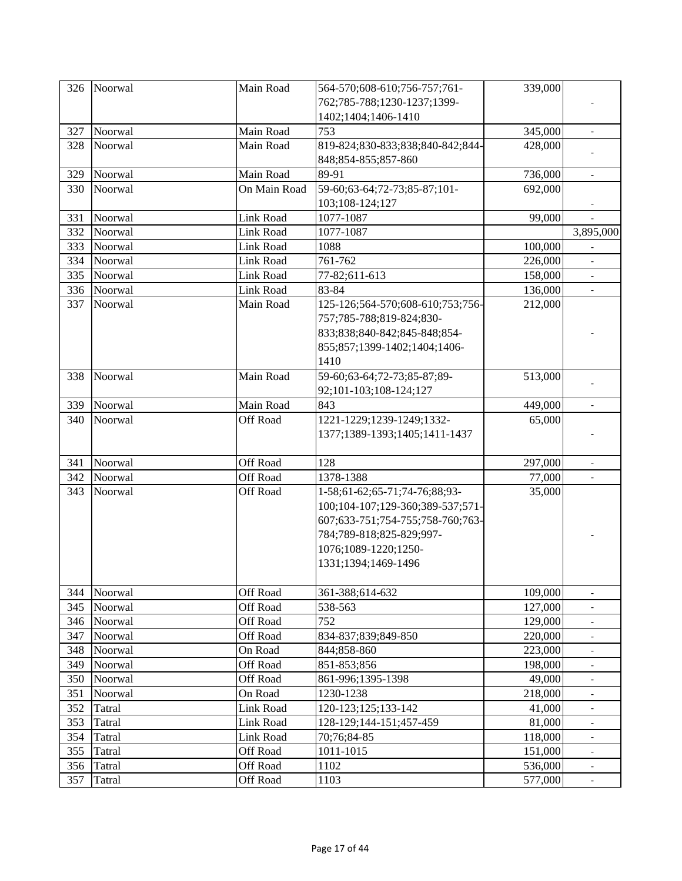| | | | | | |
|---|---|---|---|---|---|
| 326 | Noorwal | Main Road | 564-570;608-610;756-757;761-762;785-788;1230-1237;1399-1402;1404;1406-1410 | 339,000 | - |
| 327 | Noorwal | Main Road | 753 | 345,000 | - |
| 328 | Noorwal | Main Road | 819-824;830-833;838;840-842;844-848;854-855;857-860 | 428,000 | - |
| 329 | Noorwal | Main Road | 89-91 | 736,000 | - |
| 330 | Noorwal | On Main Road | 59-60;63-64;72-73;85-87;101-103;108-124;127 | 692,000 | - |
| 331 | Noorwal | Link Road | 1077-1087 | 99,000 | - |
| 332 | Noorwal | Link Road | 1077-1087 | | 3,895,000 |
| 333 | Noorwal | Link Road | 1088 | 100,000 | - |
| 334 | Noorwal | Link Road | 761-762 | 226,000 | - |
| 335 | Noorwal | Link Road | 77-82;611-613 | 158,000 | - |
| 336 | Noorwal | Link Road | 83-84 | 136,000 | - |
| 337 | Noorwal | Main Road | 125-126;564-570;608-610;753;756-757;785-788;819-824;830-833;838;840-842;845-848;854-855;857;1399-1402;1404;1406-1410 | 212,000 | - |
| 338 | Noorwal | Main Road | 59-60;63-64;72-73;85-87;89-92;101-103;108-124;127 | 513,000 | - |
| 339 | Noorwal | Main Road | 843 | 449,000 | - |
| 340 | Noorwal | Off Road | 1221-1229;1239-1249;1332-1377;1389-1393;1405;1411-1437 | 65,000 | - |
| 341 | Noorwal | Off Road | 128 | 297,000 | - |
| 342 | Noorwal | Off Road | 1378-1388 | 77,000 | - |
| 343 | Noorwal | Off Road | 1-58;61-62;65-71;74-76;88;93-100;104-107;129-360;389-537;571-607;633-751;754-755;758-760;763-784;789-818;825-829;997-1076;1089-1220;1250-1331;1394;1469-1496 | 35,000 | - |
| 344 | Noorwal | Off Road | 361-388;614-632 | 109,000 | - |
| 345 | Noorwal | Off Road | 538-563 | 127,000 | - |
| 346 | Noorwal | Off Road | 752 | 129,000 | - |
| 347 | Noorwal | Off Road | 834-837;839;849-850 | 220,000 | - |
| 348 | Noorwal | On Road | 844;858-860 | 223,000 | - |
| 349 | Noorwal | Off Road | 851-853;856 | 198,000 | - |
| 350 | Noorwal | Off Road | 861-996;1395-1398 | 49,000 | - |
| 351 | Noorwal | On Road | 1230-1238 | 218,000 | - |
| 352 | Tatral | Link Road | 120-123;125;133-142 | 41,000 | - |
| 353 | Tatral | Link Road | 128-129;144-151;457-459 | 81,000 | - |
| 354 | Tatral | Link Road | 70;76;84-85 | 118,000 | - |
| 355 | Tatral | Off Road | 1011-1015 | 151,000 | - |
| 356 | Tatral | Off Road | 1102 | 536,000 | - |
| 357 | Tatral | Off Road | 1103 | 577,000 | - |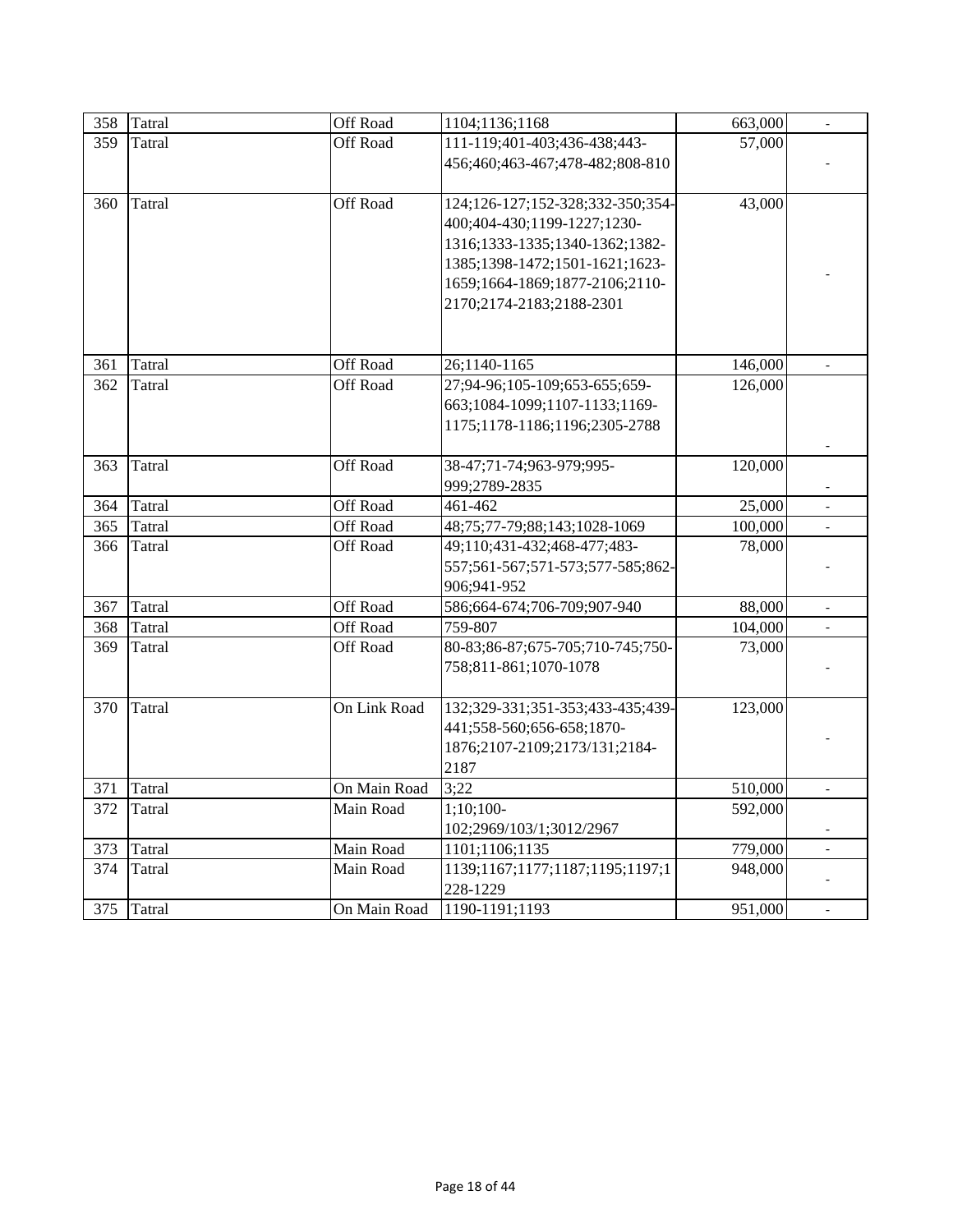| 358 | Tatral | Off Road | 1104;1136;1168 | 663,000 | - |
|---|---|---|---|---|---|
| 359 | Tatral | Off Road | 111-119;401-403;436-438;443-456;460;463-467;478-482;808-810 | 57,000 | - |
| 360 | Tatral | Off Road | 124;126-127;152-328;332-350;354-400;404-430;1199-1227;1230-1316;1333-1335;1340-1362;1382-1385;1398-1472;1501-1621;1623-1659;1664-1869;1877-2106;2110-2170;2174-2183;2188-2301 | 43,000 | - |
| 361 | Tatral | Off Road | 26;1140-1165 | 146,000 | - |
| 362 | Tatral | Off Road | 27;94-96;105-109;653-655;659-663;1084-1099;1107-1133;1169-1175;1178-1186;1196;2305-2788 | 126,000 | - |
| 363 | Tatral | Off Road | 38-47;71-74;963-979;995-999;2789-2835 | 120,000 | - |
| 364 | Tatral | Off Road | 461-462 | 25,000 | - |
| 365 | Tatral | Off Road | 48;75;77-79;88;143;1028-1069 | 100,000 | - |
| 366 | Tatral | Off Road | 49;110;431-432;468-477;483-557;561-567;571-573;577-585;862-906;941-952 | 78,000 | - |
| 367 | Tatral | Off Road | 586;664-674;706-709;907-940 | 88,000 | - |
| 368 | Tatral | Off Road | 759-807 | 104,000 | - |
| 369 | Tatral | Off Road | 80-83;86-87;675-705;710-745;750-758;811-861;1070-1078 | 73,000 | - |
| 370 | Tatral | On Link Road | 132;329-331;351-353;433-435;439-441;558-560;656-658;1870-1876;2107-2109;2173/131;2184-2187 | 123,000 | - |
| 371 | Tatral | On Main Road | 3;22 | 510,000 | - |
| 372 | Tatral | Main Road | 1;10;100-102;2969/103/1;3012/2967 | 592,000 | - |
| 373 | Tatral | Main Road | 1101;1106;1135 | 779,000 | - |
| 374 | Tatral | Main Road | 1139;1167;1177;1187;1195;1197;1228-1229 | 948,000 | - |
| 375 | Tatral | On Main Road | 1190-1191;1193 | 951,000 | - |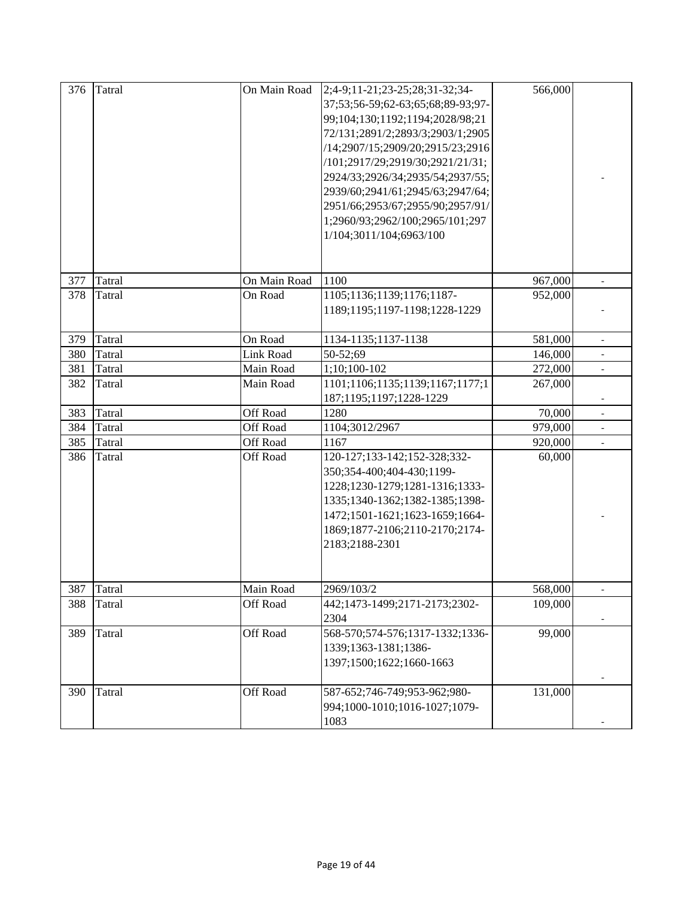| 376 | Tatral | On Main Road | 2;4-9;11-21;23-25;28;31-32;34-37;53;56-59;62-63;65;68;89-93;97-99;104;130;1192;1194;2028/98;2172/131;2891/2;2893/3;2903/1;2905/14;2907/15;2909/20;2915/23;2916/101;2917/29;2919/30;2921/21/31;2924/33;2926/34;2935/54;2937/55;2939/60;2941/61;2945/63;2947/64;2951/66;2953/67;2955/90;2957/91/1;2960/93;2962/100;2965/101;2971/104;3011/104;6963/100 | 566,000 | - |
|---|---|---|---|---|---|
| 377 | Tatral | On Main Road | 1100 | 967,000 | - |
| 378 | Tatral | On Road | 1105;1136;1139;1176;1187-1189;1195;1197-1198;1228-1229 | 952,000 | - |
| 379 | Tatral | On Road | 1134-1135;1137-1138 | 581,000 | - |
| 380 | Tatral | Link Road | 50-52;69 | 146,000 | - |
| 381 | Tatral | Main Road | 1;10;100-102 | 272,000 | - |
| 382 | Tatral | Main Road | 1101;1106;1135;1139;1167;1177;1187;1195;1197;1228-1229 | 267,000 | - |
| 383 | Tatral | Off Road | 1280 | 70,000 | - |
| 384 | Tatral | Off Road | 1104;3012/2967 | 979,000 | - |
| 385 | Tatral | Off Road | 1167 | 920,000 | - |
| 386 | Tatral | Off Road | 120-127;133-142;152-328;332-350;354-400;404-430;1199-1228;1230-1279;1281-1316;1333-1335;1340-1362;1382-1385;1398-1472;1501-1621;1623-1659;1664-1869;1877-2106;2110-2170;2174-2183;2188-2301 | 60,000 | - |
| 387 | Tatral | Main Road | 2969/103/2 | 568,000 | - |
| 388 | Tatral | Off Road | 442;1473-1499;2171-2173;2302-2304 | 109,000 | - |
| 389 | Tatral | Off Road | 568-570;574-576;1317-1332;1336-1339;1363-1381;1386-1397;1500;1622;1660-1663 | 99,000 | - |
| 390 | Tatral | Off Road | 587-652;746-749;953-962;980-994;1000-1010;1016-1027;1079-1083 | 131,000 | - |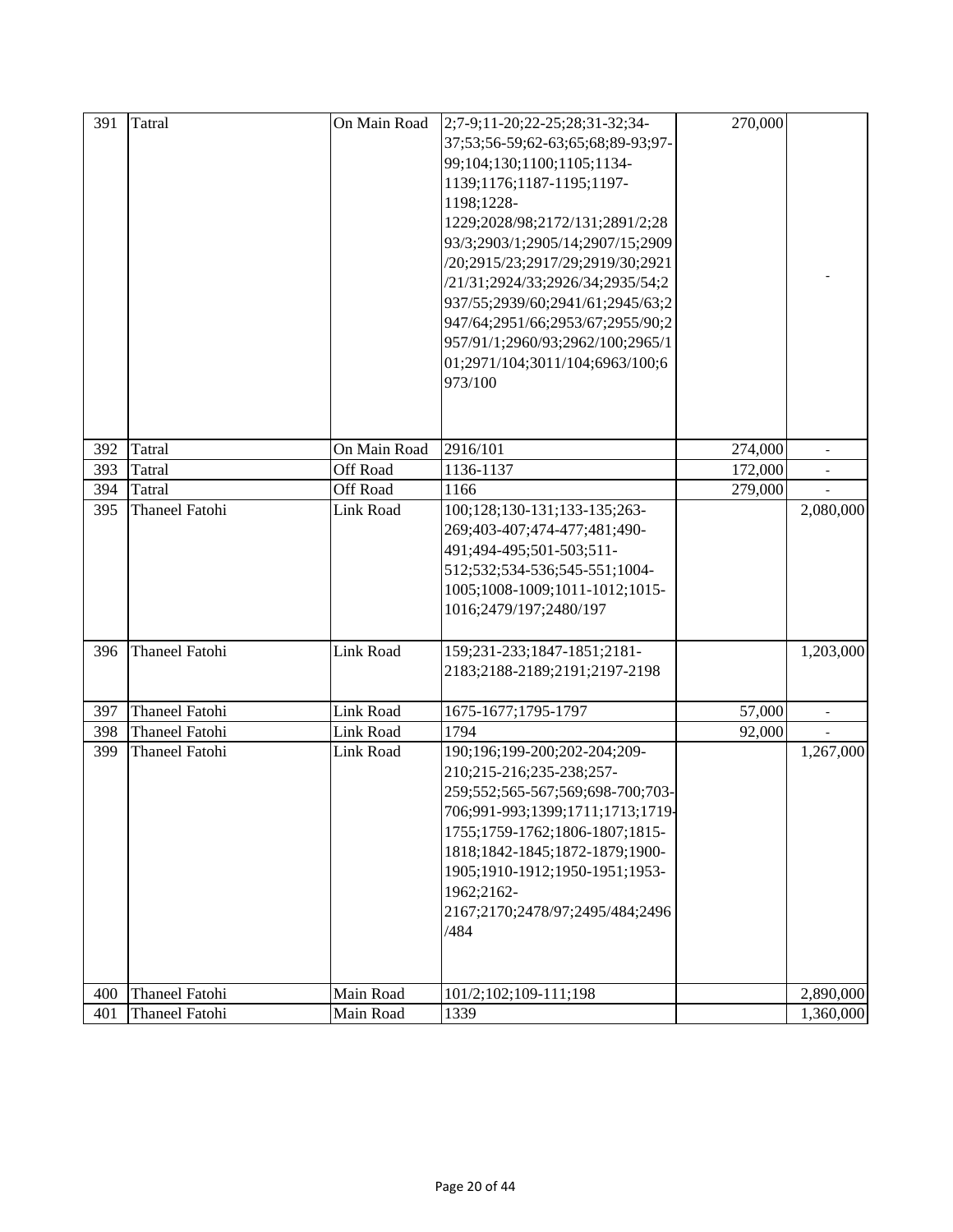| | | | | | |
|---|---|---|---|---|---|
| 391 | Tatral | On Main Road | 2;7-9;11-20;22-25;28;31-32;34-37;53;56-59;62-63;65;68;89-93;97-99;104;130;1100;1105;1134-1139;1176;1187-1195;1197-1198;1228-1229;2028/98;2172/131;2891/2;2893/3;2903/1;2905/14;2907/15;2909/20;2915/23;2917/29;2919/30;2921/21/31;2924/33;2926/34;2935/54;2937/55;2939/60;2941/61;2945/63;2947/64;2951/66;2953/67;2955/90;2957/91/1;2960/93;2962/100;2965/101;2971/104;3011/104;6963/100;6973/100 | 270,000 | - |
| 392 | Tatral | On Main Road | 2916/101 | 274,000 | - |
| 393 | Tatral | Off Road | 1136-1137 | 172,000 | - |
| 394 | Tatral | Off Road | 1166 | 279,000 | - |
| 395 | Thaneel Fatohi | Link Road | 100;128;130-131;133-135;263-269;403-407;474-477;481;490-491;494-495;501-503;511-512;532;534-536;545-551;1004-1005;1008-1009;1011-1012;1015-1016;2479/197;2480/197 | | 2,080,000 |
| 396 | Thaneel Fatohi | Link Road | 159;231-233;1847-1851;2181-2183;2188-2189;2191;2197-2198 | | 1,203,000 |
| 397 | Thaneel Fatohi | Link Road | 1675-1677;1795-1797 | 57,000 | - |
| 398 | Thaneel Fatohi | Link Road | 1794 | 92,000 | - |
| 399 | Thaneel Fatohi | Link Road | 190;196;199-200;202-204;209-210;215-216;235-238;257-259;552;565-567;569;698-700;703-706;991-993;1399;1711;1713;1719-1755;1759-1762;1806-1807;1815-1818;1842-1845;1872-1879;1900-1905;1910-1912;1950-1951;1953-1962;2162-2167;2170;2478/97;2495/484;2496/484 | | 1,267,000 |
| 400 | Thaneel Fatohi | Main Road | 101/2;102;109-111;198 | | 2,890,000 |
| 401 | Thaneel Fatohi | Main Road | 1339 | | 1,360,000 |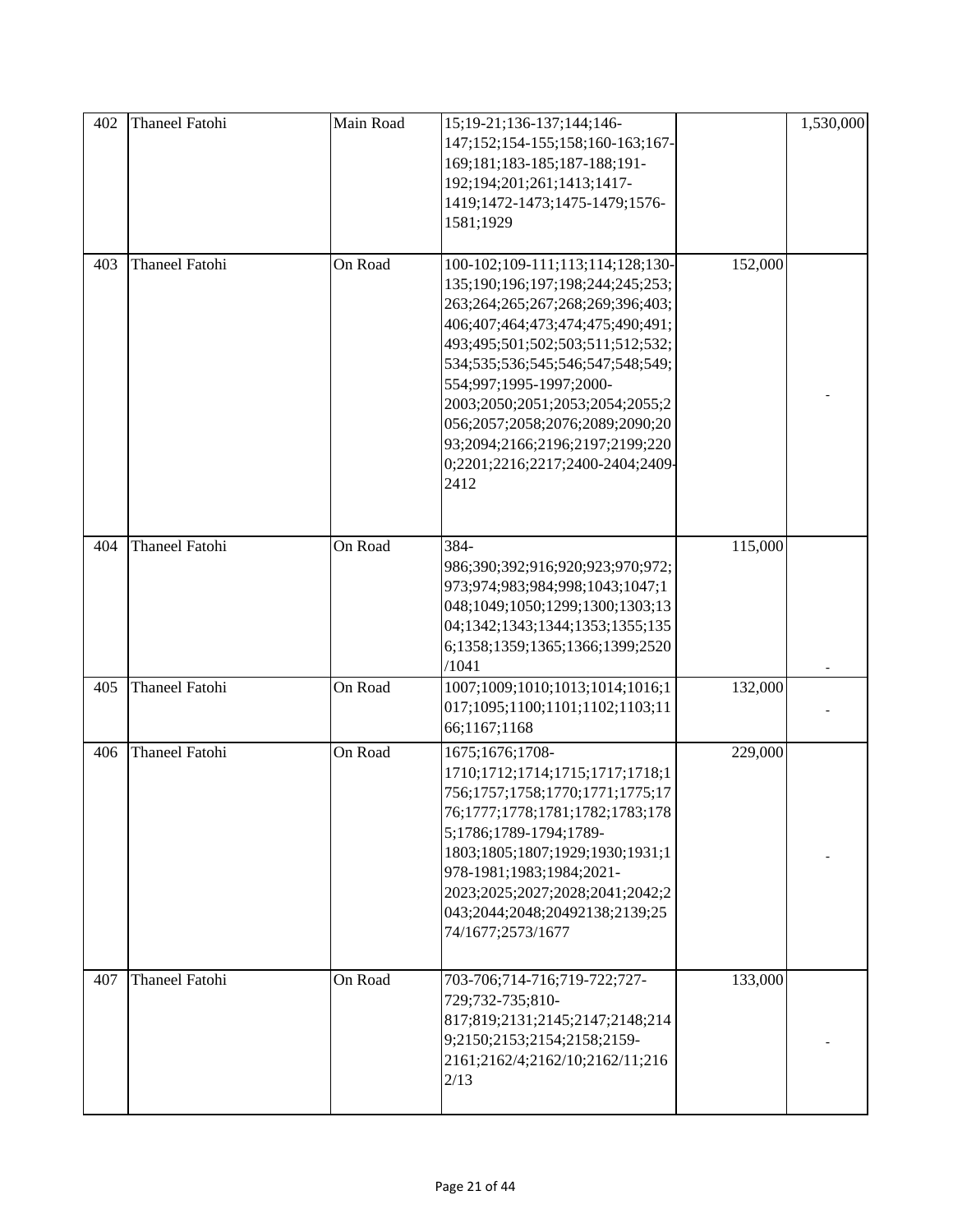| 402 | Thaneel Fatohi | Main Road | 15;19-21;136-137;144;146-147;152;154-155;158;160-163;167-169;181;183-185;187-188;191-192;194;201;261;1413;1417-1419;1472-1473;1475-1479;1576-1581;1929 | | 1,530,000 |
|---|---|---|---|---|---|
| 403 | Thaneel Fatohi | On Road | 100-102;109-111;113;114;128;130-135;190;196;197;198;244;245;253;263;264;265;267;268;269;396;403;406;407;464;473;474;475;490;491;493;495;501;502;503;511;512;532;534;535;536;545;546;547;548;549;554;997;1995-1997;2000-2003;2050;2051;2053;2054;2055;2056;2057;2058;2076;2089;2090;2093;2094;2166;2196;2197;2199;2200;2201;2216;2217;2400-2404;2409-2412 | 152,000 | - |
| 404 | Thaneel Fatohi | On Road | 384-986;390;392;916;920;923;970;972;973;974;983;984;998;1043;1047;1048;1049;1050;1299;1300;1303;1304;1342;1343;1344;1353;1355;1356;1358;1359;1365;1366;1399;2520/1041 | 115,000 | - |
| 405 | Thaneel Fatohi | On Road | 1007;1009;1010;1013;1014;1016;1017;1095;1100;1101;1102;1103;1166;1167;1168 | 132,000 | - |
| 406 | Thaneel Fatohi | On Road | 1675;1676;1708-1710;1712;1714;1715;1717;1718;1756;1757;1758;1770;1771;1775;1776;1777;1778;1781;1782;1783;1785;1786;1789-1794;1789-1803;1805;1807;1929;1930;1931;1978-1981;1983;1984;2021-2023;2025;2027;2028;2041;2042;2043;2044;2048;20492138;2139;2574/1677;2573/1677 | 229,000 | - |
| 407 | Thaneel Fatohi | On Road | 703-706;714-716;719-722;727-729;732-735;810-817;819;2131;2145;2147;2148;2149;2150;2153;2154;2158;2159-2161;2162/4;2162/10;2162/11;2162/13 | 133,000 | - |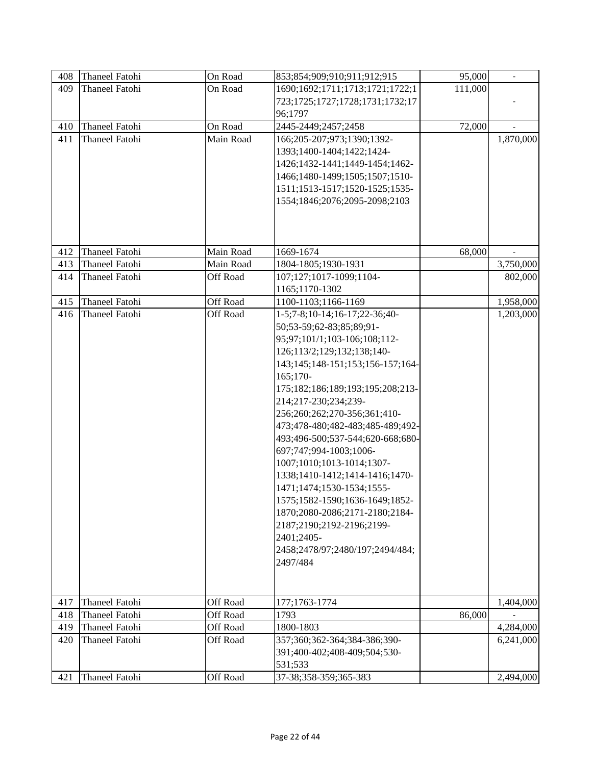| | | | | | |
|---|---|---|---|---|---|
| 408 | Thaneel Fatohi | On Road | 853;854;909;910;911;912;915 | 95,000 | - |
| 409 | Thaneel Fatohi | On Road | 1690;1692;1711;1713;1721;1722;1723;1725;1727;1728;1731;1732;1796;1797 | 111,000 | - |
| 410 | Thaneel Fatohi | On Road | 2445-2449;2457;2458 | 72,000 | - |
| 411 | Thaneel Fatohi | Main Road | 166;205-207;973;1390;1392-1393;1400-1404;1422;1424-1426;1432-1441;1449-1454;1462-1466;1480-1499;1505;1507;1510-1511;1513-1517;1520-1525;1535-1554;1846;2076;2095-2098;2103 | | 1,870,000 |
| 412 | Thaneel Fatohi | Main Road | 1669-1674 | 68,000 | - |
| 413 | Thaneel Fatohi | Main Road | 1804-1805;1930-1931 | | 3,750,000 |
| 414 | Thaneel Fatohi | Off Road | 107;127;1017-1099;1104-1165;1170-1302 | | 802,000 |
| 415 | Thaneel Fatohi | Off Road | 1100-1103;1166-1169 | | 1,958,000 |
| 416 | Thaneel Fatohi | Off Road | 1-5;7-8;10-14;16-17;22-36;40-50;53-59;62-83;85;89;91-95;97;101/1;103-106;108;112-126;113/2;129;132;138;140-143;145;148-151;153;156-157;164-165;170-175;182;186;189;193;195;208;213-214;217-230;234;239-256;260;262;270-356;361;410-473;478-480;482-483;485-489;492-493;496-500;537-544;620-668;680-697;747;994-1003;1006-1007;1010;1013-1014;1307-1338;1410-1412;1414-1416;1470-1471;1474;1530-1534;1555-1575;1582-1590;1636-1649;1852-1870;2080-2086;2171-2180;2184-2187;2190;2192-2196;2199-2401;2405-2458;2478/97;2480/197;2494/484;2497/484 | | 1,203,000 |
| 417 | Thaneel Fatohi | Off Road | 177;1763-1774 | | 1,404,000 |
| 418 | Thaneel Fatohi | Off Road | 1793 | 86,000 | - |
| 419 | Thaneel Fatohi | Off Road | 1800-1803 | | 4,284,000 |
| 420 | Thaneel Fatohi | Off Road | 357;360;362-364;384-386;390-391;400-402;408-409;504;530-531;533 | | 6,241,000 |
| 421 | Thaneel Fatohi | Off Road | 37-38;358-359;365-383 | | 2,494,000 |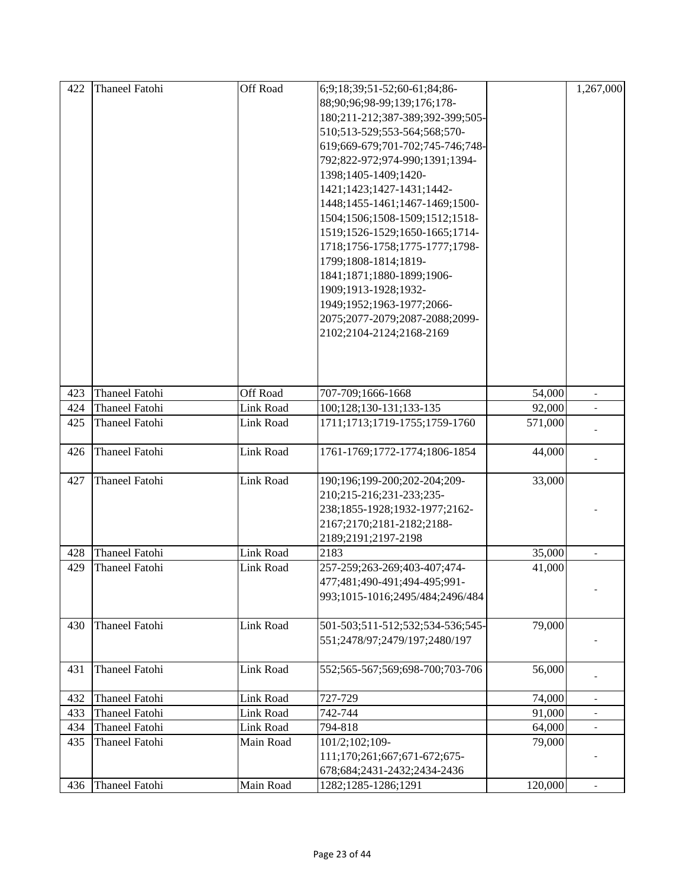| 422 | Thaneel Fatohi | Off Road | 6;9;18;39;51-52;60-61;84;86-88;90;96;98-99;139;176;178-180;211-212;387-389;392-399;505-510;513-529;553-564;568;570-619;669-679;701-702;745-746;748-792;822-972;974-990;1391;1394-1398;1405-1409;1420-1421;1423;1427-1431;1442-1448;1455-1461;1467-1469;1500-1504;1506;1508-1509;1512;1518-1519;1526-1529;1650-1665;1714-1718;1756-1758;1775-1777;1798-1799;1808-1814;1819-1841;1871;1880-1899;1906-1909;1913-1928;1932-1949;1952;1963-1977;2066-2075;2077-2079;2087-2088;2099-2102;2104-2124;2168-2169 | | 1,267,000 |
|---|---|---|---|---|---|
| 423 | Thaneel Fatohi | Off Road | 707-709;1666-1668 | 54,000 | - |
| 424 | Thaneel Fatohi | Link Road | 100;128;130-131;133-135 | 92,000 | - |
| 425 | Thaneel Fatohi | Link Road | 1711;1713;1719-1755;1759-1760 | 571,000 | - |
| 426 | Thaneel Fatohi | Link Road | 1761-1769;1772-1774;1806-1854 | 44,000 | - |
| 427 | Thaneel Fatohi | Link Road | 190;196;199-200;202-204;209-210;215-216;231-233;235-238;1855-1928;1932-1977;2162-2167;2170;2181-2182;2188-2189;2191;2197-2198 | 33,000 | - |
| 428 | Thaneel Fatohi | Link Road | 2183 | 35,000 | - |
| 429 | Thaneel Fatohi | Link Road | 257-259;263-269;403-407;474-477;481;490-491;494-495;991-993;1015-1016;2495/484;2496/484 | 41,000 | - |
| 430 | Thaneel Fatohi | Link Road | 501-503;511-512;532;534-536;545-551;2478/97;2479/197;2480/197 | 79,000 | - |
| 431 | Thaneel Fatohi | Link Road | 552;565-567;569;698-700;703-706 | 56,000 | - |
| 432 | Thaneel Fatohi | Link Road | 727-729 | 74,000 | - |
| 433 | Thaneel Fatohi | Link Road | 742-744 | 91,000 | - |
| 434 | Thaneel Fatohi | Link Road | 794-818 | 64,000 | - |
| 435 | Thaneel Fatohi | Main Road | 101/2;102;109-111;170;261;667;671-672;675-678;684;2431-2432;2434-2436 | 79,000 | - |
| 436 | Thaneel Fatohi | Main Road | 1282;1285-1286;1291 | 120,000 | - |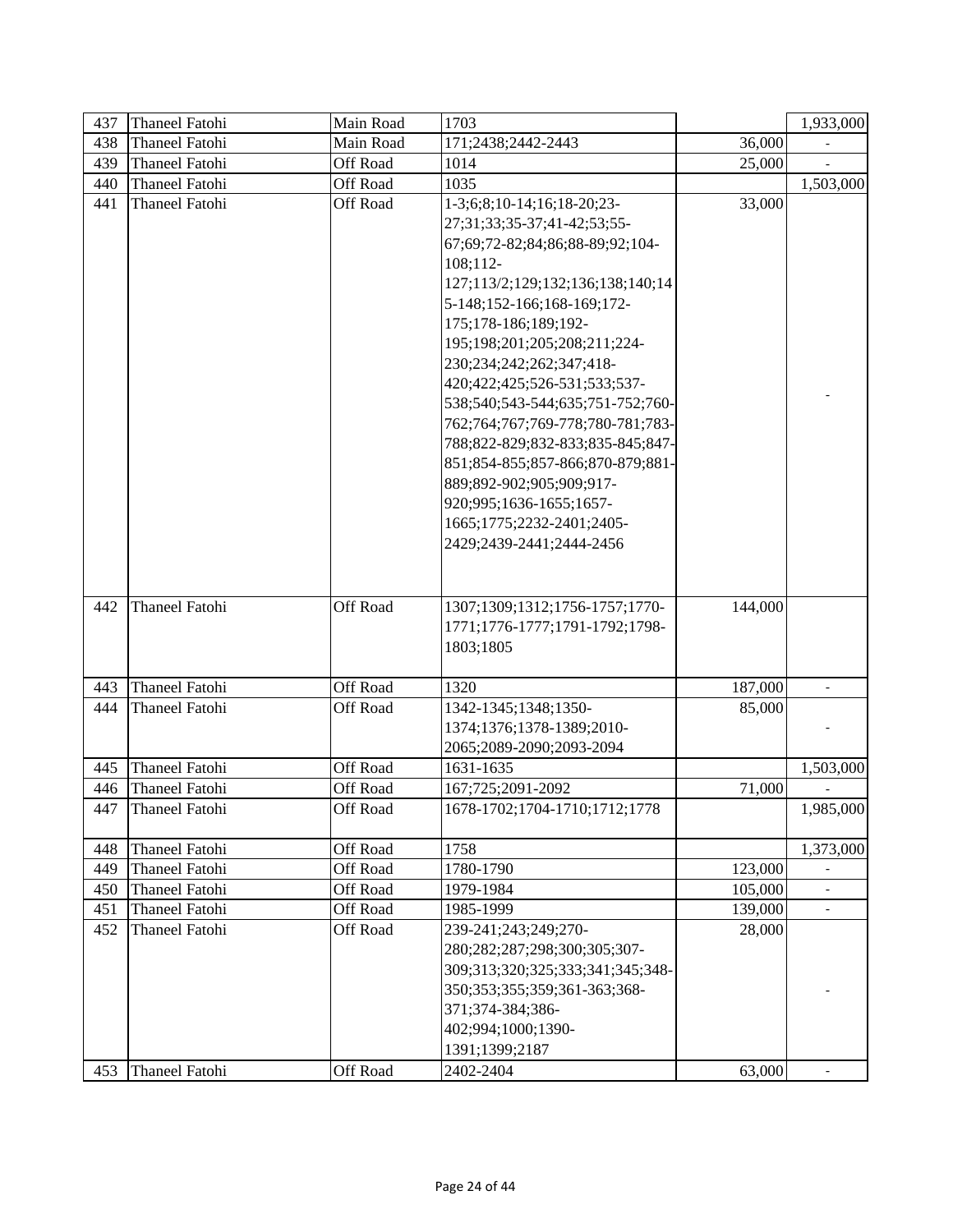| | | | | | |
|---|---|---|---|---|---|
| 437 | Thaneel Fatohi | Main Road | 1703 | | 1,933,000 |
| 438 | Thaneel Fatohi | Main Road | 171;2438;2442-2443 | 36,000 | - |
| 439 | Thaneel Fatohi | Off Road | 1014 | 25,000 | - |
| 440 | Thaneel Fatohi | Off Road | 1035 | | 1,503,000 |
| 441 | Thaneel Fatohi | Off Road | 1-3;6;8;10-14;16;18-20;23-27;31;33;35-37;41-42;53;55-67;69;72-82;84;86;88-89;92;104-108;112-127;113/2;129;132;136;138;140;145-148;152-166;168-169;172-175;178-186;189;192-195;198;201;205;208;211;224-230;234;242;262;347;418-420;422;425;526-531;533;537-538;540;543-544;635;751-752;760-762;764;767;769-778;780-781;783-788;822-829;832-833;835-845;847-851;854-855;857-866;870-879;881-889;892-902;905;909;917-920;995;1636-1655;1657-1665;1775;2232-2401;2405-2429;2439-2441;2444-2456 | 33,000 | - |
| 442 | Thaneel Fatohi | Off Road | 1307;1309;1312;1756-1757;1770-1771;1776-1777;1791-1792;1798-1803;1805 | 144,000 | |
| 443 | Thaneel Fatohi | Off Road | 1320 | 187,000 | - |
| 444 | Thaneel Fatohi | Off Road | 1342-1345;1348;1350-1374;1376;1378-1389;2010-2065;2089-2090;2093-2094 | 85,000 | - |
| 445 | Thaneel Fatohi | Off Road | 1631-1635 | | 1,503,000 |
| 446 | Thaneel Fatohi | Off Road | 167;725;2091-2092 | 71,000 | - |
| 447 | Thaneel Fatohi | Off Road | 1678-1702;1704-1710;1712;1778 | | 1,985,000 |
| 448 | Thaneel Fatohi | Off Road | 1758 | | 1,373,000 |
| 449 | Thaneel Fatohi | Off Road | 1780-1790 | 123,000 | - |
| 450 | Thaneel Fatohi | Off Road | 1979-1984 | 105,000 | - |
| 451 | Thaneel Fatohi | Off Road | 1985-1999 | 139,000 | - |
| 452 | Thaneel Fatohi | Off Road | 239-241;243;249;270-280;282;287;298;300;305;307-309;313;320;325;333;341;345;348-350;353;355;359;361-363;368-371;374-384;386-402;994;1000;1390-1391;1399;2187 | 28,000 | - |
| 453 | Thaneel Fatohi | Off Road | 2402-2404 | 63,000 | - |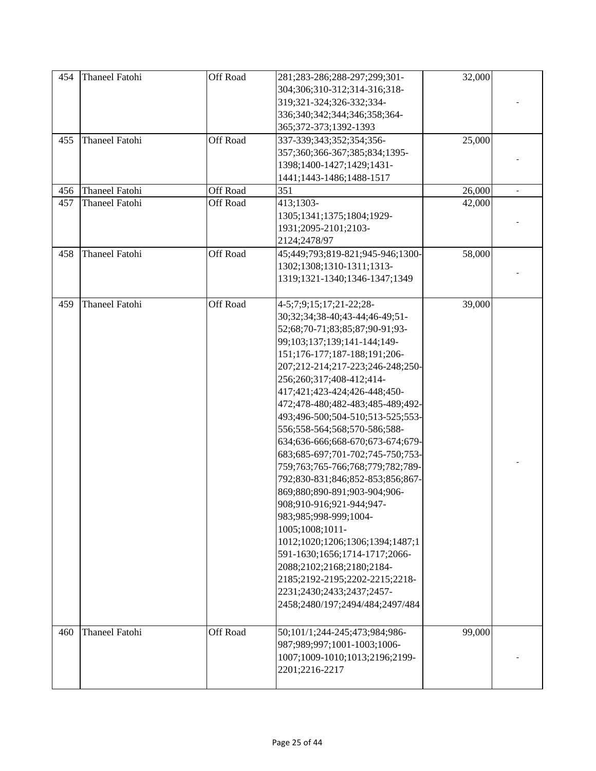| 454 | Thaneel Fatohi | Off Road | 281;283-286;288-297;299;301-304;306;310-312;314-316;318-319;321-324;326-332;334-336;340;342;344;346;358;364-365;372-373;1392-1393 | 32,000 | - |
|---|---|---|---|---|---|
| 455 | Thaneel Fatohi | Off Road | 337-339;343;352;354;356-357;360;366-367;385;834;1395-1398;1400-1427;1429;1431-1441;1443-1486;1488-1517 | 25,000 | - |
| 456 | Thaneel Fatohi | Off Road | 351 | 26,000 | - |
| 457 | Thaneel Fatohi | Off Road | 413;1303-1305;1341;1375;1804;1929-1931;2095-2101;2103-2124;2478/97 | 42,000 | - |
| 458 | Thaneel Fatohi | Off Road | 45;449;793;819-821;945-946;1300-1302;1308;1310-1311;1313-1319;1321-1340;1346-1347;1349 | 58,000 | - |
| 459 | Thaneel Fatohi | Off Road | 4-5;7;9;15;17;21-22;28-30;32;34;38-40;43-44;46-49;51-52;68;70-71;83;85;87;90-91;93-99;103;137;139;141-144;149-151;176-177;187-188;191;206-207;212-214;217-223;246-248;250-256;260;317;408-412;414-417;421;423-424;426-448;450-472;478-480;482-483;485-489;492-493;496-500;504-510;513-525;553-556;558-564;568;570-586;588-634;636-666;668-670;673-674;679-683;685-697;701-702;745-750;753-759;763;765-766;768;779;782;789-792;830-831;846;852-853;856;867-869;880;890-891;903-904;906-908;910-916;921-944;947-983;985;998-999;1004-1005;1008;1011-1012;1020;1206;1306;1394;1487;1591-1630;1656;1714-1717;2066-2088;2102;2168;2180;2184-2185;2192-2195;2202-2215;2218-2231;2430;2433;2437;2457-2458;2480/197;2494/484;2497/484 | 39,000 | - |
| 460 | Thaneel Fatohi | Off Road | 50;101/1;244-245;473;984;986-987;989;997;1001-1003;1006-1007;1009-1010;1013;2196;2199-2201;2216-2217 | 99,000 | - |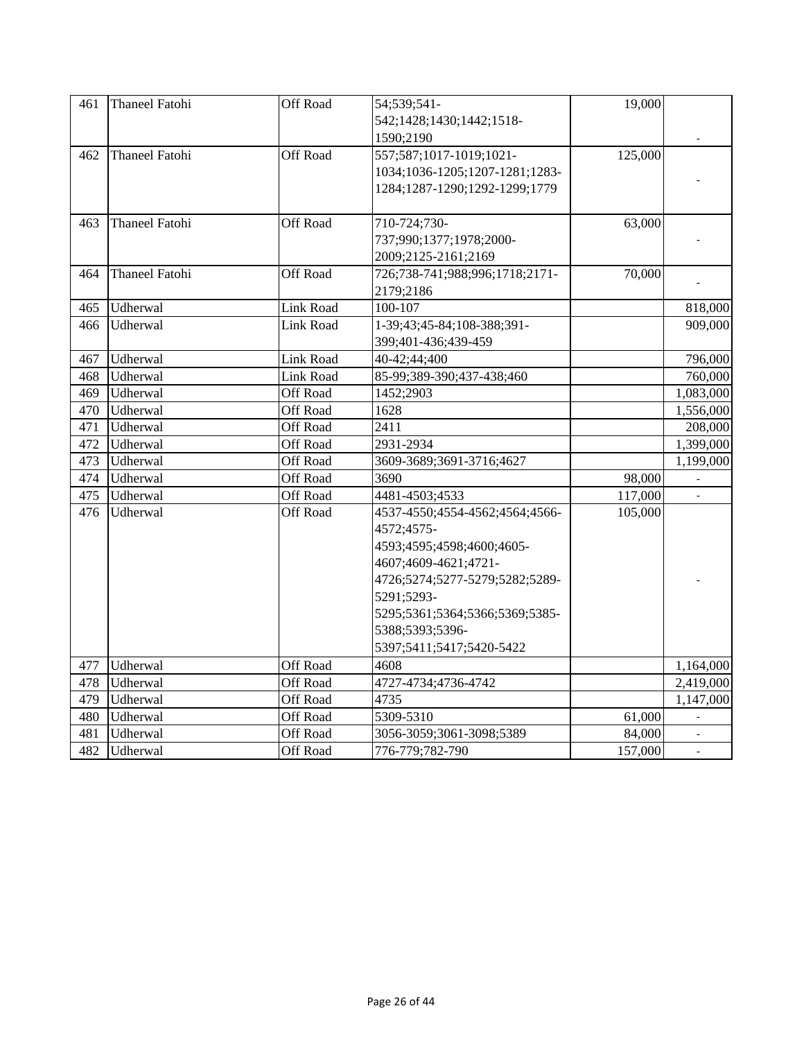| 461 | Thaneel Fatohi | Off Road | 54;539;541-542;1428;1430;1442;1518-1590;2190 | 19,000 | - |
|---|---|---|---|---|---|
| 462 | Thaneel Fatohi | Off Road | 557;587;1017-1019;1021-1034;1036-1205;1207-1281;1283-1284;1287-1290;1292-1299;1779 | 125,000 | - |
| 463 | Thaneel Fatohi | Off Road | 710-724;730-737;990;1377;1978;2000-2009;2125-2161;2169 | 63,000 | - |
| 464 | Thaneel Fatohi | Off Road | 726;738-741;988;996;1718;2171-2179;2186 | 70,000 | - |
| 465 | Udherwal | Link Road | 100-107 | | 818,000 |
| 466 | Udherwal | Link Road | 1-39;43;45-84;108-388;391-399;401-436;439-459 | | 909,000 |
| 467 | Udherwal | Link Road | 40-42;44;400 | | 796,000 |
| 468 | Udherwal | Link Road | 85-99;389-390;437-438;460 | | 760,000 |
| 469 | Udherwal | Off Road | 1452;2903 | | 1,083,000 |
| 470 | Udherwal | Off Road | 1628 | | 1,556,000 |
| 471 | Udherwal | Off Road | 2411 | | 208,000 |
| 472 | Udherwal | Off Road | 2931-2934 | | 1,399,000 |
| 473 | Udherwal | Off Road | 3609-3689;3691-3716;4627 | | 1,199,000 |
| 474 | Udherwal | Off Road | 3690 | 98,000 | - |
| 475 | Udherwal | Off Road | 4481-4503;4533 | 117,000 | - |
| 476 | Udherwal | Off Road | 4537-4550;4554-4562;4564;4566-4572;4575-4593;4595;4598;4600;4605-4607;4609-4621;4721-4726;5274;5277-5279;5282;5289-5291;5293-5295;5361;5364;5366;5369;5385-5388;5393;5396-5397;5411;5417;5420-5422 | 105,000 | - |
| 477 | Udherwal | Off Road | 4608 | | 1,164,000 |
| 478 | Udherwal | Off Road | 4727-4734;4736-4742 | | 2,419,000 |
| 479 | Udherwal | Off Road | 4735 | | 1,147,000 |
| 480 | Udherwal | Off Road | 5309-5310 | 61,000 | - |
| 481 | Udherwal | Off Road | 3056-3059;3061-3098;5389 | 84,000 | - |
| 482 | Udherwal | Off Road | 776-779;782-790 | 157,000 | - |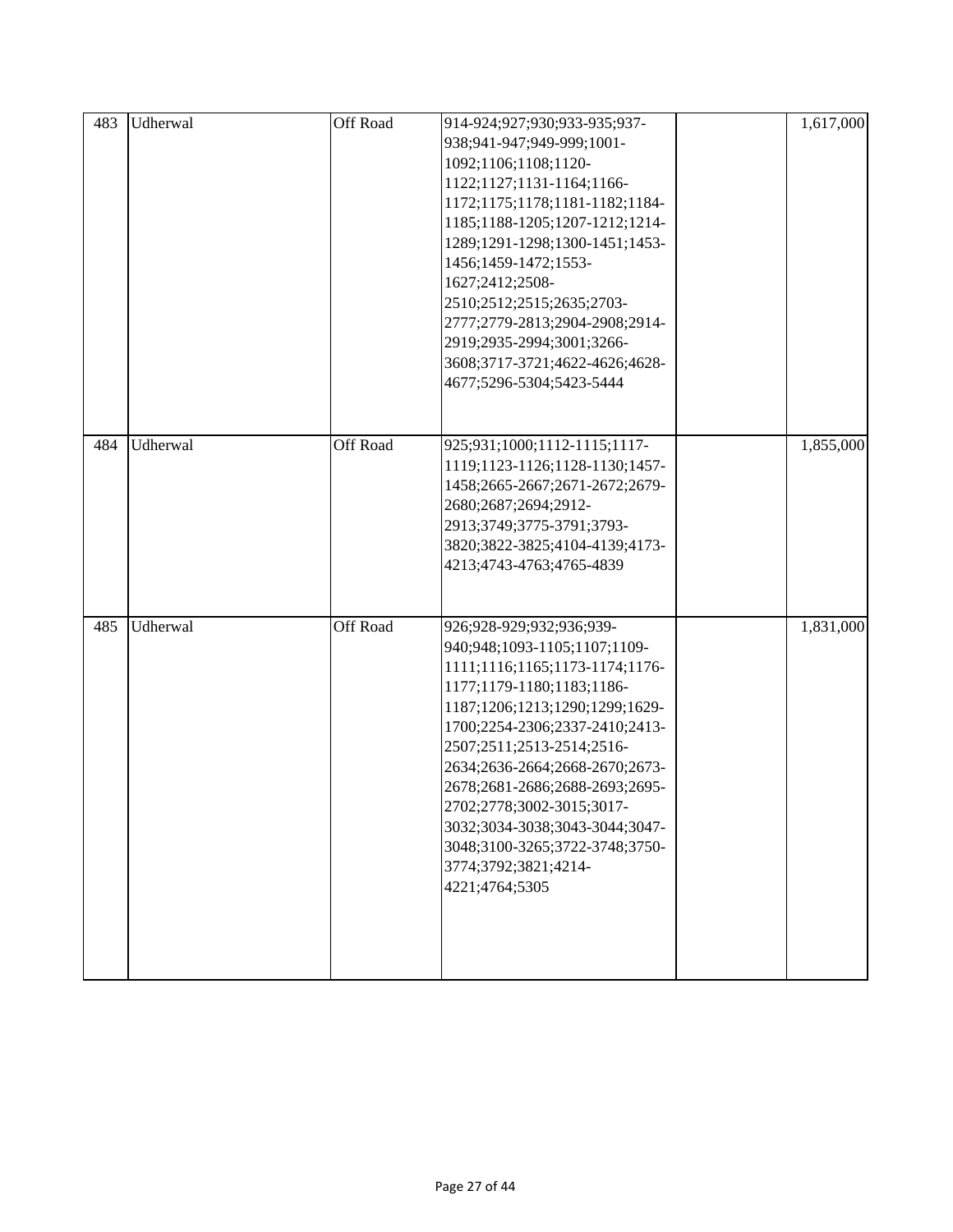| 483 | Udherwal | Off Road | 914-924;927;930;933-935;937-938;941-947;949-999;1001-1092;1106;1108;1120-1122;1127;1131-1164;1166-1172;1175;1178;1181-1182;1184-1185;1188-1205;1207-1212;1214-1289;1291-1298;1300-1451;1453-1456;1459-1472;1553-1627;2412;2508-2510;2512;2515;2635;2703-2777;2779-2813;2904-2908;2914-2919;2935-2994;3001;3266-3608;3717-3721;4622-4626;4628-4677;5296-5304;5423-5444 | | 1,617,000 |
|---|---|---|---|---|---|
| 484 | Udherwal | Off Road | 925;931;1000;1112-1115;1117-1119;1123-1126;1128-1130;1457-1458;2665-2667;2671-2672;2679-2680;2687;2694;2912-2913;3749;3775-3791;3793-3820;3822-3825;4104-4139;4173-4213;4743-4763;4765-4839 | | 1,855,000 |
| 485 | Udherwal | Off Road | 926;928-929;932;936;939-940;948;1093-1105;1107;1109-1111;1116;1165;1173-1174;1176-1177;1179-1180;1183;1186-1187;1206;1213;1290;1299;1629-1700;2254-2306;2337-2410;2413-2507;2511;2513-2514;2516-2634;2636-2664;2668-2670;2673-2678;2681-2686;2688-2693;2695-2702;2778;3002-3015;3017-3032;3034-3038;3043-3044;3047-3048;3100-3265;3722-3748;3750-3774;3792;3821;4214-4221;4764;5305 | | 1,831,000 |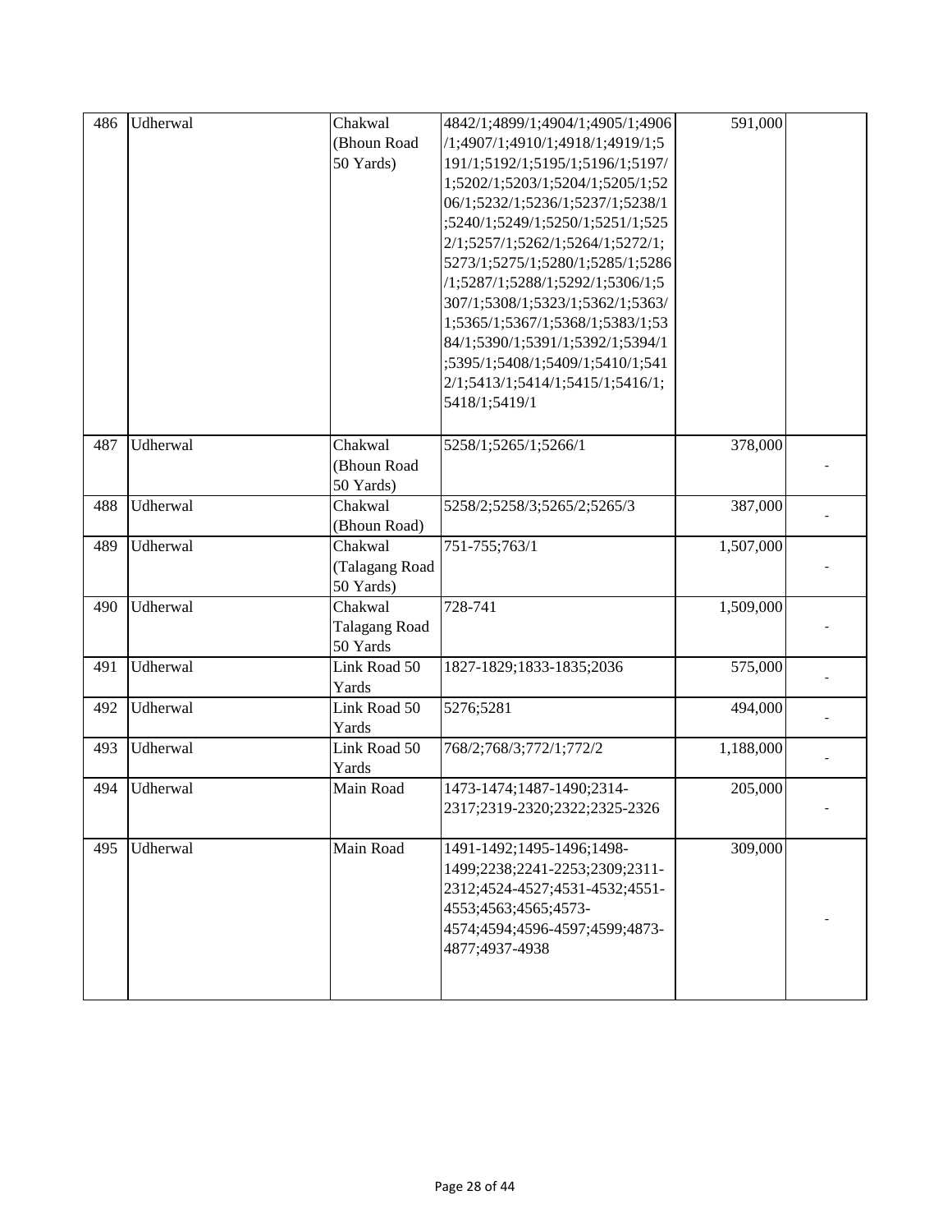| 486 | Udherwal | Chakwal (Bhoun Road 50 Yards) | 4842/1;4899/1;4904/1;4905/1;4906/1;4907/1;4910/1;4918/1;4919/1;5191/1;5192/1;5195/1;5196/1;5197/1;5202/1;5203/1;5204/1;5205/1;5206/1;5232/1;5236/1;5237/1;5238/1;5240/1;5249/1;5250/1;5251/1;5252/1;5257/1;5262/1;5264/1;5272/1;5273/1;5275/1;5280/1;5285/1;5286/1;5287/1;5288/1;5292/1;5306/1;5307/1;5308/1;5323/1;5362/1;5363/1;5365/1;5367/1;5368/1;5383/1;5384/1;5390/1;5391/1;5392/1;5394/1;5395/1;5408/1;5409/1;5410/1;5412/1;5413/1;5414/1;5415/1;5416/1;5418/1;5419/1 | 591,000 | |
|---|---|---|---|---|---|
| 487 | Udherwal | Chakwal (Bhoun Road 50 Yards) | 5258/1;5265/1;5266/1 | 378,000 | - |
| 488 | Udherwal | Chakwal (Bhoun Road) | 5258/2;5258/3;5265/2;5265/3 | 387,000 | - |
| 489 | Udherwal | Chakwal (Talagang Road 50 Yards) | 751-755;763/1 | 1,507,000 | - |
| 490 | Udherwal | Chakwal Talagang Road 50 Yards | 728-741 | 1,509,000 | - |
| 491 | Udherwal | Link Road 50 Yards | 1827-1829;1833-1835;2036 | 575,000 | - |
| 492 | Udherwal | Link Road 50 Yards | 5276;5281 | 494,000 | - |
| 493 | Udherwal | Link Road 50 Yards | 768/2;768/3;772/1;772/2 | 1,188,000 | - |
| 494 | Udherwal | Main Road | 1473-1474;1487-1490;2314-2317;2319-2320;2322;2325-2326 | 205,000 | - |
| 495 | Udherwal | Main Road | 1491-1492;1495-1496;1498-1499;2238;2241-2253;2309;2311-2312;4524-4527;4531-4532;4551-4553;4563;4565;4573-4574;4594;4596-4597;4599;4873-4877;4937-4938 | 309,000 | - |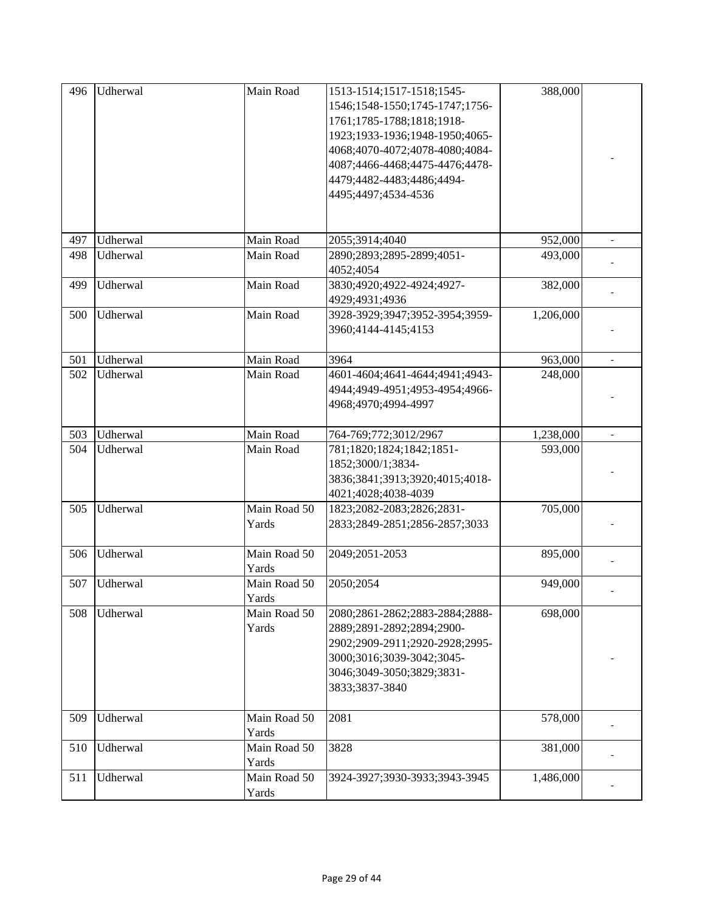| 496 | Udherwal | Main Road | 1513-1514;1517-1518;1545-1546;1548-1550;1745-1747;1756-1761;1785-1788;1818;1918-1923;1933-1936;1948-1950;4065-4068;4070-4072;4078-4080;4084-4087;4466-4468;4475-4476;4478-4479;4482-4483;4486;4494-4495;4497;4534-4536 | 388,000 | - |
|---|---|---|---|---|---|
| 497 | Udherwal | Main Road | 2055;3914;4040 | 952,000 | - |
| 498 | Udherwal | Main Road | 2890;2893;2895-2899;4051-4052;4054 | 493,000 | - |
| 499 | Udherwal | Main Road | 3830;4920;4922-4924;4927-4929;4931;4936 | 382,000 | - |
| 500 | Udherwal | Main Road | 3928-3929;3947;3952-3954;3959-3960;4144-4145;4153 | 1,206,000 | - |
| 501 | Udherwal | Main Road | 3964 | 963,000 | - |
| 502 | Udherwal | Main Road | 4601-4604;4641-4644;4941;4943-4944;4949-4951;4953-4954;4966-4968;4970;4994-4997 | 248,000 | - |
| 503 | Udherwal | Main Road | 764-769;772;3012/2967 | 1,238,000 | - |
| 504 | Udherwal | Main Road | 781;1820;1824;1842;1851-1852;3000/1;3834-3836;3841;3913;3920;4015;4018-4021;4028;4038-4039 | 593,000 | - |
| 505 | Udherwal | Main Road 50 Yards | 1823;2082-2083;2826;2831-2833;2849-2851;2856-2857;3033 | 705,000 | - |
| 506 | Udherwal | Main Road 50 Yards | 2049;2051-2053 | 895,000 | - |
| 507 | Udherwal | Main Road 50 Yards | 2050;2054 | 949,000 | - |
| 508 | Udherwal | Main Road 50 Yards | 2080;2861-2862;2883-2884;2888-2889;2891-2892;2894;2900-2902;2909-2911;2920-2928;2995-3000;3016;3039-3042;3045-3046;3049-3050;3829;3831-3833;3837-3840 | 698,000 | - |
| 509 | Udherwal | Main Road 50 Yards | 2081 | 578,000 | - |
| 510 | Udherwal | Main Road 50 Yards | 3828 | 381,000 | - |
| 511 | Udherwal | Main Road 50 Yards | 3924-3927;3930-3933;3943-3945 | 1,486,000 | - |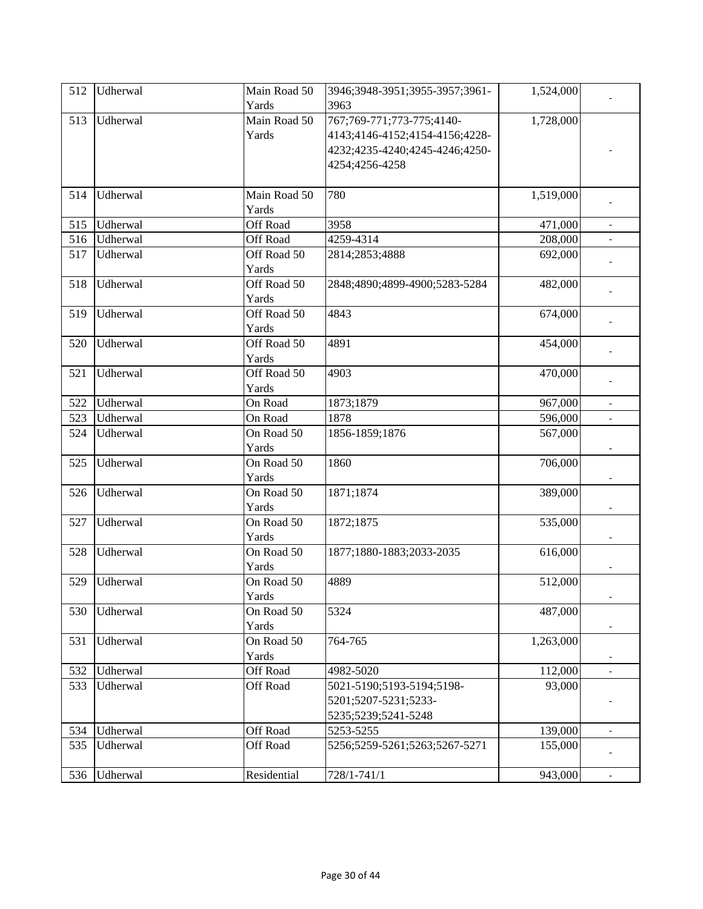| 512 | Udherwal | Main Road 50 Yards | 3946;3948-3951;3955-3957;3961-3963 | 1,524,000 | - |
|---|---|---|---|---|---|
| 513 | Udherwal | Main Road 50 Yards | 767;769-771;773-775;4140-4143;4146-4152;4154-4156;4228-4232;4235-4240;4245-4246;4250-4254;4256-4258 | 1,728,000 | - |
| 514 | Udherwal | Main Road 50 Yards | 780 | 1,519,000 | - |
| 515 | Udherwal | Off Road | 3958 | 471,000 | - |
| 516 | Udherwal | Off Road | 4259-4314 | 208,000 | - |
| 517 | Udherwal | Off Road 50 Yards | 2814;2853;4888 | 692,000 | - |
| 518 | Udherwal | Off Road 50 Yards | 2848;4890;4899-4900;5283-5284 | 482,000 | - |
| 519 | Udherwal | Off Road 50 Yards | 4843 | 674,000 | - |
| 520 | Udherwal | Off Road 50 Yards | 4891 | 454,000 | - |
| 521 | Udherwal | Off Road 50 Yards | 4903 | 470,000 | - |
| 522 | Udherwal | On Road | 1873;1879 | 967,000 | - |
| 523 | Udherwal | On Road | 1878 | 596,000 | - |
| 524 | Udherwal | On Road 50 Yards | 1856-1859;1876 | 567,000 | - |
| 525 | Udherwal | On Road 50 Yards | 1860 | 706,000 | - |
| 526 | Udherwal | On Road 50 Yards | 1871;1874 | 389,000 | - |
| 527 | Udherwal | On Road 50 Yards | 1872;1875 | 535,000 | - |
| 528 | Udherwal | On Road 50 Yards | 1877;1880-1883;2033-2035 | 616,000 | - |
| 529 | Udherwal | On Road 50 Yards | 4889 | 512,000 | - |
| 530 | Udherwal | On Road 50 Yards | 5324 | 487,000 | - |
| 531 | Udherwal | On Road 50 Yards | 764-765 | 1,263,000 | - |
| 532 | Udherwal | Off Road | 4982-5020 | 112,000 | - |
| 533 | Udherwal | Off Road | 5021-5190;5193-5194;5198-5201;5207-5231;5233-5235;5239;5241-5248 | 93,000 | - |
| 534 | Udherwal | Off Road | 5253-5255 | 139,000 | - |
| 535 | Udherwal | Off Road | 5256;5259-5261;5263;5267-5271 | 155,000 | - |
| 536 | Udherwal | Residential | 728/1-741/1 | 943,000 | - |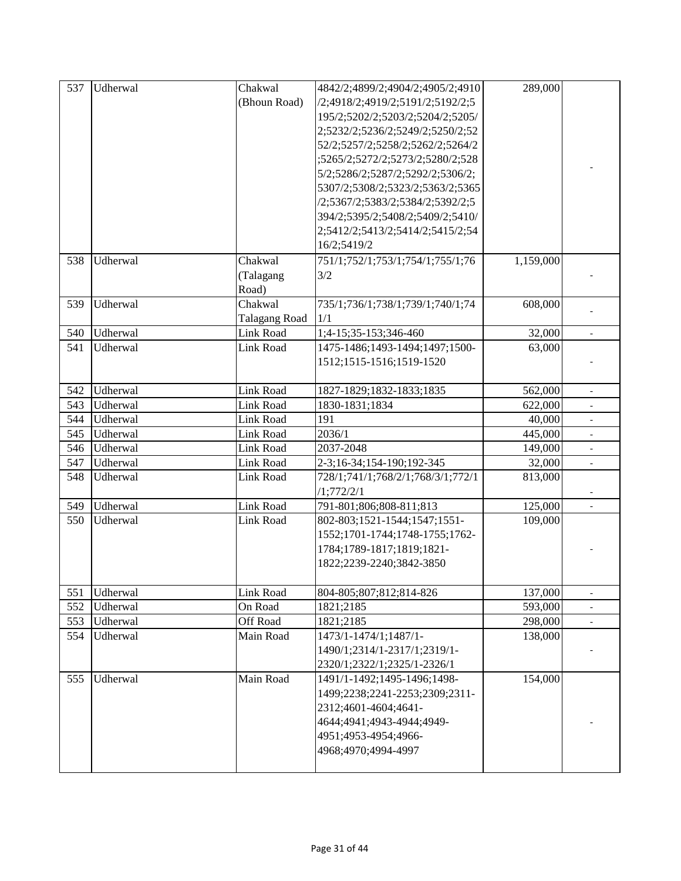| 537 | Udherwal | Chakwal (Bhoun Road) | 4842/2;4899/2;4904/2;4905/2;4910/2;4918/2;4919/2;5191/2;5192/2;5195/2;5202/2;5203/2;5204/2;5205/2;5232/2;5236/2;5249/2;5250/2;5252/2;5257/2;5258/2;5262/2;5264/2;5265/2;5272/2;5273/2;5280/2;5285/2;5286/2;5287/2;5292/2;5306/2;5307/2;5308/2;5323/2;5363/2;5365/2;5367/2;5383/2;5384/2;5392/2;5394/2;5395/2;5408/2;5409/2;5410/2;5412/2;5413/2;5414/2;5415/2;5416/2;5419/2 | 289,000 | - |
|---|---|---|---|---|---|
| 538 | Udherwal | Chakwal (Talagang Road) | 751/1;752/1;753/1;754/1;755/1;763/2 | 1,159,000 | - |
| 539 | Udherwal | Chakwal Talagang Road | 735/1;736/1;738/1;739/1;740/1;741/1 | 608,000 | - |
| 540 | Udherwal | Link Road | 1;4-15;35-153;346-460 | 32,000 | - |
| 541 | Udherwal | Link Road | 1475-1486;1493-1494;1497;1500-1512;1515-1516;1519-1520 | 63,000 | - |
| 542 | Udherwal | Link Road | 1827-1829;1832-1833;1835 | 562,000 | - |
| 543 | Udherwal | Link Road | 1830-1831;1834 | 622,000 | - |
| 544 | Udherwal | Link Road | 191 | 40,000 | - |
| 545 | Udherwal | Link Road | 2036/1 | 445,000 | - |
| 546 | Udherwal | Link Road | 2037-2048 | 149,000 | - |
| 547 | Udherwal | Link Road | 2-3;16-34;154-190;192-345 | 32,000 | - |
| 548 | Udherwal | Link Road | 728/1;741/1;768/2/1;768/3/1;772/1/1;772/2/1 | 813,000 | - |
| 549 | Udherwal | Link Road | 791-801;806;808-811;813 | 125,000 | - |
| 550 | Udherwal | Link Road | 802-803;1521-1544;1547;1551-1552;1701-1744;1748-1755;1762-1784;1789-1817;1819;1821-1822;2239-2240;3842-3850 | 109,000 | - |
| 551 | Udherwal | Link Road | 804-805;807;812;814-826 | 137,000 | - |
| 552 | Udherwal | On Road | 1821;2185 | 593,000 | - |
| 553 | Udherwal | Off Road | 1821;2185 | 298,000 | - |
| 554 | Udherwal | Main Road | 1473/1-1474/1;1487/1-1490/1;2314/1-2317/1;2319/1-2320/1;2322/1;2325/1-2326/1 | 138,000 | - |
| 555 | Udherwal | Main Road | 1491/1-1492;1495-1496;1498-1499;2238;2241-2253;2309;2311-2312;4601-4604;4641-4644;4941;4943-4944;4949-4951;4953-4954;4966-4968;4970;4994-4997 | 154,000 | - |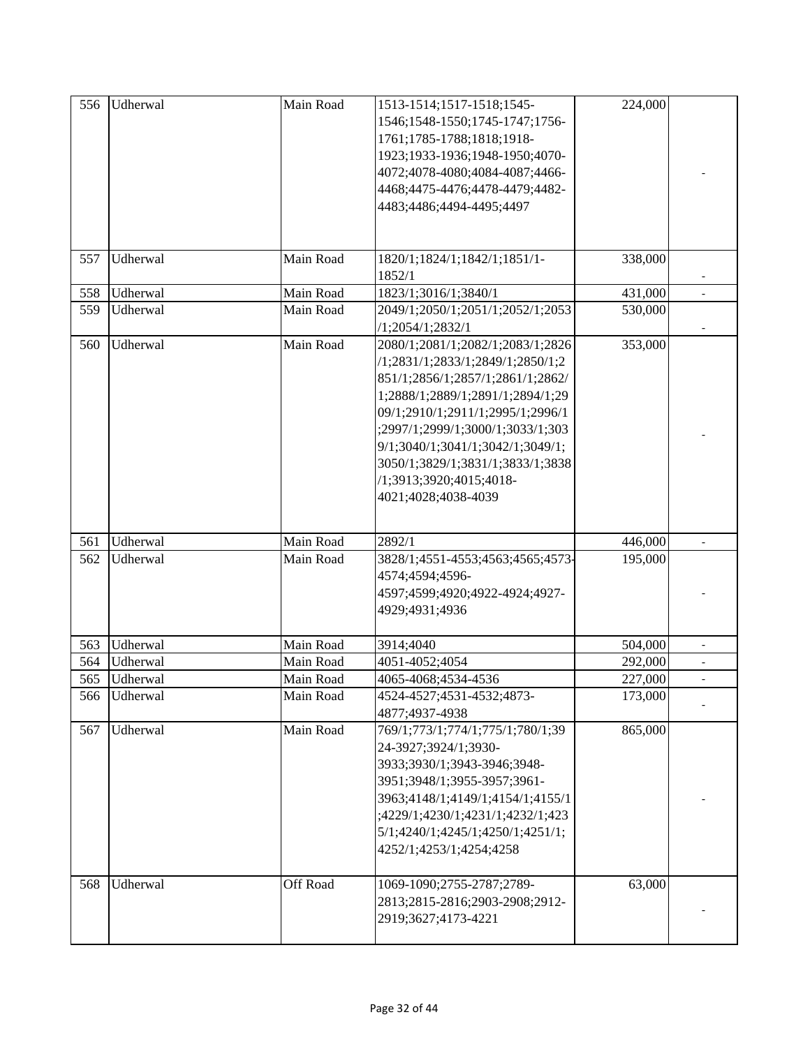| 556 | Udherwal | Main Road | 1513-1514;1517-1518;1545-1546;1548-1550;1745-1747;1756-1761;1785-1788;1818;1918-1923;1933-1936;1948-1950;4070-4072;4078-4080;4084-4087;4466-4468;4475-4476;4478-4479;4482-4483;4486;4494-4495;4497 | 224,000 | - |
|---|---|---|---|---|---|
| 557 | Udherwal | Main Road | 1820/1;1824/1;1842/1;1851/1-1852/1 | 338,000 | - |
| 558 | Udherwal | Main Road | 1823/1;3016/1;3840/1 | 431,000 | - |
| 559 | Udherwal | Main Road | 2049/1;2050/1;2051/1;2052/1;2053/1;2054/1;2832/1 | 530,000 | - |
| 560 | Udherwal | Main Road | 2080/1;2081/1;2082/1;2083/1;2826/1;2831/1;2833/1;2849/1;2850/1;2851/1;2856/1;2857/1;2861/1;2862/1;2888/1;2889/1;2891/1;2894/1;2909/1;2910/1;2911/1;2995/1;2996/1;2997/1;2999/1;3000/1;3033/1;3039/1;3040/1;3041/1;3042/1;3049/1;3050/1;3829/1;3831/1;3833/1;3838/1;3913;3920;4015;4018-4021;4028;4038-4039 | 353,000 | - |
| 561 | Udherwal | Main Road | 2892/1 | 446,000 | - |
| 562 | Udherwal | Main Road | 3828/1;4551-4553;4563;4565;4573-4574;4594;4596-4597;4599;4920;4922-4924;4927-4929;4931;4936 | 195,000 | - |
| 563 | Udherwal | Main Road | 3914;4040 | 504,000 | - |
| 564 | Udherwal | Main Road | 4051-4052;4054 | 292,000 | - |
| 565 | Udherwal | Main Road | 4065-4068;4534-4536 | 227,000 | - |
| 566 | Udherwal | Main Road | 4524-4527;4531-4532;4873-4877;4937-4938 | 173,000 | - |
| 567 | Udherwal | Main Road | 769/1;773/1;774/1;775/1;780/1;3924-3927;3924/1;3930-3933;3930/1;3943-3946;3948-3951;3948/1;3955-3957;3961-3963;4148/1;4149/1;4154/1;4155/1;4229/1;4230/1;4231/1;4232/1;4235/1;4240/1;4245/1;4250/1;4251/1;4252/1;4253/1;4254;4258 | 865,000 | - |
| 568 | Udherwal | Off Road | 1069-1090;2755-2787;2789-2813;2815-2816;2903-2908;2912-2919;3627;4173-4221 | 63,000 | - |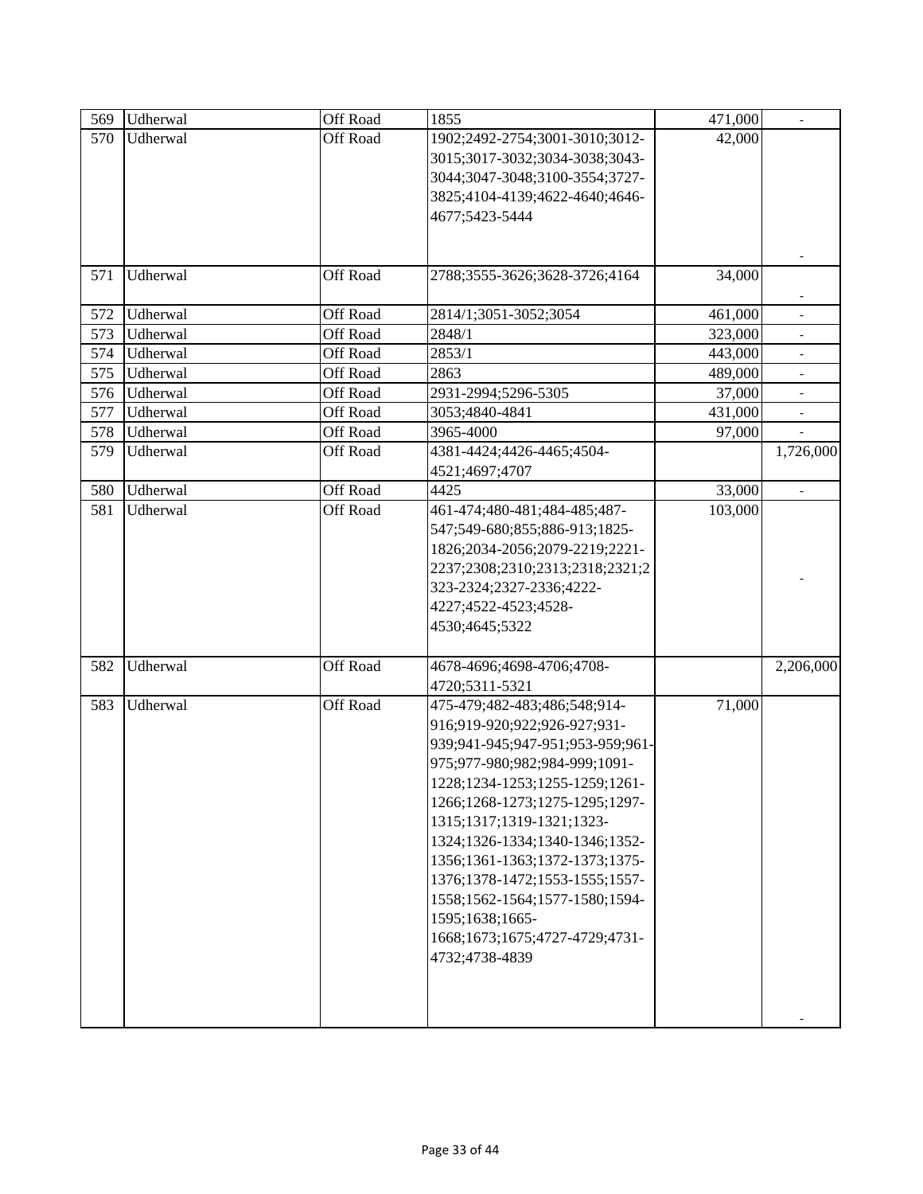| 569 | Udherwal | Off Road | 1855 | 471,000 | - |
|---|---|---|---|---|---|
| 570 | Udherwal | Off Road | 1902;2492-2754;3001-3010;3012-3015;3017-3032;3034-3038;3043-3044;3047-3048;3100-3554;3727-3825;4104-4139;4622-4640;4646-4677;5423-5444 | 42,000 | - |
| 571 | Udherwal | Off Road | 2788;3555-3626;3628-3726;4164 | 34,000 | - |
| 572 | Udherwal | Off Road | 2814/1;3051-3052;3054 | 461,000 | - |
| 573 | Udherwal | Off Road | 2848/1 | 323,000 | - |
| 574 | Udherwal | Off Road | 2853/1 | 443,000 | - |
| 575 | Udherwal | Off Road | 2863 | 489,000 | - |
| 576 | Udherwal | Off Road | 2931-2994;5296-5305 | 37,000 | - |
| 577 | Udherwal | Off Road | 3053;4840-4841 | 431,000 | - |
| 578 | Udherwal | Off Road | 3965-4000 | 97,000 | - |
| 579 | Udherwal | Off Road | 4381-4424;4426-4465;4504-4521;4697;4707 | | 1,726,000 |
| 580 | Udherwal | Off Road | 4425 | 33,000 | - |
| 581 | Udherwal | Off Road | 461-474;480-481;484-485;487-547;549-680;855;886-913;1825-1826;2034-2056;2079-2219;2221-2237;2308;2310;2313;2318;2321;2323-2324;2327-2336;4222-4227;4522-4523;4528-4530;4645;5322 | 103,000 | - |
| 582 | Udherwal | Off Road | 4678-4696;4698-4706;4708-4720;5311-5321 | | 2,206,000 |
| 583 | Udherwal | Off Road | 475-479;482-483;486;548;914-916;919-920;922;926-927;931-939;941-945;947-951;953-959;961-975;977-980;982;984-999;1091-1228;1234-1253;1255-1259;1261-1266;1268-1273;1275-1295;1297-1315;1317;1319-1321;1323-1324;1326-1334;1340-1346;1352-1356;1361-1363;1372-1373;1375-1376;1378-1472;1553-1555;1557-1558;1562-1564;1577-1580;1594-1595;1638;1665-1668;1673;1675;4727-4729;4731-4732;4738-4839 | 71,000 | - |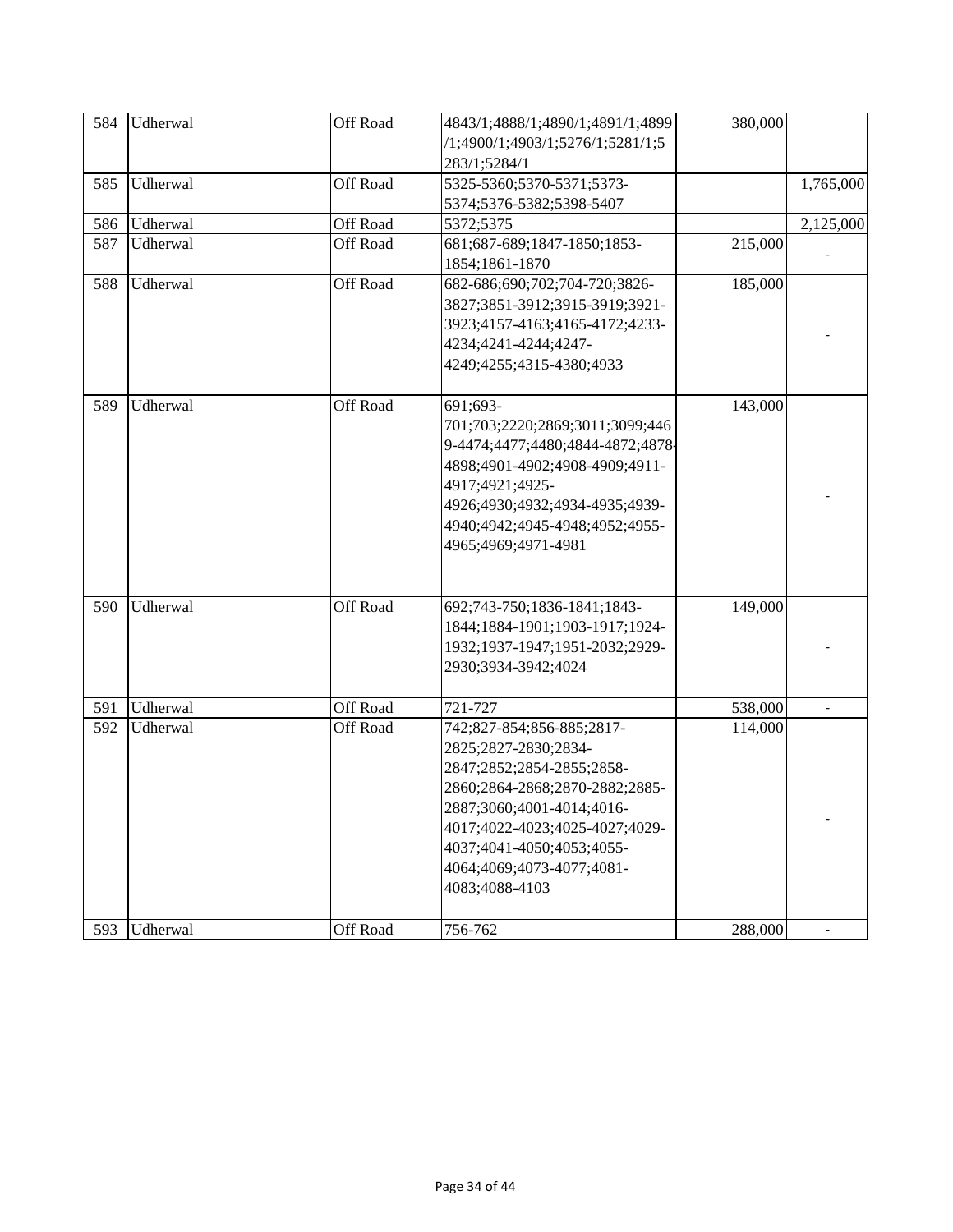| 584 | Udherwal | Off Road | 4843/1;4888/1;4890/1;4891/1;4899/1;4900/1;4903/1;5276/1;5281/1;5283/1;5284/1 | 380,000 | |
|---|---|---|---|---|---|
| 585 | Udherwal | Off Road | 5325-5360;5370-5371;5373-5374;5376-5382;5398-5407 | | 1,765,000 |
| 586 | Udherwal | Off Road | 5372;5375 | | 2,125,000 |
| 587 | Udherwal | Off Road | 681;687-689;1847-1850;1853-1854;1861-1870 | 215,000 | - |
| 588 | Udherwal | Off Road | 682-686;690;702;704-720;3826-3827;3851-3912;3915-3919;3921-3923;4157-4163;4165-4172;4233-4234;4241-4244;4247-4249;4255;4315-4380;4933 | 185,000 | - |
| 589 | Udherwal | Off Road | 691;693-701;703;2220;2869;3011;3099;4469-4474;4477;4480;4844-4872;4878-4898;4901-4902;4908-4909;4911-4917;4921;4925-4926;4930;4932;4934-4935;4939-4940;4942;4945-4948;4952;4955-4965;4969;4971-4981 | 143,000 | - |
| 590 | Udherwal | Off Road | 692;743-750;1836-1841;1843-1844;1884-1901;1903-1917;1924-1932;1937-1947;1951-2032;2929-2930;3934-3942;4024 | 149,000 | - |
| 591 | Udherwal | Off Road | 721-727 | 538,000 | - |
| 592 | Udherwal | Off Road | 742;827-854;856-885;2817-2825;2827-2830;2834-2847;2852;2854-2855;2858-2860;2864-2868;2870-2882;2885-2887;3060;4001-4014;4016-4017;4022-4023;4025-4027;4029-4037;4041-4050;4053;4055-4064;4069;4073-4077;4081-4083;4088-4103 | 114,000 | - |
| 593 | Udherwal | Off Road | 756-762 | 288,000 | - |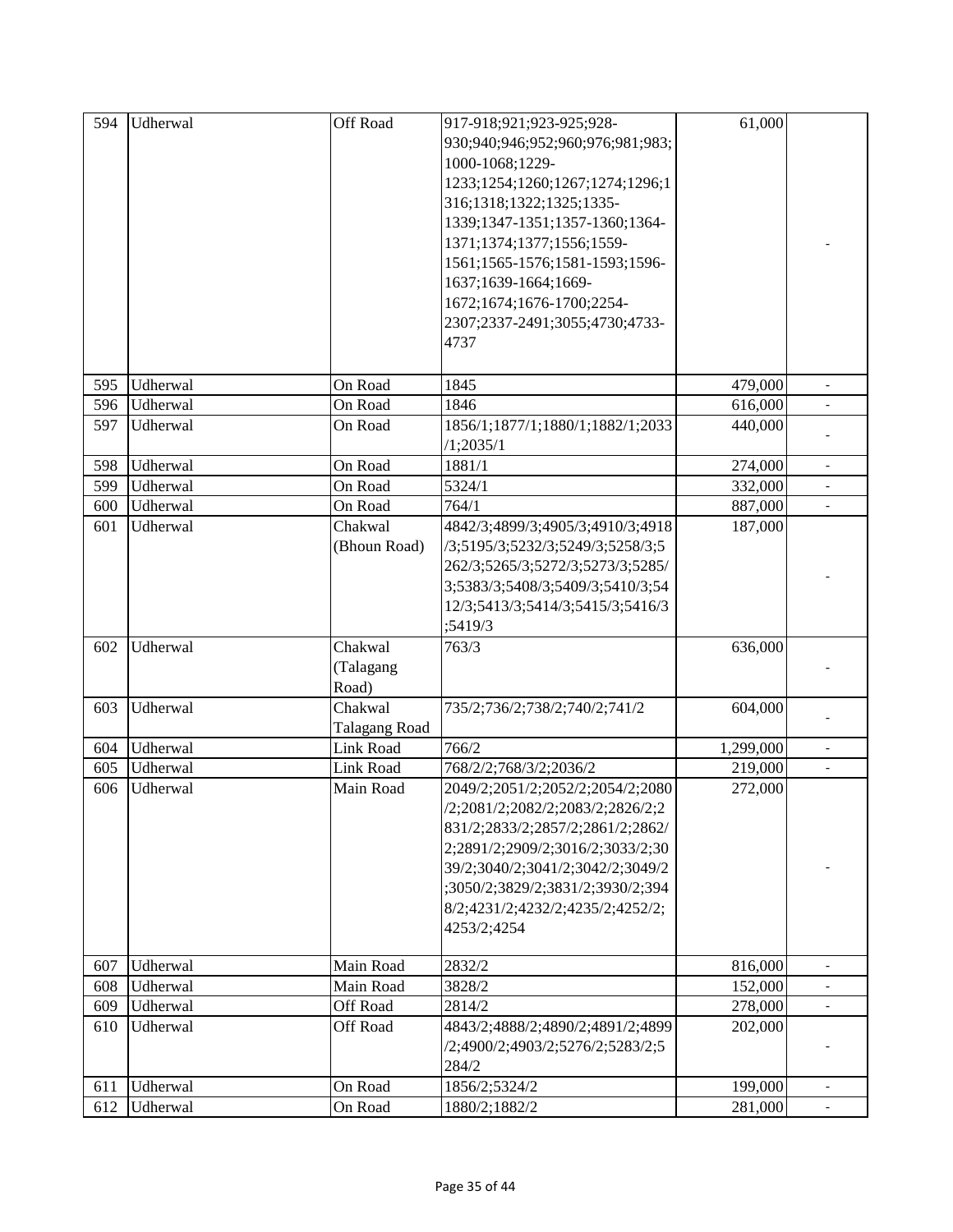| 594 | Udherwal | Off Road | 917-918;921;923-925;928-930;940;946;952;960;976;981;983;1000-1068;1229-1233;1254;1260;1267;1274;1296;1316;1318;1322;1325;1335-1339;1347-1351;1357-1360;1364-1371;1374;1377;1556;1559-1561;1565-1576;1581-1593;1596-1637;1639-1664;1669-1672;1674;1676-1700;2254-2307;2337-2491;3055;4730;4733-4737 | 61,000 | - |
|---|---|---|---|---|---|
| 595 | Udherwal | On Road | 1845 | 479,000 | - |
| 596 | Udherwal | On Road | 1846 | 616,000 | - |
| 597 | Udherwal | On Road | 1856/1;1877/1;1880/1;1882/1;2033/1;2035/1 | 440,000 | - |
| 598 | Udherwal | On Road | 1881/1 | 274,000 | - |
| 599 | Udherwal | On Road | 5324/1 | 332,000 | - |
| 600 | Udherwal | On Road | 764/1 | 887,000 | - |
| 601 | Udherwal | Chakwal (Bhoun Road) | 4842/3;4899/3;4905/3;4910/3;4918/3;5195/3;5232/3;5249/3;5258/3;5262/3;5265/3;5272/3;5273/3;5285/3;5383/3;5408/3;5409/3;5410/3;5412/3;5413/3;5414/3;5415/3;5416/3;5419/3 | 187,000 | - |
| 602 | Udherwal | Chakwal (Talagang Road) | 763/3 | 636,000 | - |
| 603 | Udherwal | Chakwal Talagang Road | 735/2;736/2;738/2;740/2;741/2 | 604,000 | - |
| 604 | Udherwal | Link Road | 766/2 | 1,299,000 | - |
| 605 | Udherwal | Link Road | 768/2/2;768/3/2;2036/2 | 219,000 | - |
| 606 | Udherwal | Main Road | 2049/2;2051/2;2052/2;2054/2;2080/2;2081/2;2082/2;2083/2;2826/2;2831/2;2833/2;2857/2;2861/2;2862/2;2891/2;2909/2;3016/2;3033/2;3039/2;3040/2;3041/2;3042/2;3049/2;3050/2;3829/2;3831/2;3930/2;3948/2;4231/2;4232/2;4235/2;4252/2;4253/2;4254 | 272,000 | - |
| 607 | Udherwal | Main Road | 2832/2 | 816,000 | - |
| 608 | Udherwal | Main Road | 3828/2 | 152,000 | - |
| 609 | Udherwal | Off Road | 2814/2 | 278,000 | - |
| 610 | Udherwal | Off Road | 4843/2;4888/2;4890/2;4891/2;4899/2;4900/2;4903/2;5276/2;5283/2;5284/2 | 202,000 | - |
| 611 | Udherwal | On Road | 1856/2;5324/2 | 199,000 | - |
| 612 | Udherwal | On Road | 1880/2;1882/2 | 281,000 | - |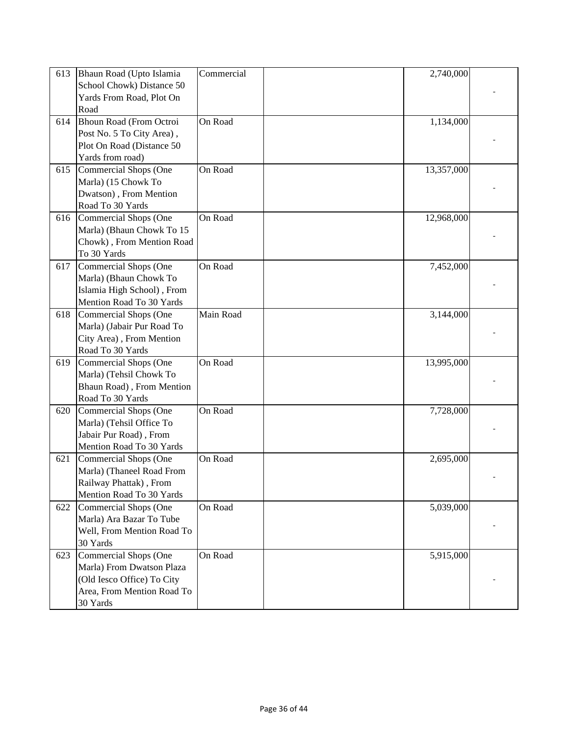| | | | | | |
|---|---|---|---|---|---|
| 613 | Bhaun Road (Upto Islamia School Chowk) Distance 50 Yards From Road, Plot On Road | Commercial | | 2,740,000 | - |
| 614 | Bhoun Road (From Octroi Post No. 5 To City Area) , Plot On Road (Distance 50 Yards from road) | On Road | | 1,134,000 | - |
| 615 | Commercial Shops (One Marla) (15 Chowk To Dwatson) , From Mention Road To 30 Yards | On Road | | 13,357,000 | - |
| 616 | Commercial Shops (One Marla) (Bhaun Chowk To 15 Chowk) , From Mention Road To 30 Yards | On Road | | 12,968,000 | - |
| 617 | Commercial Shops (One Marla) (Bhaun Chowk To Islamia High School) , From Mention Road To 30 Yards | On Road | | 7,452,000 | - |
| 618 | Commercial Shops (One Marla) (Jabair Pur Road To City Area) , From Mention Road To 30 Yards | Main Road | | 3,144,000 | - |
| 619 | Commercial Shops (One Marla) (Tehsil Chowk To Bhaun Road) , From Mention Road To 30 Yards | On Road | | 13,995,000 | - |
| 620 | Commercial Shops (One Marla) (Tehsil Office To Jabair Pur Road) , From Mention Road To 30 Yards | On Road | | 7,728,000 | - |
| 621 | Commercial Shops (One Marla) (Thaneel Road From Railway Phattak) , From Mention Road To 30 Yards | On Road | | 2,695,000 | - |
| 622 | Commercial Shops (One Marla) Ara Bazar To Tube Well, From Mention Road To 30 Yards | On Road | | 5,039,000 | - |
| 623 | Commercial Shops (One Marla) From Dwatson Plaza (Old Iesco Office) To City Area, From Mention Road To 30 Yards | On Road | | 5,915,000 | - |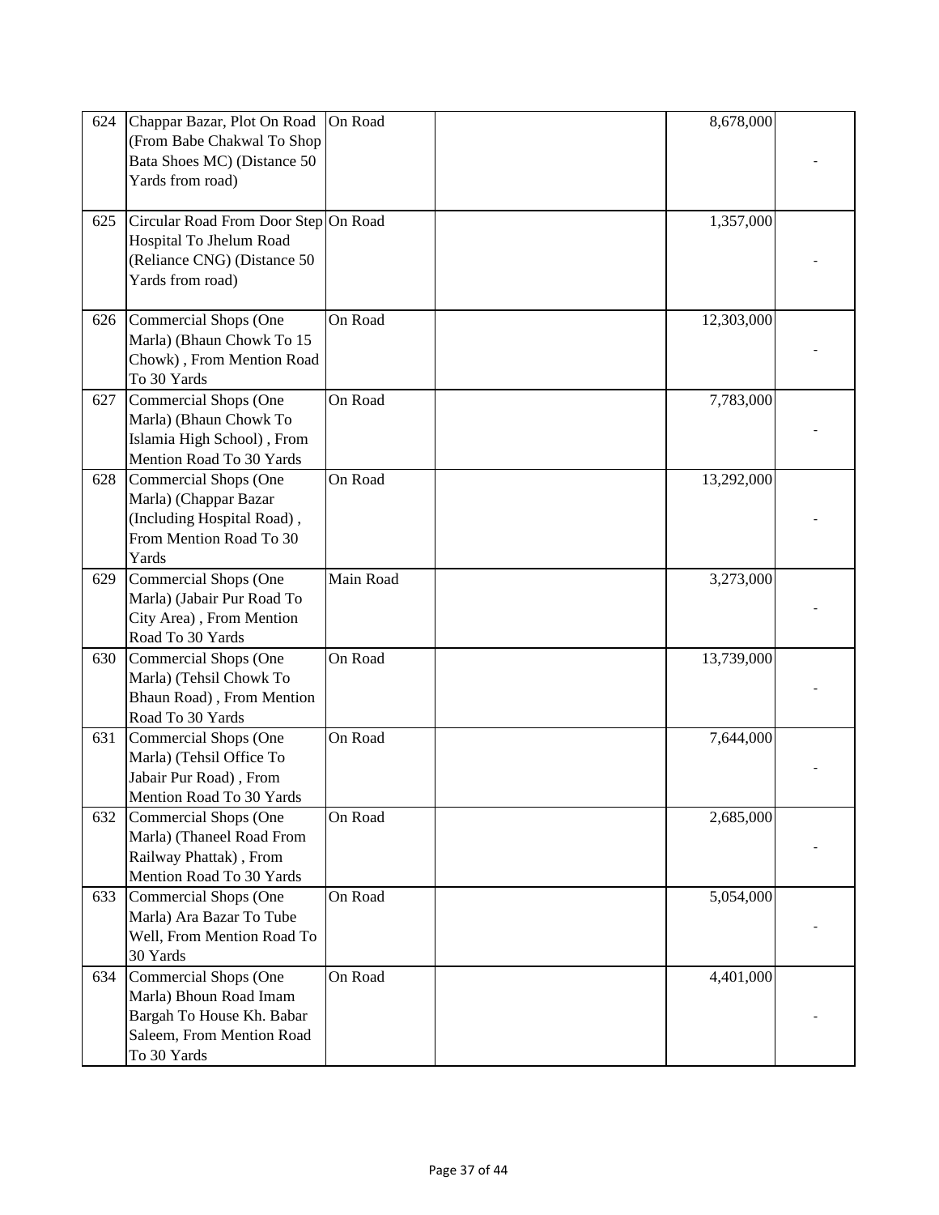| | | | | | |
|---|---|---|---|---|---|
| 624 | Chappar Bazar, Plot On Road (From Babe Chakwal To Shop Bata Shoes MC) (Distance 50 Yards from road) | On Road | | 8,678,000 | - |
| 625 | Circular Road From Door Step Hospital To Jhelum Road (Reliance CNG) (Distance 50 Yards from road) | On Road | | 1,357,000 | - |
| 626 | Commercial Shops (One Marla) (Bhaun Chowk To 15 Chowk) , From Mention Road To 30 Yards | On Road | | 12,303,000 | - |
| 627 | Commercial Shops (One Marla) (Bhaun Chowk To Islamia High School) , From Mention Road To 30 Yards | On Road | | 7,783,000 | - |
| 628 | Commercial Shops (One Marla) (Chappar Bazar (Including Hospital Road) , From Mention Road To 30 Yards | On Road | | 13,292,000 | - |
| 629 | Commercial Shops (One Marla) (Jabair Pur Road To City Area) , From Mention Road To 30 Yards | Main Road | | 3,273,000 | - |
| 630 | Commercial Shops (One Marla) (Tehsil Chowk To Bhaun Road) , From Mention Road To 30 Yards | On Road | | 13,739,000 | - |
| 631 | Commercial Shops (One Marla) (Tehsil Office To Jabair Pur Road) , From Mention Road To 30 Yards | On Road | | 7,644,000 | - |
| 632 | Commercial Shops (One Marla) (Thaneel Road From Railway Phattak) , From Mention Road To 30 Yards | On Road | | 2,685,000 | - |
| 633 | Commercial Shops (One Marla) Ara Bazar To Tube Well, From Mention Road To 30 Yards | On Road | | 5,054,000 | - |
| 634 | Commercial Shops (One Marla) Bhoun Road Imam Bargah To House Kh. Babar Saleem, From Mention Road To 30 Yards | On Road | | 4,401,000 | - |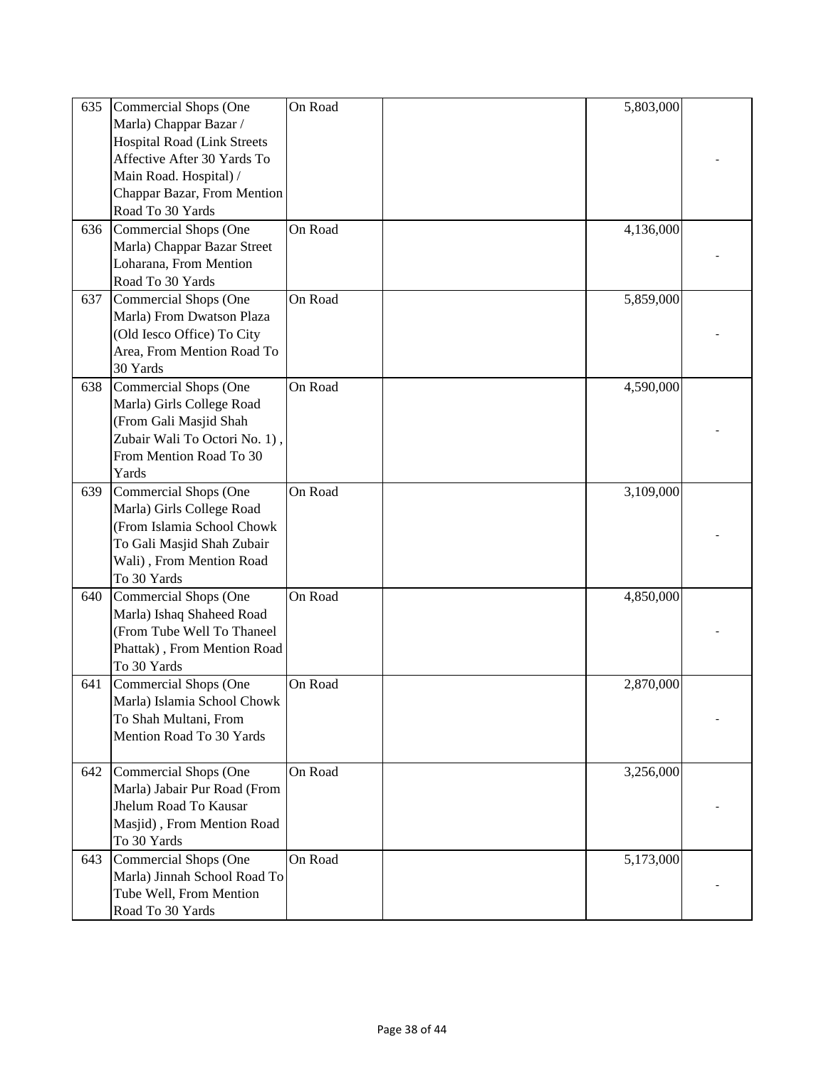| | | | | | |
|---|---|---|---|---|---|
| 635 | Commercial Shops (One Marla) Chappar Bazar / Hospital Road (Link Streets Affective After 30 Yards To Main Road. Hospital) / Chappar Bazar, From Mention Road To 30 Yards | On Road | | 5,803,000 | - |
| 636 | Commercial Shops (One Marla) Chappar Bazar Street Loharana, From Mention Road To 30 Yards | On Road | | 4,136,000 | - |
| 637 | Commercial Shops (One Marla) From Dwatson Plaza (Old Iesco Office) To City Area, From Mention Road To 30 Yards | On Road | | 5,859,000 | - |
| 638 | Commercial Shops (One Marla) Girls College Road (From Gali Masjid Shah Zubair Wali To Octori No. 1) , From Mention Road To 30 Yards | On Road | | 4,590,000 | - |
| 639 | Commercial Shops (One Marla) Girls College Road (From Islamia School Chowk To Gali Masjid Shah Zubair Wali) , From Mention Road To 30 Yards | On Road | | 3,109,000 | - |
| 640 | Commercial Shops (One Marla) Ishaq Shaheed Road (From Tube Well To Thaneel Phattak) , From Mention Road To 30 Yards | On Road | | 4,850,000 | - |
| 641 | Commercial Shops (One Marla) Islamia School Chowk To Shah Multani, From Mention Road To 30 Yards | On Road | | 2,870,000 | - |
| 642 | Commercial Shops (One Marla) Jabair Pur Road (From Jhelum Road To Kausar Masjid) , From Mention Road To 30 Yards | On Road | | 3,256,000 | - |
| 643 | Commercial Shops (One Marla) Jinnah School Road To Tube Well, From Mention Road To 30 Yards | On Road | | 5,173,000 | - |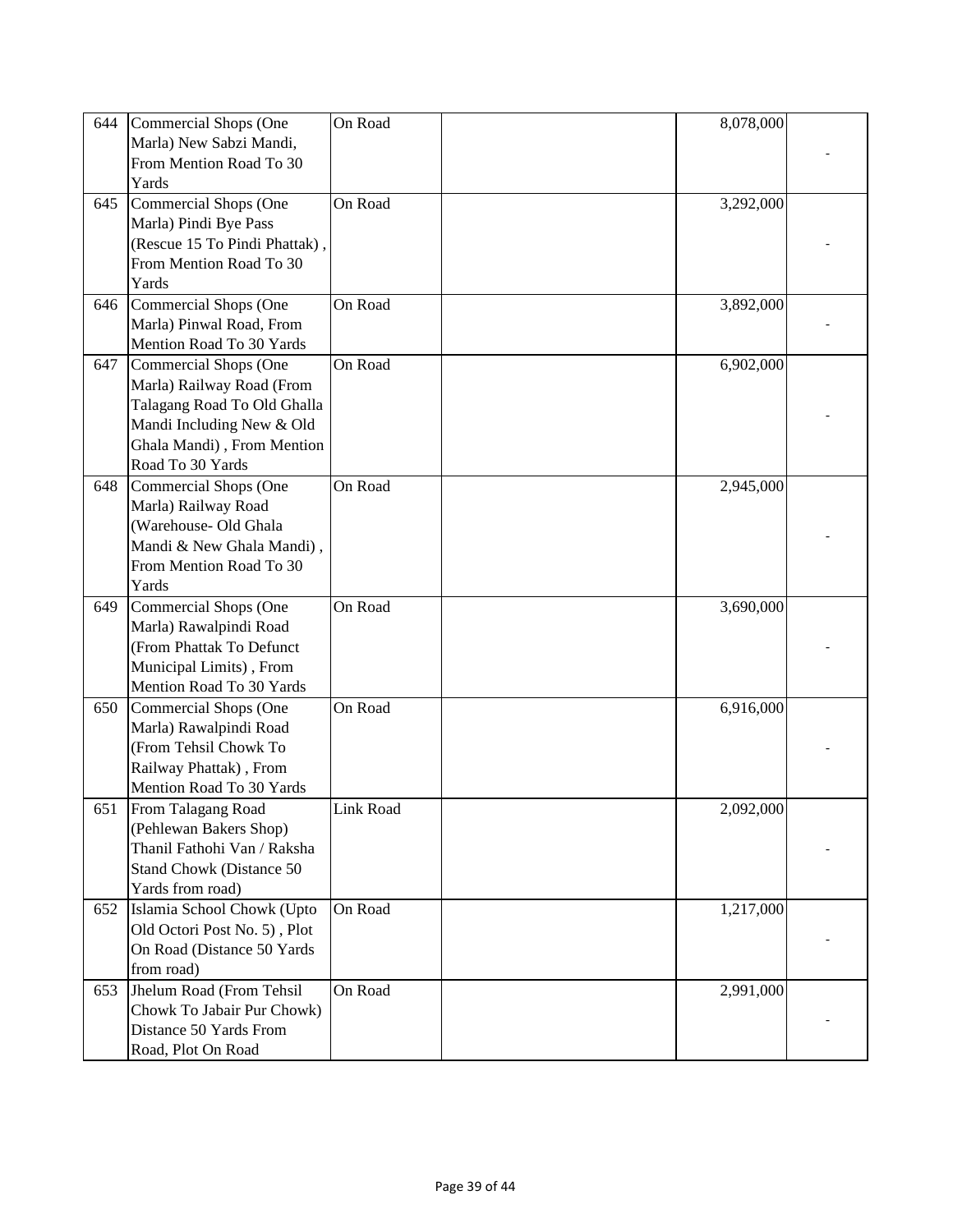| | | | | | |
|---|---|---|---|---|---|
| 644 | Commercial Shops (One Marla) New Sabzi Mandi, From Mention Road To 30 Yards | On Road | | 8,078,000 | - |
| 645 | Commercial Shops (One Marla) Pindi Bye Pass (Rescue 15 To Pindi Phattak) , From Mention Road To 30 Yards | On Road | | 3,292,000 | - |
| 646 | Commercial Shops (One Marla) Pinwal Road, From Mention Road To 30 Yards | On Road | | 3,892,000 | - |
| 647 | Commercial Shops (One Marla) Railway Road (From Talagang Road To Old Ghalla Mandi Including New & Old Ghala Mandi) , From Mention Road To 30 Yards | On Road | | 6,902,000 | - |
| 648 | Commercial Shops (One Marla) Railway Road (Warehouse- Old Ghala Mandi & New Ghala Mandi) , From Mention Road To 30 Yards | On Road | | 2,945,000 | - |
| 649 | Commercial Shops (One Marla) Rawalpindi Road (From Phattak To Defunct Municipal Limits) , From Mention Road To 30 Yards | On Road | | 3,690,000 | - |
| 650 | Commercial Shops (One Marla) Rawalpindi Road (From Tehsil Chowk To Railway Phattak) , From Mention Road To 30 Yards | On Road | | 6,916,000 | - |
| 651 | From Talagang Road (Pehlewan Bakers Shop) Thanil Fathohi Van / Raksha Stand Chowk (Distance 50 Yards from road) | Link Road | | 2,092,000 | - |
| 652 | Islamia School Chowk (Upto Old Octori Post No. 5) , Plot On Road (Distance 50 Yards from road) | On Road | | 1,217,000 | - |
| 653 | Jhelum Road (From Tehsil Chowk To Jabair Pur Chowk) Distance 50 Yards From Road, Plot On Road | On Road | | 2,991,000 | - |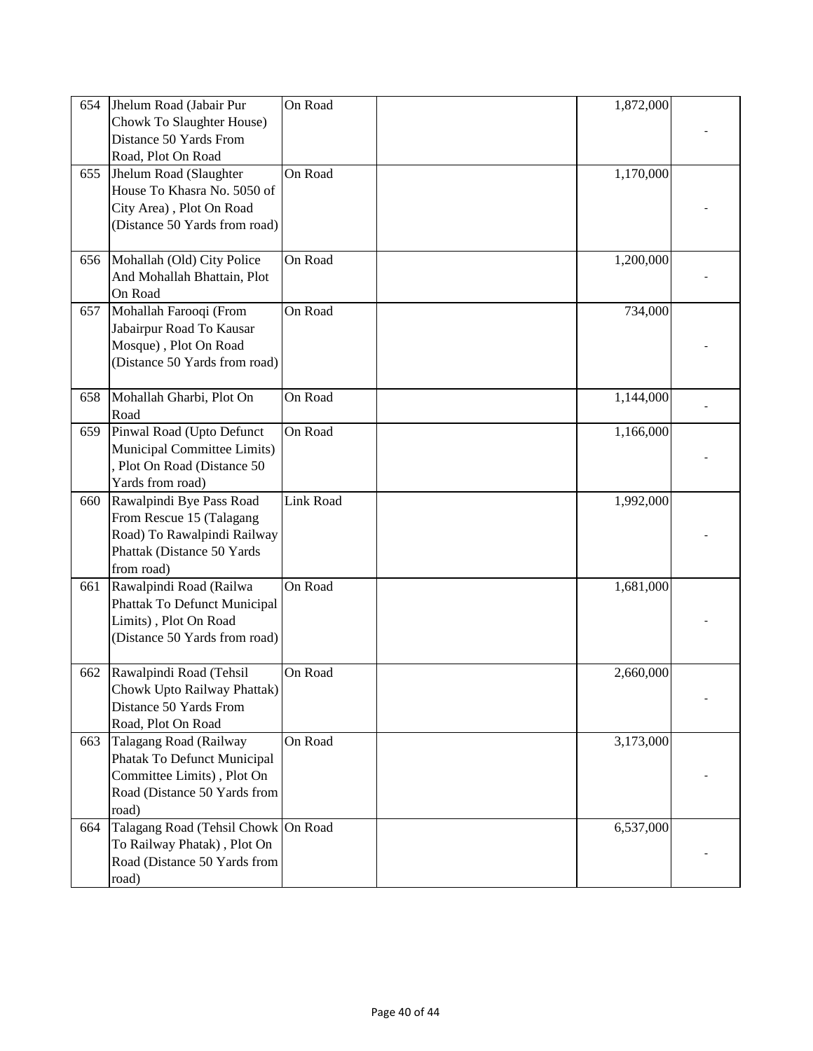| | | | | | |
|---|---|---|---|---|---|
| 654 | Jhelum Road (Jabair Pur Chowk To Slaughter House) Distance 50 Yards From Road, Plot On Road | On Road | | 1,872,000 | - |
| 655 | Jhelum Road (Slaughter House To Khasra No. 5050 of City Area) , Plot On Road (Distance 50 Yards from road) | On Road | | 1,170,000 | - |
| 656 | Mohallah (Old) City Police And Mohallah Bhattain, Plot On Road | On Road | | 1,200,000 | - |
| 657 | Mohallah Farooqi (From Jabairpur Road To Kausar Mosque) , Plot On Road (Distance 50 Yards from road) | On Road | | 734,000 | - |
| 658 | Mohallah Gharbi, Plot On Road | On Road | | 1,144,000 | - |
| 659 | Pinwal Road (Upto Defunct Municipal Committee Limits) , Plot On Road (Distance 50 Yards from road) | On Road | | 1,166,000 | - |
| 660 | Rawalpindi Bye Pass Road From Rescue 15 (Talagang Road) To Rawalpindi Railway Phattak (Distance 50 Yards from road) | Link Road | | 1,992,000 | - |
| 661 | Rawalpindi Road (Railwa Phattak To Defunct Municipal Limits) , Plot On Road (Distance 50 Yards from road) | On Road | | 1,681,000 | - |
| 662 | Rawalpindi Road (Tehsil Chowk Upto Railway Phattak) Distance 50 Yards From Road, Plot On Road | On Road | | 2,660,000 | - |
| 663 | Talagang Road (Railway Phatak To Defunct Municipal Committee Limits) , Plot On Road (Distance 50 Yards from road) | On Road | | 3,173,000 | - |
| 664 | Talagang Road (Tehsil Chowk To Railway Phatak) , Plot On Road (Distance 50 Yards from road) | On Road | | 6,537,000 | - |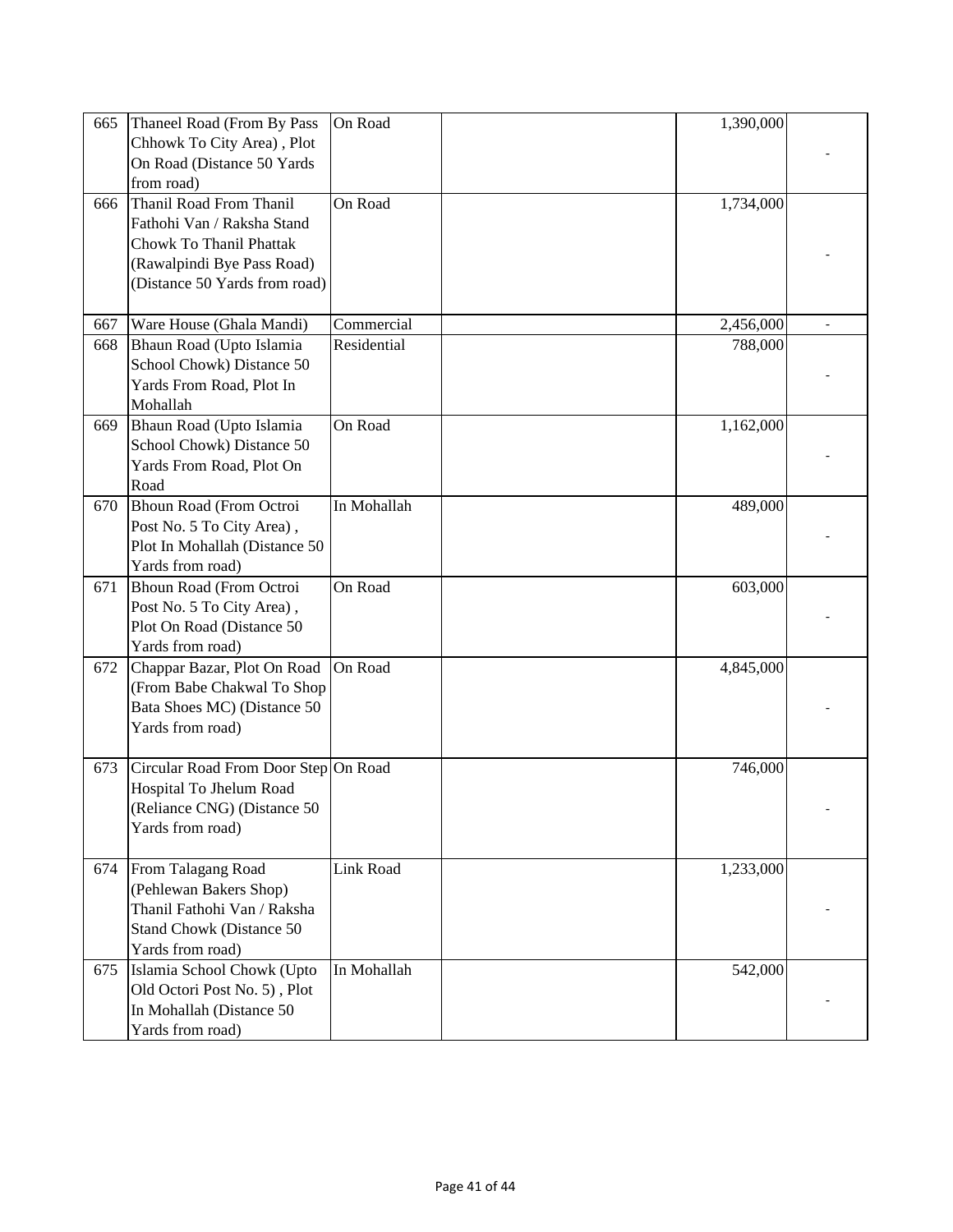| | | | | | |
|---|---|---|---|---|---|
| 665 | Thaneel Road (From By Pass Chhowk To City Area) , Plot On Road (Distance 50 Yards from road) | On Road | | 1,390,000 | - |
| 666 | Thanil Road From Thanil Fathohi Van / Raksha Stand Chowk To Thanil Phattak (Rawalpindi Bye Pass Road) (Distance 50 Yards from road) | On Road | | 1,734,000 | - |
| 667 | Ware House (Ghala Mandi) | Commercial | | 2,456,000 | - |
| 668 | Bhaun Road (Upto Islamia School Chowk) Distance 50 Yards From Road, Plot In Mohallah | Residential | | 788,000 | - |
| 669 | Bhaun Road (Upto Islamia School Chowk) Distance 50 Yards From Road, Plot On Road | On Road | | 1,162,000 | - |
| 670 | Bhoun Road (From Octroi Post No. 5 To City Area) , Plot In Mohallah (Distance 50 Yards from road) | In Mohallah | | 489,000 | - |
| 671 | Bhoun Road (From Octroi Post No. 5 To City Area) , Plot On Road (Distance 50 Yards from road) | On Road | | 603,000 | - |
| 672 | Chappar Bazar, Plot On Road (From Babe Chakwal To Shop Bata Shoes MC) (Distance 50 Yards from road) | On Road | | 4,845,000 | - |
| 673 | Circular Road From Door Step Hospital To Jhelum Road (Reliance CNG) (Distance 50 Yards from road) | On Road | | 746,000 | - |
| 674 | From Talagang Road (Pehlewan Bakers Shop) Thanil Fathohi Van / Raksha Stand Chowk (Distance 50 Yards from road) | Link Road | | 1,233,000 | - |
| 675 | Islamia School Chowk (Upto Old Octori Post No. 5) , Plot In Mohallah (Distance 50 Yards from road) | In Mohallah | | 542,000 | - |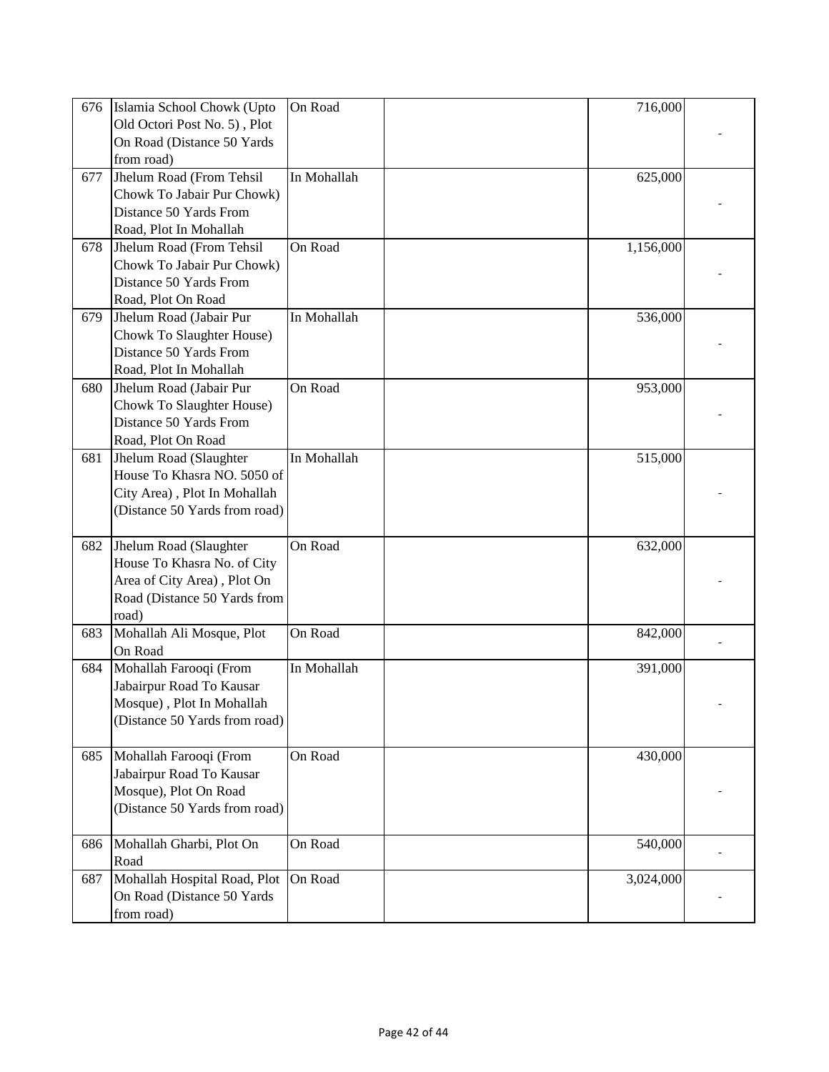| | | | | | |
|---|---|---|---|---|---|
| 676 | Islamia School Chowk (Upto Old Octori Post No. 5) , Plot On Road (Distance 50 Yards from road) | On Road | | 716,000 | - |
| 677 | Jhelum Road (From Tehsil Chowk To Jabair Pur Chowk) Distance 50 Yards From Road, Plot In Mohallah | In Mohallah | | 625,000 | - |
| 678 | Jhelum Road (From Tehsil Chowk To Jabair Pur Chowk) Distance 50 Yards From Road, Plot On Road | On Road | | 1,156,000 | - |
| 679 | Jhelum Road (Jabair Pur Chowk To Slaughter House) Distance 50 Yards From Road, Plot In Mohallah | In Mohallah | | 536,000 | - |
| 680 | Jhelum Road (Jabair Pur Chowk To Slaughter House) Distance 50 Yards From Road, Plot On Road | On Road | | 953,000 | - |
| 681 | Jhelum Road (Slaughter House To Khasra NO. 5050 of City Area) , Plot In Mohallah (Distance 50 Yards from road) | In Mohallah | | 515,000 | - |
| 682 | Jhelum Road (Slaughter House To Khasra No. of City Area of City Area) , Plot On Road (Distance 50 Yards from road) | On Road | | 632,000 | - |
| 683 | Mohallah Ali Mosque, Plot On Road | On Road | | 842,000 | - |
| 684 | Mohallah Farooqi (From Jabairpur Road To Kausar Mosque) , Plot In Mohallah (Distance 50 Yards from road) | In Mohallah | | 391,000 | - |
| 685 | Mohallah Farooqi (From Jabairpur Road To Kausar Mosque), Plot On Road (Distance 50 Yards from road) | On Road | | 430,000 | - |
| 686 | Mohallah Gharbi, Plot On Road | On Road | | 540,000 | - |
| 687 | Mohallah Hospital Road, Plot On Road (Distance 50 Yards from road) | On Road | | 3,024,000 | - |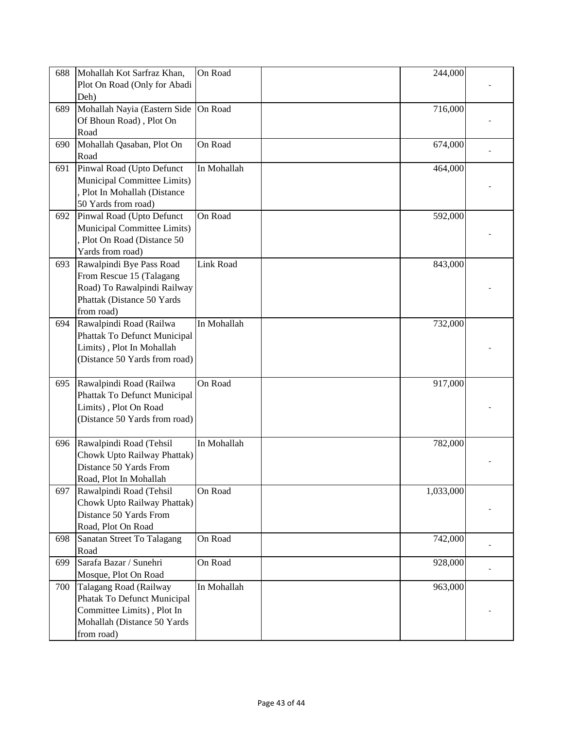| 688 | Mohallah Kot Sarfraz Khan, Plot On Road (Only for Abadi Deh) | On Road | | 244,000 | - |
|---|---|---|---|---|---|
| 689 | Mohallah Nayia (Eastern Side Of Bhoun Road) , Plot On Road | On Road | | 716,000 | - |
| 690 | Mohallah Qasaban, Plot On Road | On Road | | 674,000 | - |
| 691 | Pinwal Road (Upto Defunct Municipal Committee Limits) , Plot In Mohallah (Distance 50 Yards from road) | In Mohallah | | 464,000 | - |
| 692 | Pinwal Road (Upto Defunct Municipal Committee Limits) , Plot On Road (Distance 50 Yards from road) | On Road | | 592,000 | - |
| 693 | Rawalpindi Bye Pass Road From Rescue 15 (Talagang Road) To Rawalpindi Railway Phattak (Distance 50 Yards from road) | Link Road | | 843,000 | - |
| 694 | Rawalpindi Road (Railwa Phattak To Defunct Municipal Limits) , Plot In Mohallah (Distance 50 Yards from road) | In Mohallah | | 732,000 | - |
| 695 | Rawalpindi Road (Railwa Phattak To Defunct Municipal Limits) , Plot On Road (Distance 50 Yards from road) | On Road | | 917,000 | - |
| 696 | Rawalpindi Road (Tehsil Chowk Upto Railway Phattak) Distance 50 Yards From Road, Plot In Mohallah | In Mohallah | | 782,000 | - |
| 697 | Rawalpindi Road (Tehsil Chowk Upto Railway Phattak) Distance 50 Yards From Road, Plot On Road | On Road | | 1,033,000 | - |
| 698 | Sanatan Street To Talagang Road | On Road | | 742,000 | - |
| 699 | Sarafa Bazar / Sunehri Mosque, Plot On Road | On Road | | 928,000 | - |
| 700 | Talagang Road (Railway Phatak To Defunct Municipal Committee Limits) , Plot In Mohallah (Distance 50 Yards from road) | In Mohallah | | 963,000 | - |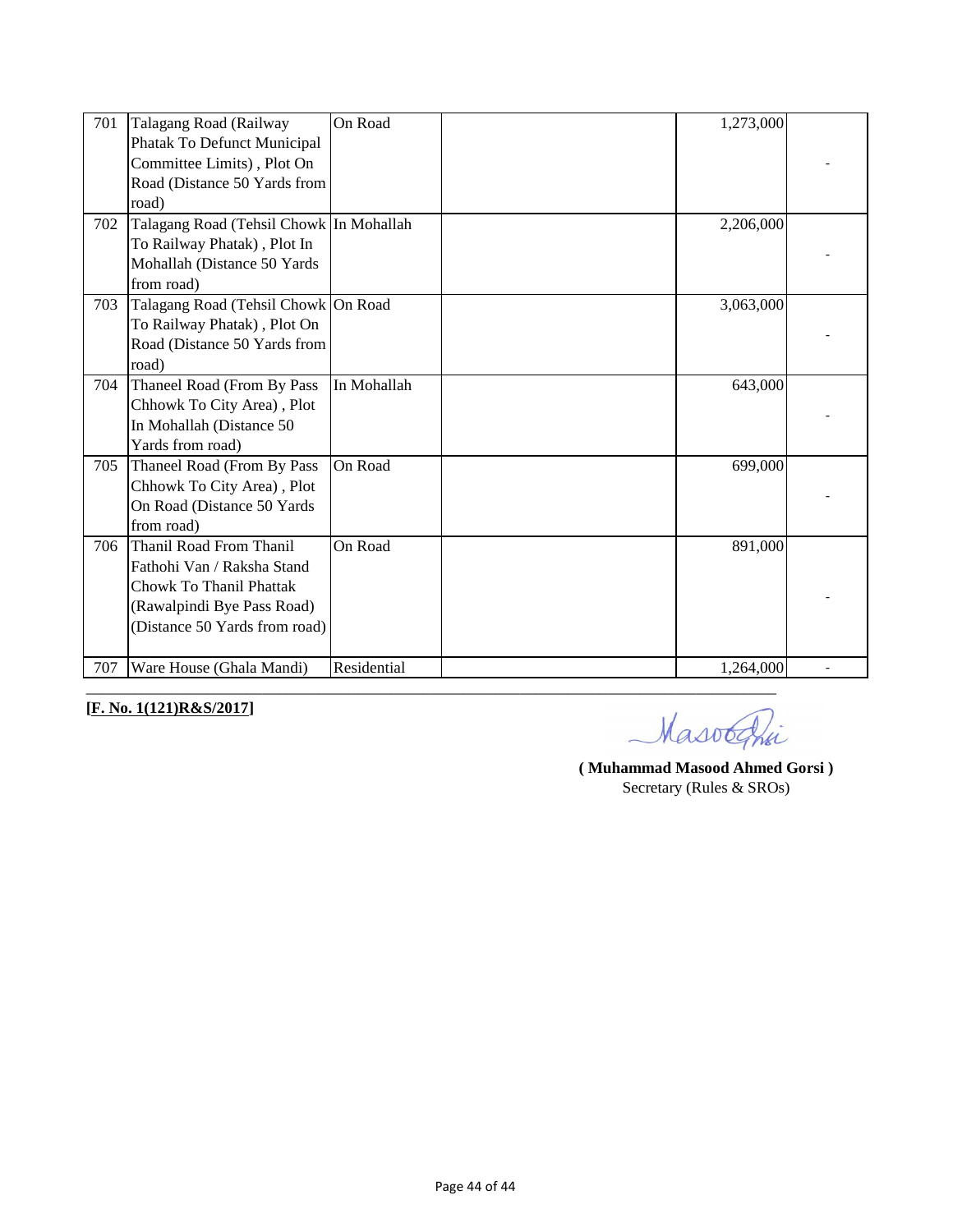| | | | | | |
|---|---|---|---|---|---|
| 701 | Talagang Road (Railway Phatak To Defunct Municipal Committee Limits) , Plot On Road (Distance 50 Yards from road) | On Road | | 1,273,000 | - |
| 702 | Talagang Road (Tehsil Chowk To Railway Phatak) , Plot In Mohallah (Distance 50 Yards from road) | In Mohallah | | 2,206,000 | - |
| 703 | Talagang Road (Tehsil Chowk To Railway Phatak) , Plot On Road (Distance 50 Yards from road) | On Road | | 3,063,000 | - |
| 704 | Thaneel Road (From By Pass Chhowk To City Area) , Plot In Mohallah (Distance 50 Yards from road) | In Mohallah | | 643,000 | - |
| 705 | Thaneel Road (From By Pass Chhowk To City Area) , Plot On Road (Distance 50 Yards from road) | On Road | | 699,000 | - |
| 706 | Thanil Road From Thanil Fathohi Van / Raksha Stand Chowk To Thanil Phattak (Rawalpindi Bye Pass Road) (Distance 50 Yards from road) | On Road | | 891,000 | - |
| 707 | Ware House (Ghala Mandi) | Residential | | 1,264,000 | - |

**[F. No. 1(121)R&S/2017]**

**( Muhammad Masood Ahmed Gorsi )**
Secretary (Rules & SROs)